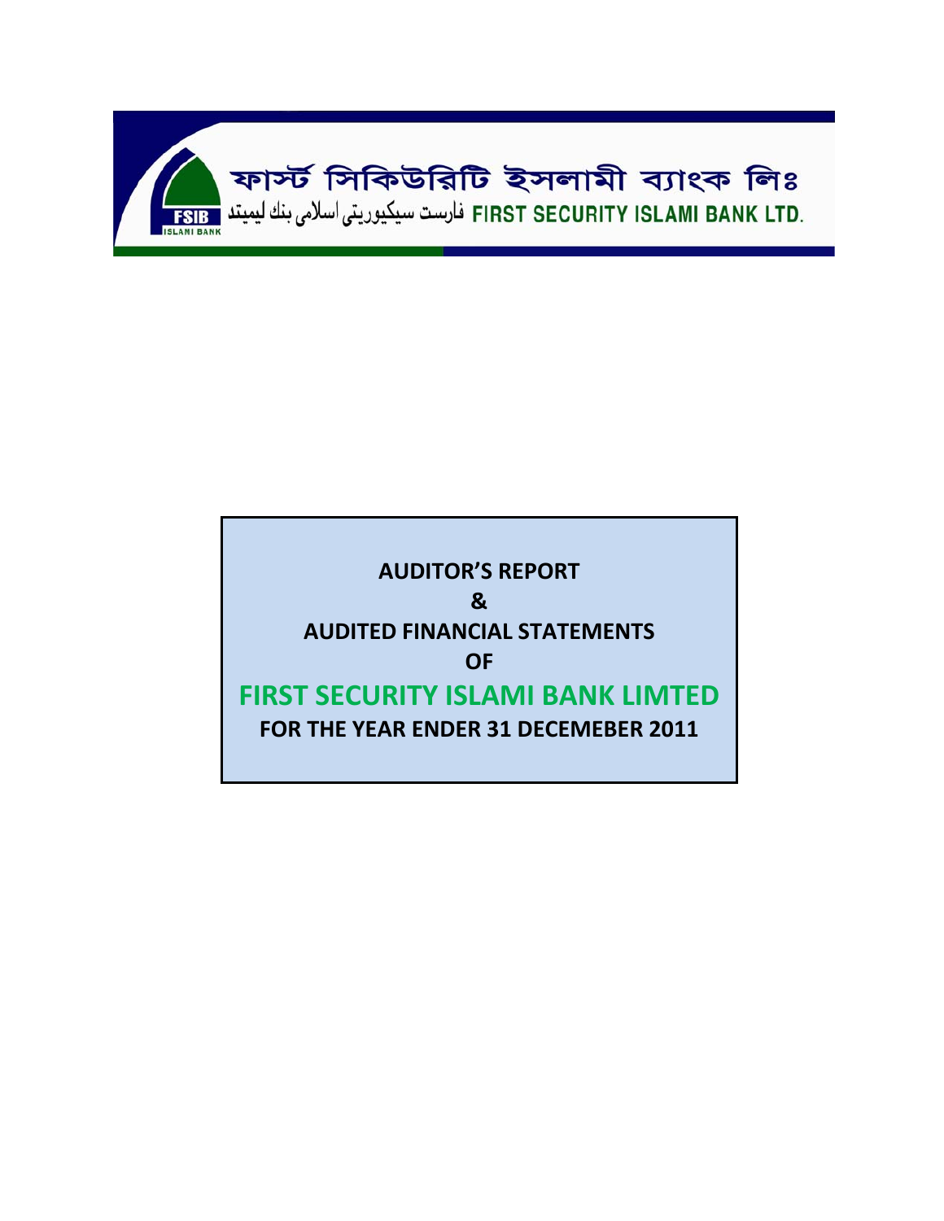ফার্স্ট সিকিউরিটি ইসলামী ব্যাংক লিঃ

فارست سيكيوريتى اسلامى بنك ليميتد FIRST SECURITY ISLAMI BANK LTD.

FSIB ISLAMI BANK

**AUDITOR'S REPORT**

**&**

**AUDITED FINANCIAL STATEMENTS**

**OF**

# FIRST SECURITY ISLAMI BANK LIMTED

**FOR THE YEAR ENDER 31 DECEMEBER 2011**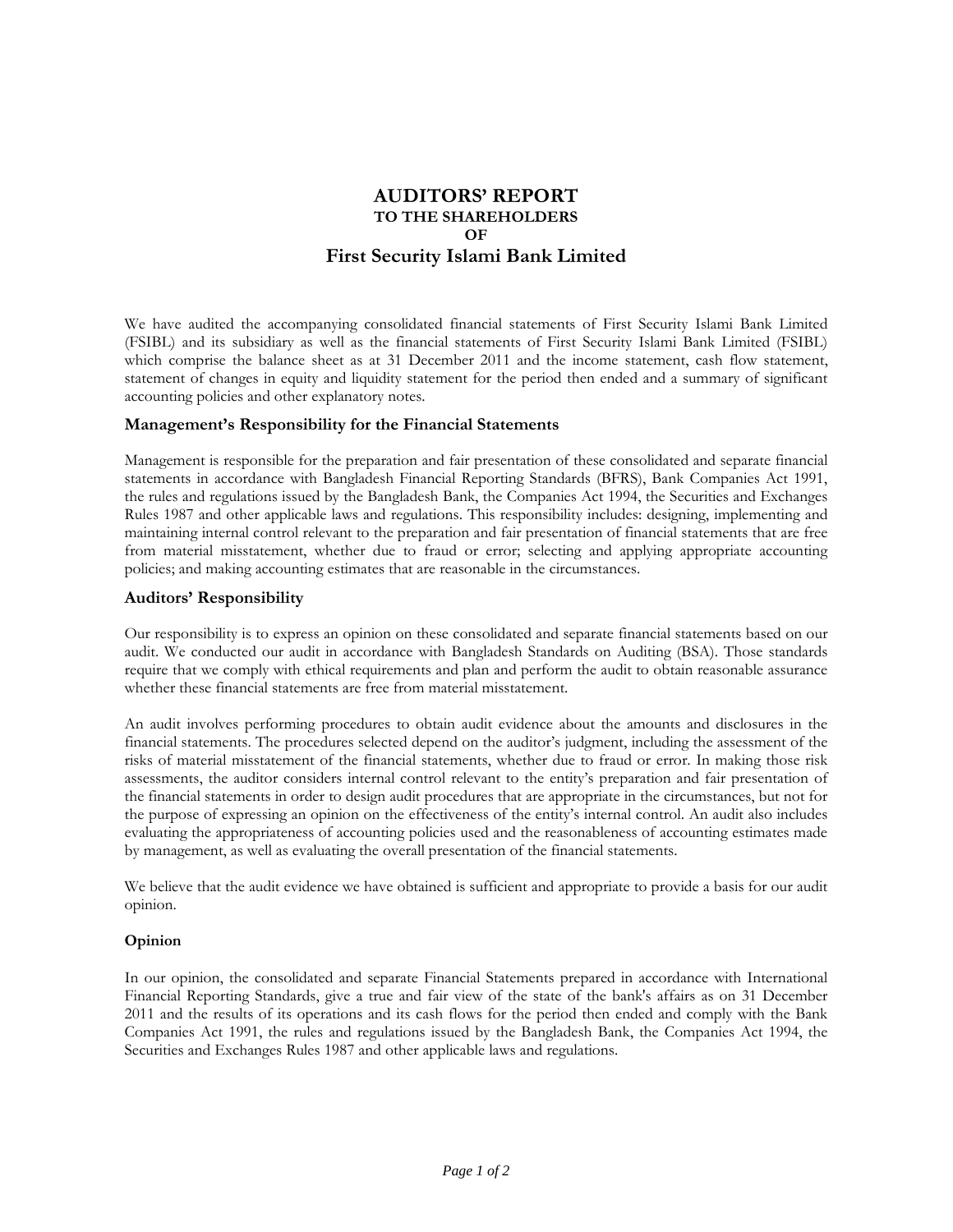# AUDITORS' REPORT
## TO THE SHAREHOLDERS
## OF
## First Security Islami Bank Limited

We have audited the accompanying consolidated financial statements of First Security Islami Bank Limited (FSIBL) and its subsidiary as well as the financial statements of First Security Islami Bank Limited (FSIBL) which comprise the balance sheet as at 31 December 2011 and the income statement, cash flow statement, statement of changes in equity and liquidity statement for the period then ended and a summary of significant accounting policies and other explanatory notes.

### Management's Responsibility for the Financial Statements

Management is responsible for the preparation and fair presentation of these consolidated and separate financial statements in accordance with Bangladesh Financial Reporting Standards (BFRS), Bank Companies Act 1991, the rules and regulations issued by the Bangladesh Bank, the Companies Act 1994, the Securities and Exchanges Rules 1987 and other applicable laws and regulations. This responsibility includes: designing, implementing and maintaining internal control relevant to the preparation and fair presentation of financial statements that are free from material misstatement, whether due to fraud or error; selecting and applying appropriate accounting policies; and making accounting estimates that are reasonable in the circumstances.

### Auditors' Responsibility

Our responsibility is to express an opinion on these consolidated and separate financial statements based on our audit. We conducted our audit in accordance with Bangladesh Standards on Auditing (BSA). Those standards require that we comply with ethical requirements and plan and perform the audit to obtain reasonable assurance whether these financial statements are free from material misstatement.

An audit involves performing procedures to obtain audit evidence about the amounts and disclosures in the financial statements. The procedures selected depend on the auditor's judgment, including the assessment of the risks of material misstatement of the financial statements, whether due to fraud or error. In making those risk assessments, the auditor considers internal control relevant to the entity's preparation and fair presentation of the financial statements in order to design audit procedures that are appropriate in the circumstances, but not for the purpose of expressing an opinion on the effectiveness of the entity's internal control. An audit also includes evaluating the appropriateness of accounting policies used and the reasonableness of accounting estimates made by management, as well as evaluating the overall presentation of the financial statements.

We believe that the audit evidence we have obtained is sufficient and appropriate to provide a basis for our audit opinion.

### Opinion

In our opinion, the consolidated and separate Financial Statements prepared in accordance with International Financial Reporting Standards, give a true and fair view of the state of the bank's affairs as on 31 December 2011 and the results of its operations and its cash flows for the period then ended and comply with the Bank Companies Act 1991, the rules and regulations issued by the Bangladesh Bank, the Companies Act 1994, the Securities and Exchanges Rules 1987 and other applicable laws and regulations.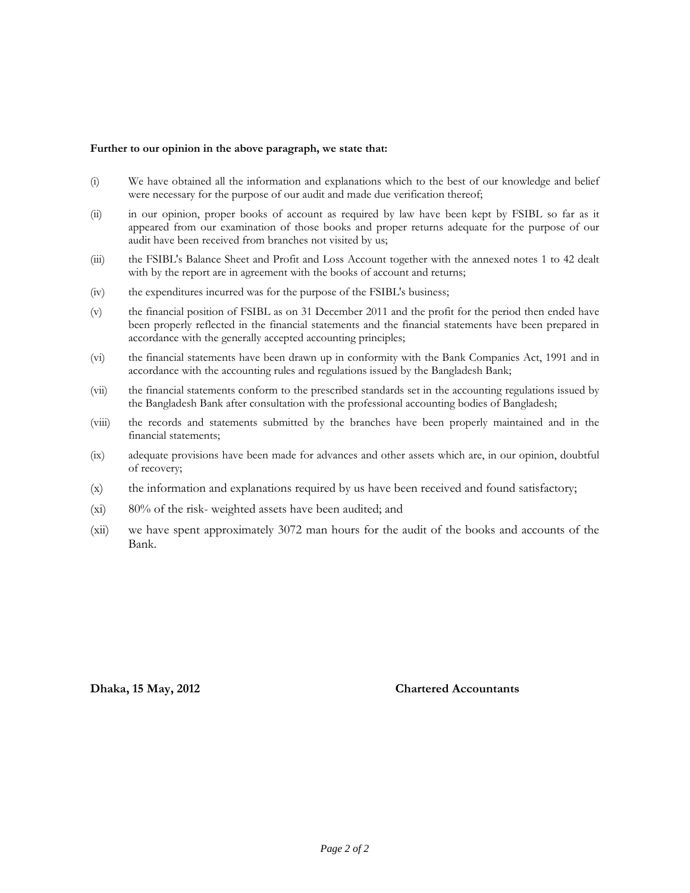**Further to our opinion in the above paragraph, we state that:**

(i) We have obtained all the information and explanations which to the best of our knowledge and belief were necessary for the purpose of our audit and made due verification thereof;

(ii) in our opinion, proper books of account as required by law have been kept by FSIBL so far as it appeared from our examination of those books and proper returns adequate for the purpose of our audit have been received from branches not visited by us;

(iii) the FSIBL's Balance Sheet and Profit and Loss Account together with the annexed notes 1 to 42 dealt with by the report are in agreement with the books of account and returns;

(iv) the expenditures incurred was for the purpose of the FSIBL's business;

(v) the financial position of FSIBL as on 31 December 2011 and the profit for the period then ended have been properly reflected in the financial statements and the financial statements have been prepared in accordance with the generally accepted accounting principles;

(vi) the financial statements have been drawn up in conformity with the Bank Companies Act, 1991 and in accordance with the accounting rules and regulations issued by the Bangladesh Bank;

(vii) the financial statements conform to the prescribed standards set in the accounting regulations issued by the Bangladesh Bank after consultation with the professional accounting bodies of Bangladesh;

(viii) the records and statements submitted by the branches have been properly maintained and in the financial statements;

(ix) adequate provisions have been made for advances and other assets which are, in our opinion, doubtful of recovery;

(x) the information and explanations required by us have been received and found satisfactory;

(xi) 80% of the risk- weighted assets have been audited; and

(xii) we have spent approximately 3072 man hours for the audit of the books and accounts of the Bank.

**Dhaka, 15 May, 2012** **Chartered Accountants**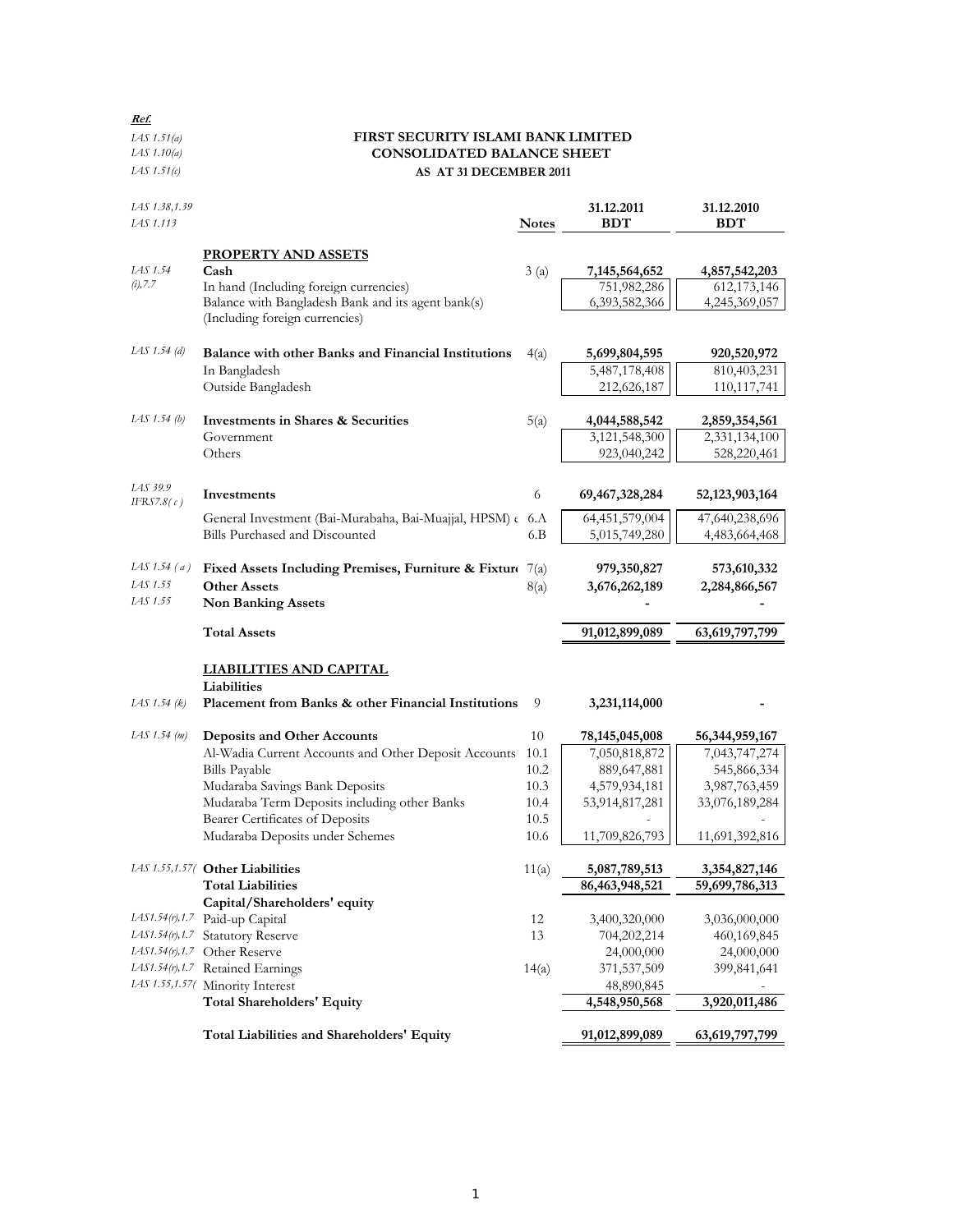**Ref.**

*IAS 1.51(a)*
*IAS 1.10(a)*
*IAS 1.51(c)*

# FIRST SECURITY ISLAMI BANK LIMITED
## CONSOLIDATED BALANCE SHEET
### AS AT 31 DECEMBER 2011

| Ref. | | Notes | 31.12.2011 BDT | 31.12.2010 BDT |
|---|---|---|---|---|
| *IAS 1.38,1.39 IAS 1.113* | | | | |
| | **PROPERTY AND ASSETS** | | | |
| *IAS 1.54 (i),7.7* | **Cash** | 3 (a) | **7,145,564,652** | **4,857,542,203** |
| | In hand (Including foreign currencies) | | 751,982,286 | 612,173,146 |
| | Balance with Bangladesh Bank and its agent bank(s) (Including foreign currencies) | | 6,393,582,366 | 4,245,369,057 |
| *IAS 1.54 (d)* | **Balance with other Banks and Financial Institutions** | 4(a) | **5,699,804,595** | **920,520,972** |
| | In Bangladesh | | 5,487,178,408 | 810,403,231 |
| | Outside Bangladesh | | 212,626,187 | 110,117,741 |
| *IAS 1.54 (b)* | **Investments in Shares & Securities** | 5(a) | **4,044,588,542** | **2,859,354,561** |
| | Government | | 3,121,548,300 | 2,331,134,100 |
| | Others | | 923,040,242 | 528,220,461 |
| *IAS 39.9 IFRS7.8( c )* | **Investments** | 6 | **69,467,328,284** | **52,123,903,164** |
| | General Investment (Bai-Murabaha, Bai-Muajjal, HPSM) e | 6.A | 64,451,579,004 | 47,640,238,696 |
| | Bills Purchased and Discounted | 6.B | 5,015,749,280 | 4,483,664,468 |
| *IAS 1.54 ( a )* | **Fixed Assets Including Premises, Furniture & Fixture** | 7(a) | **979,350,827** | **573,610,332** |
| *IAS 1.55* | **Other Assets** | 8(a) | **3,676,262,189** | **2,284,866,567** |
| *IAS 1.55* | **Non Banking Assets** | | **-** | **-** |
| | **Total Assets** | | **91,012,899,089** | **63,619,797,799** |
| | **LIABILITIES AND CAPITAL** | | | |
| | **Liabilities** | | | |
| *IAS 1.54 (k)* | **Placement from Banks & other Financial Institutions** | 9 | **3,231,114,000** | **-** |
| *IAS 1.54 (m)* | **Deposits and Other Accounts** | 10 | **78,145,045,008** | **56,344,959,167** |
| | Al-Wadia Current Accounts and Other Deposit Accounts | 10.1 | 7,050,818,872 | 7,043,747,274 |
| | Bills Payable | 10.2 | 889,647,881 | 545,866,334 |
| | Mudaraba Savings Bank Deposits | 10.3 | 4,579,934,181 | 3,987,763,459 |
| | Mudaraba Term Deposits including other Banks | 10.4 | 53,914,817,281 | 33,076,189,284 |
| | Bearer Certificates of Deposits | 10.5 | - | - |
| | Mudaraba Deposits under Schemes | 10.6 | 11,709,826,793 | 11,691,392,816 |
| *IAS 1.55,1.57(* | **Other Liabilities** | 11(a) | **5,087,789,513** | **3,354,827,146** |
| | **Total Liabilities** | | **86,463,948,521** | **59,699,786,313** |
| | **Capital/Shareholders' equity** | | | |
| *IAS1.54(r),1.7* | Paid-up Capital | 12 | 3,400,320,000 | 3,036,000,000 |
| *IAS1.54(r),1.7* | Statutory Reserve | 13 | 704,202,214 | 460,169,845 |
| *IAS1.54(r),1.7* | Other Reserve | | 24,000,000 | 24,000,000 |
| *IAS1.54(r),1.7* | Retained Earnings | 14(a) | 371,537,509 | 399,841,641 |
| *IAS 1.55,1.57(* | Minority Interest | | 48,890,845 | - |
| | **Total Shareholders' Equity** | | **4,548,950,568** | **3,920,011,486** |
| | **Total Liabilities and Shareholders' Equity** | | **91,012,899,089** | **63,619,797,799** |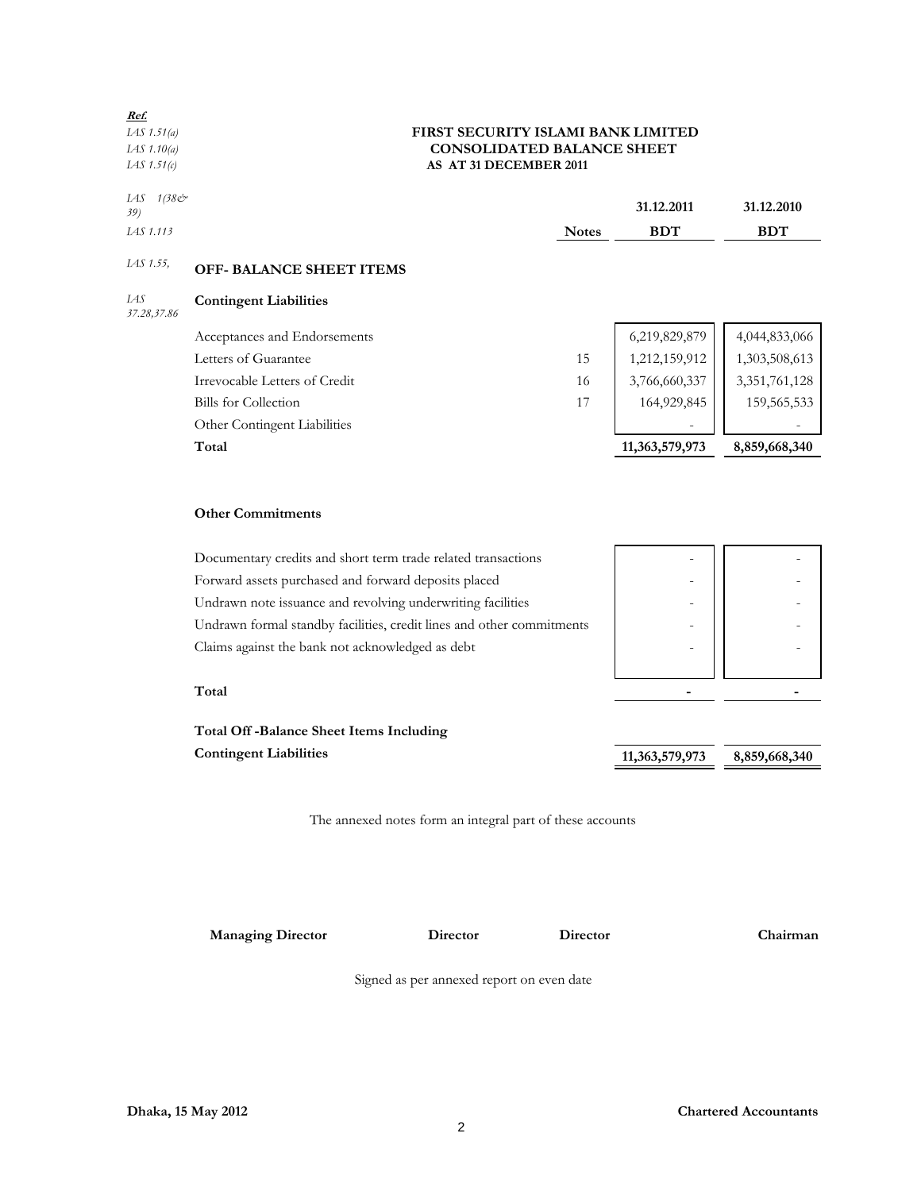**Ref.**

*IAS 1.51(a)*
*IAS 1.10(a)*
*IAS 1.51(c)*

# FIRST SECURITY ISLAMI BANK LIMITED
## CONSOLIDATED BALANCE SHEET
### AS AT 31 DECEMBER 2011

*IAS 1(38& 39)*
*IAS 1.113*
*IAS 1.55,*
*IAS 37.28,37.86*

| | Notes | 31.12.2011 BDT | 31.12.2010 BDT |
|---|---|---|---|
| **OFF- BALANCE SHEET ITEMS** | | | |
| **Contingent Liabilities** | | | |
| Acceptances and Endorsements | | 6,219,829,879 | 4,044,833,066 |
| Letters of Guarantee | 15 | 1,212,159,912 | 1,303,508,613 |
| Irrevocable Letters of Credit | 16 | 3,766,660,337 | 3,351,761,128 |
| Bills for Collection | 17 | 164,929,845 | 159,565,533 |
| Other Contingent Liabilities | | - | - |
| **Total** | | **11,363,579,973** | **8,859,668,340** |
| **Other Commitments** | | | |
| Documentary credits and short term trade related transactions | | - | - |
| Forward assets purchased and forward deposits placed | | - | - |
| Undrawn note issuance and revolving underwriting facilities | | - | - |
| Undrawn formal standby facilities, credit lines and other commitments | | - | - |
| Claims against the bank not acknowledged as debt | | - | - |
| **Total** | | **-** | **-** |
| **Total Off -Balance Sheet Items Including Contingent Liabilities** | | **11,363,579,973** | **8,859,668,340** |

The annexed notes form an integral part of these accounts

**Managing Director** **Director** **Director** **Chairman**

Signed as per annexed report on even date

**Dhaka, 15 May 2012** **Chartered Accountants**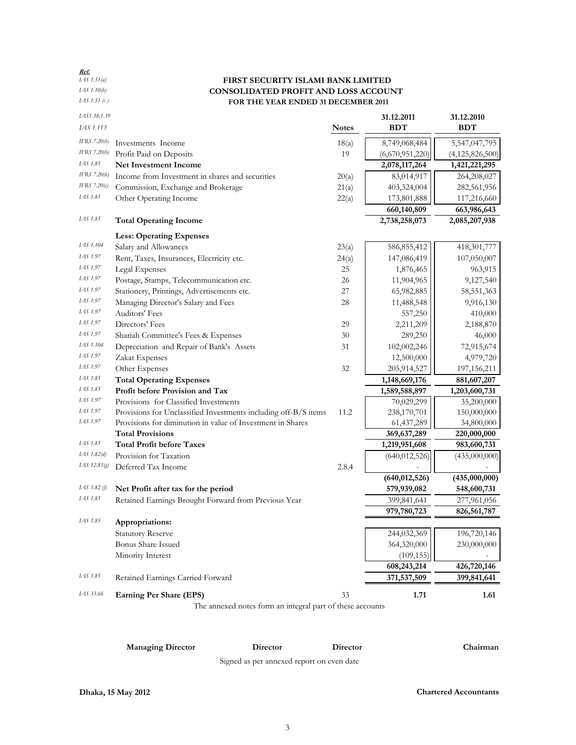**Ref.**

*IAS 1.51(a)*
*IAS 1.10(b)*
*IAS 1.51 (c )*

# FIRST SECURITY ISLAMI BANK LIMITED
## CONSOLIDATED PROFIT AND LOSS ACCOUNT
### FOR THE YEAR ENDED 31 DECEMBER 2011

| Ref. | | Notes | 31.12.2011 BDT | 31.12.2010 BDT |
|---|---|---|---|---|
| *IAS1.38,1.39* *IAS 1.113* | | | | |
| *IFRS 7.20(b)* | Investments Income | 18(a) | 8,749,068,484 | 5,547,047,795 |
| *IFRS 7.20(b)* | Profit Paid on Deposits | 19 | (6,670,951,220) | (4,125,826,500) |
| *IAS 1.85* | **Net Investment Income** | | **2,078,117,264** | **1,421,221,295** |
| *IFRS 7.20(b)* | Income from Investment in shares and securities | 20(a) | 83,014,917 | 264,208,027 |
| *IFRS 7.20(c)* | Commission, Exchange and Brokerage | 21(a) | 403,324,004 | 282,561,956 |
| *IAS 1.85* | Other Operating Income | 22(a) | 173,801,888 | 117,216,660 |
| | | | **660,140,809** | **663,986,643** |
| *IAS 1.85* | **Total Operating Income** | | **2,738,258,073** | **2,085,207,938** |
| | **Less: Operating Expenses** | | | |
| *IAS 1.104* | Salary and Allowances | 23(a) | 586,855,412 | 418,301,777 |
| *IAS 1.97* | Rent, Taxes, Insurances, Electricity etc. | 24(a) | 147,086,419 | 107,050,007 |
| *IAS 1.97* | Legal Expenses | 25 | 1,876,465 | 963,915 |
| *IAS 1.97* | Postage, Stamps, Telecommunication etc. | 26 | 11,904,965 | 9,127,540 |
| *IAS 1.97* | Stationery, Printings, Advertisements etc. | 27 | 65,982,885 | 58,551,363 |
| *IAS 1.97* | Managing Director's Salary and Fees | 28 | 11,488,548 | 9,916,130 |
| *IAS 1.97* | Auditors' Fees | | 557,250 | 410,000 |
| *IAS 1.97* | Directors' Fees | 29 | 2,211,209 | 2,188,870 |
| *IAS 1.97* | Shariah Committee's Fees & Expenses | 30 | 289,250 | 46,000 |
| *IAS 1.104* | Depreciation and Repair of Bank's Assets | 31 | 102,002,246 | 72,915,674 |
| *IAS 1.97* | Zakat Expenses | | 12,500,000 | 4,979,720 |
| *IAS 1.97* | Other Expenses | 32 | 205,914,527 | 197,156,211 |
| *IAS 1.85* | **Total Operating Expenses** | | **1,148,669,176** | **881,607,207** |
| *IAS 1.85* | **Profit before Provision and Tax** | | **1,589,588,897** | **1,203,600,731** |
| *IAS 1.97* | Provisions for Classified Investments | | 70,029,299 | 35,200,000 |
| *IAS 1.97* | Provisions for Unclassified Investments including off-B/S items | 11.2 | 238,170,701 | 150,000,000 |
| *IAS 1.97* | Provisions for diminution in value of Investment in Shares | | 61,437,289 | 34,800,000 |
| | **Total Provisions** | | **369,637,289** | **220,000,000** |
| *IAS 1.85* | **Total Profit before Taxes** | | **1,219,951,608** | **983,600,731** |
| *IAS 1.82(d)* | Provision for Taxation | | (640,012,526) | (435,000,000) |
| *IAS 12.81(g)* | Deferred Tax Income | 2.8.4 | - | - |
| | | | **(640,012,526)** | **(435,000,000)** |
| *IAS 1.82 (f)* | **Net Profit after tax for the period** | | **579,939,082** | **548,600,731** |
| *IAS 1.85* | Retained Earnings Brought Forward from Previous Year | | 399,841,641 | 277,961,056 |
| | | | **979,780,723** | **826,561,787** |
| *IAS 1.85* | **Appropriations:** | | | |
| | Statutory Reserve | | 244,032,369 | 196,720,146 |
| | Bonus Share Issued | | 364,320,000 | 230,000,000 |
| | Minority Interest | | (109,155) | - |
| | | | **608,243,214** | **426,720,146** |
| *IAS 1.85* | Retained Earnings Carried Forward | | **371,537,509** | **399,841,641** |
| *IAS 33.66* | **Earning Per Share (EPS)** | 33 | **1.71** | **1.61** |

The annexed notes form an integral part of these accounts

**Managing Director** **Director** **Director** **Chairman**

Signed as per annexed report on even date

**Dhaka, 15 May 2012** **Chartered Accountants**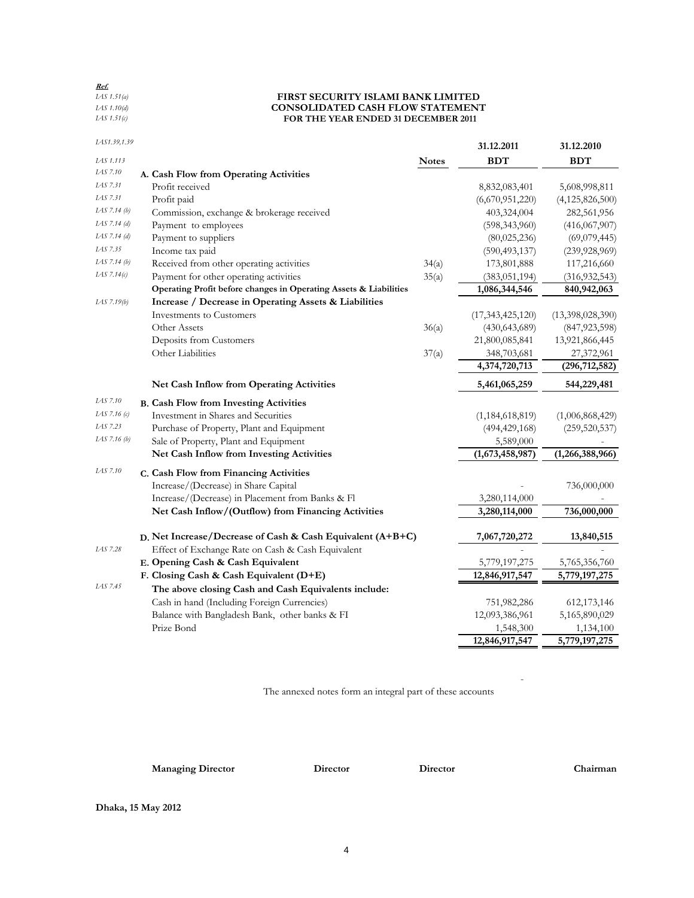**Ref.**
*IAS 1.51(a)*
*IAS 1.10(d)*
*IAS 1.51(c)*

# FIRST SECURITY ISLAMI BANK LIMITED
## CONSOLIDATED CASH FLOW STATEMENT
### FOR THE YEAR ENDED 31 DECEMBER 2011

| Ref. | | Notes | 31.12.2011 BDT | 31.12.2010 BDT |
|---|---|---|---|---|
| *IAS1.39,1.39* | | | | |
| *IAS 1.113* | | | | |
| *IAS 7.10* | **A. Cash Flow from Operating Activities** | | | |
| *IAS 7.31* | Profit received | | 8,832,083,401 | 5,608,998,811 |
| *IAS 7.31* | Profit paid | | (6,670,951,220) | (4,125,826,500) |
| *IAS 7.14 (b)* | Commission, exchange & brokerage received | | 403,324,004 | 282,561,956 |
| *IAS 7.14 (d)* | Payment to employees | | (598,343,960) | (416,067,907) |
| *IAS 7.14 (d)* | Payment to suppliers | | (80,025,236) | (69,079,445) |
| *IAS 7.35* | Income tax paid | | (590,493,137) | (239,928,969) |
| *IAS 7.14 (b)* | Received from other operating activities | 34(a) | 173,801,888 | 117,216,660 |
| *IAS 7.14(c)* | Payment for other operating activities | 35(a) | (383,051,194) | (316,932,543) |
| | **Operating Profit before changes in Operating Assets & Liabilities** | | **1,086,344,546** | **840,942,063** |
| *IAS 7.19(b)* | **Increase / Decrease in Operating Assets & Liabilities** | | | |
| | Investments to Customers | | (17,343,425,120) | (13,398,028,390) |
| | Other Assets | 36(a) | (430,643,689) | (847,923,598) |
| | Deposits from Customers | | 21,800,085,841 | 13,921,866,445 |
| | Other Liabilities | 37(a) | 348,703,681 | 27,372,961 |
| | | | **4,374,720,713** | **(296,712,582)** |
| | **Net Cash Inflow from Operating Activities** | | **5,461,065,259** | **544,229,481** |
| *IAS 7.10* | **B. Cash Flow from Investing Activities** | | | |
| *IAS 7.16 (c)* | Investment in Shares and Securities | | (1,184,618,819) | (1,006,868,429) |
| *IAS 7.23* | Purchase of Property, Plant and Equipment | | (494,429,168) | (259,520,537) |
| *IAS 7.16 (b)* | Sale of Property, Plant and Equipment | | 5,589,000 | - |
| | **Net Cash Inflow from Investing Activities** | | **(1,673,458,987)** | **(1,266,388,966)** |
| *IAS 7.10* | **C. Cash Flow from Financing Activities** | | | |
| | Increase/(Decrease) in Share Capital | | - | 736,000,000 |
| | Increase/(Decrease) in Placement from Banks & FI | | 3,280,114,000 | - |
| | **Net Cash Inflow/(Outflow) from Financing Activities** | | **3,280,114,000** | **736,000,000** |
| | **D. Net Increase/Decrease of Cash & Cash Equivalent (A+B+C)** | | **7,067,720,272** | **13,840,515** |
| *IAS 7.28* | Effect of Exchange Rate on Cash & Cash Equivalent | | - | - |
| | **E. Opening Cash & Cash Equivalent** | | 5,779,197,275 | 5,765,356,760 |
| | **F. Closing Cash & Cash Equivalent (D+E)** | | **12,846,917,547** | **5,779,197,275** |
| *IAS 7.45* | **The above closing Cash and Cash Equivalents include:** | | | |
| | Cash in hand (Including Foreign Currencies) | | 751,982,286 | 612,173,146 |
| | Balance with Bangladesh Bank, other banks & FI | | 12,093,386,961 | 5,165,890,029 |
| | Prize Bond | | 1,548,300 | 1,134,100 |
| | | | **12,846,917,547** | **5,779,197,275** |

The annexed notes form an integral part of these accounts

**Managing Director** | **Director** | **Director** | **Chairman**

**Dhaka, 15 May 2012**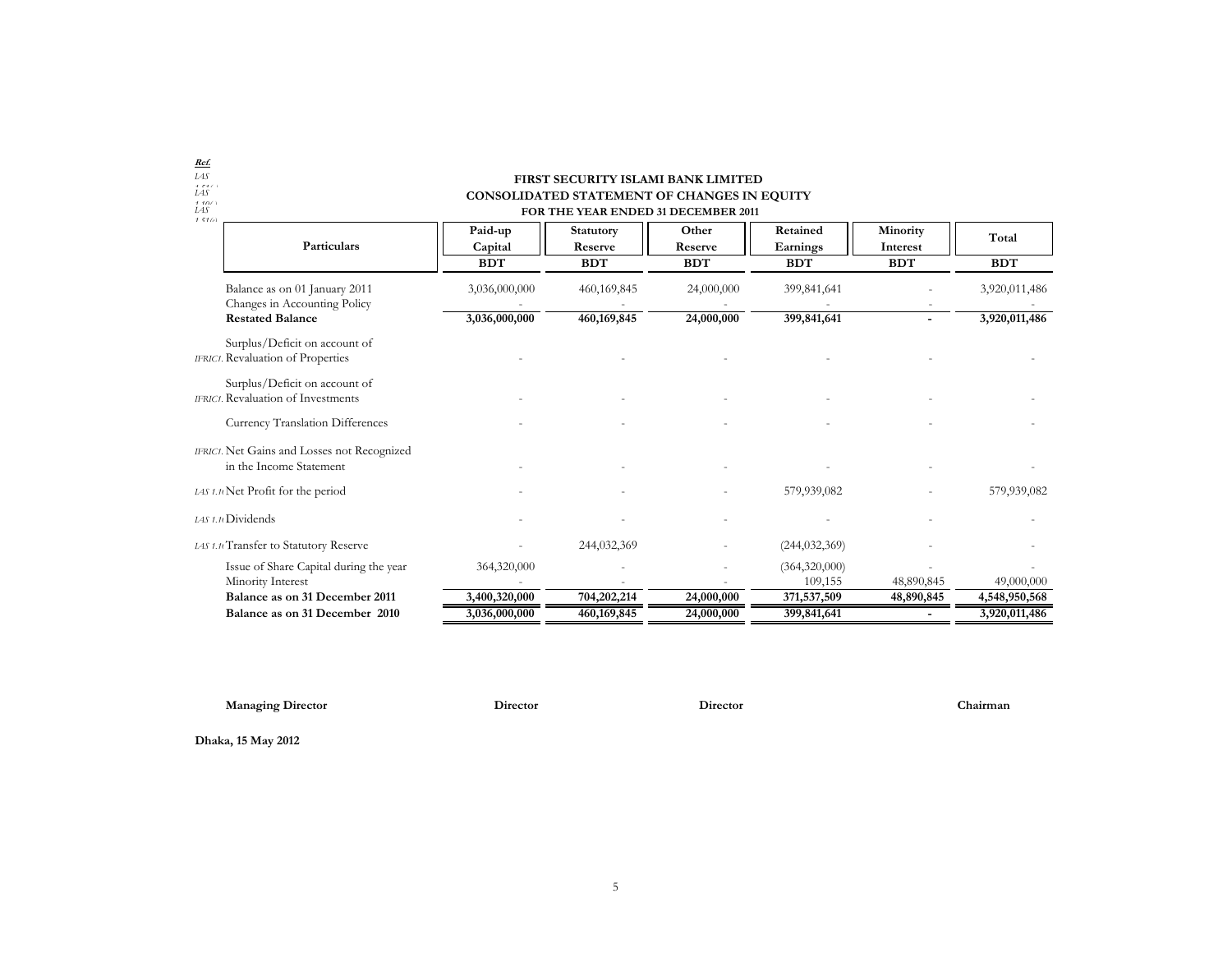Ref.
IAS 1.51(a)
IAS 1.10(c)
IAS 1.51(b)

# FIRST SECURITY ISLAMI BANK LIMITED
## CONSOLIDATED STATEMENT OF CHANGES IN EQUITY
### FOR THE YEAR ENDED 31 DECEMBER 2011

| Ref. | Particulars | Paid-up Capital | Statutory Reserve | Other Reserve | Retained Earnings | Minority Interest | Total |
|---|---|---|---|---|---|---|---|
| | | BDT | BDT | BDT | BDT | BDT | BDT |
| | Balance as on 01 January 2011 | 3,036,000,000 | 460,169,845 | 24,000,000 | 399,841,641 | - | 3,920,011,486 |
| | Changes in Accounting Policy | - | - | - | - | - | - |
| | **Restated Balance** | **3,036,000,000** | **460,169,845** | **24,000,000** | **399,841,641** | **-** | **3,920,011,486** |
| IFRIC1 | Surplus/Deficit on account of Revaluation of Properties | - | - | - | - | - | - |
| IFRIC1 | Surplus/Deficit on account of Revaluation of Investments | - | - | - | - | - | - |
| | Currency Translation Differences | - | - | - | - | - | - |
| IFRIC1 | Net Gains and Losses not Recognized in the Income Statement | - | - | - | - | - | - |
| IAS 1.1t | Net Profit for the period | - | - | - | 579,939,082 | - | 579,939,082 |
| IAS 1.1t | Dividends | - | - | - | - | - | - |
| IAS 1.1t | Transfer to Statutory Reserve | - | 244,032,369 | - | (244,032,369) | - | - |
| | Issue of Share Capital during the year | 364,320,000 | - | - | (364,320,000) | - | - |
| | Minority Interest | - | - | - | 109,155 | 48,890,845 | 49,000,000 |
| | **Balance as on 31 December 2011** | **3,400,320,000** | **704,202,214** | **24,000,000** | **371,537,509** | **48,890,845** | **4,548,950,568** |
| | **Balance as on 31 December 2010** | **3,036,000,000** | **460,169,845** | **24,000,000** | **399,841,641** | **-** | **3,920,011,486** |

**Managing Director** **Director** **Director** **Chairman**

**Dhaka, 15 May 2012**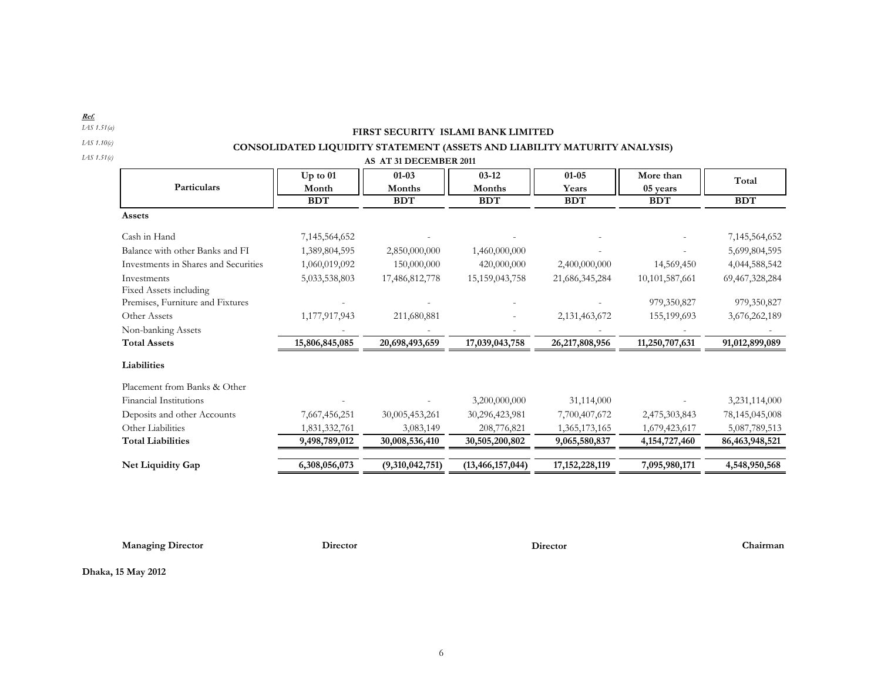*Ref.*
*IAS 1.51(a)*
*IAS 1.10(c)*
*IAS 1.51(c)*

# FIRST SECURITY ISLAMI BANK LIMITED

## CONSOLIDATED LIQUIDITY STATEMENT (ASSETS AND LIABILITY MATURITY ANALYSIS)

**AS AT 31 DECEMBER 2011**

| Particulars | Up to 01 Month | 01-03 Months | 03-12 Months | 01-05 Years | More than 05 years | Total |
|---|---|---|---|---|---|---|
| | BDT | BDT | BDT | BDT | BDT | BDT |
| **Assets** | | | | | | |
| Cash in Hand | 7,145,564,652 | - | - | - | - | 7,145,564,652 |
| Balance with other Banks and FI | 1,389,804,595 | 2,850,000,000 | 1,460,000,000 | - | - | 5,699,804,595 |
| Investments in Shares and Securities | 1,060,019,092 | 150,000,000 | 420,000,000 | 2,400,000,000 | 14,569,450 | 4,044,588,542 |
| Investments | 5,033,538,803 | 17,486,812,778 | 15,159,043,758 | 21,686,345,284 | 10,101,587,661 | 69,467,328,284 |
| Fixed Assets including Premises, Furniture and Fixtures | - | - | - | - | 979,350,827 | 979,350,827 |
| Other Assets | 1,177,917,943 | 211,680,881 | - | 2,131,463,672 | 155,199,693 | 3,676,262,189 |
| Non-banking Assets | - | - | - | - | - | - |
| **Total Assets** | **15,806,845,085** | **20,698,493,659** | **17,039,043,758** | **26,217,808,956** | **11,250,707,631** | **91,012,899,089** |
| **Liabilities** | | | | | | |
| Placement from Banks & Other Financial Institutions | - | - | 3,200,000,000 | 31,114,000 | - | 3,231,114,000 |
| Deposits and other Accounts | 7,667,456,251 | 30,005,453,261 | 30,296,423,981 | 7,700,407,672 | 2,475,303,843 | 78,145,045,008 |
| Other Liabilities | 1,831,332,761 | 3,083,149 | 208,776,821 | 1,365,173,165 | 1,679,423,617 | 5,087,789,513 |
| **Total Liabilities** | **9,498,789,012** | **30,008,536,410** | **30,505,200,802** | **9,065,580,837** | **4,154,727,460** | **86,463,948,521** |
| **Net Liquidity Gap** | **6,308,056,073** | **(9,310,042,751)** | **(13,466,157,044)** | **17,152,228,119** | **7,095,980,171** | **4,548,950,568** |

**Managing Director** | **Director** | **Director** | **Chairman**

**Dhaka, 15 May 2012**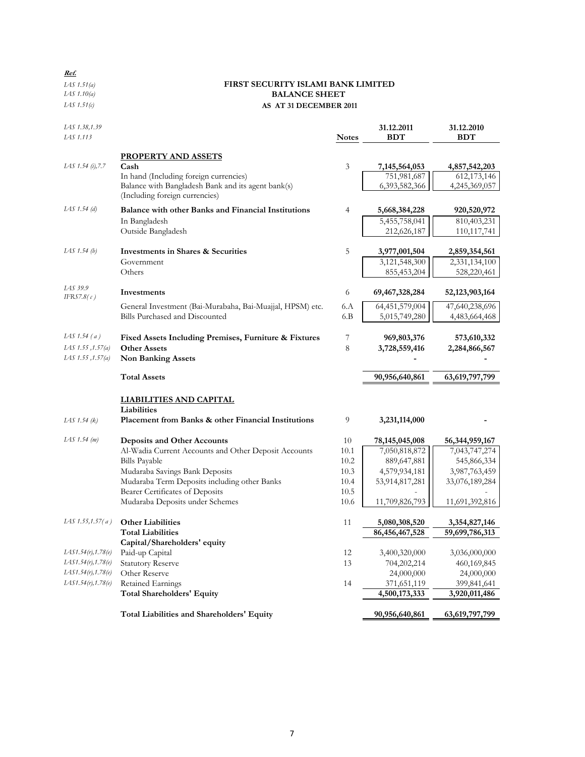**Ref.**

*IAS 1.51(a)*
*IAS 1.10(a)*
*IAS 1.51(c)*

# FIRST SECURITY ISLAMI BANK LIMITED
## BALANCE SHEET
### AS AT 31 DECEMBER 2011

| Ref. | | Notes | 31.12.2011 BDT | 31.12.2010 BDT |
|---|---|---|---|---|
| *IAS 1.38,1.39* *IAS 1.113* | | | | |
| | **PROPERTY AND ASSETS** | | | |
| *IAS 1.54 (i),7.7* | **Cash** | 3 | **7,145,564,053** | **4,857,542,203** |
| | In hand (Including foreign currencies) | | 751,981,687 | 612,173,146 |
| | Balance with Bangladesh Bank and its agent bank(s) (Including foreign currencies) | | 6,393,582,366 | 4,245,369,057 |
| *IAS 1.54 (d)* | **Balance with other Banks and Financial Institutions** | 4 | **5,668,384,228** | **920,520,972** |
| | In Bangladesh | | 5,455,758,041 | 810,403,231 |
| | Outside Bangladesh | | 212,626,187 | 110,117,741 |
| *IAS 1.54 (b)* | **Investments in Shares & Securities** | 5 | **3,977,001,504** | **2,859,354,561** |
| | Government | | 3,121,548,300 | 2,331,134,100 |
| | Others | | 855,453,204 | 528,220,461 |
| *IAS 39.9* *IFRS7.8( c )* | **Investments** | 6 | **69,467,328,284** | **52,123,903,164** |
| | General Investment (Bai-Murabaha, Bai-Muajjal, HPSM) etc. | 6.A | 64,451,579,004 | 47,640,238,696 |
| | Bills Purchased and Discounted | 6.B | 5,015,749,280 | 4,483,664,468 |
| *IAS 1.54 ( a )* | **Fixed Assets Including Premises, Furniture & Fixtures** | 7 | **969,803,376** | **573,610,332** |
| *IAS 1.55 ,1.57(a)* | **Other Assets** | 8 | **3,728,559,416** | **2,284,866,567** |
| *IAS 1.55 ,1.57(a)* | **Non Banking Assets** | | **-** | **-** |
| | **Total Assets** | | **90,956,640,861** | **63,619,797,799** |
| | **LIABILITIES AND CAPITAL** | | | |
| | **Liabilities** | | | |
| *IAS 1.54 (k)* | **Placement from Banks & other Financial Institutions** | 9 | **3,231,114,000** | **-** |
| *IAS 1.54 (m)* | **Deposits and Other Accounts** | 10 | **78,145,045,008** | **56,344,959,167** |
| | Al-Wadia Current Accounts and Other Deposit Accounts | 10.1 | 7,050,818,872 | 7,043,747,274 |
| | Bills Payable | 10.2 | 889,647,881 | 545,866,334 |
| | Mudaraba Savings Bank Deposits | 10.3 | 4,579,934,181 | 3,987,763,459 |
| | Mudaraba Term Deposits including other Banks | 10.4 | 53,914,817,281 | 33,076,189,284 |
| | Bearer Certificates of Deposits | 10.5 | - | - |
| | Mudaraba Deposits under Schemes | 10.6 | 11,709,826,793 | 11,691,392,816 |
| *IAS 1.55,1.57( a )* | **Other Liabilities** | 11 | **5,080,308,520** | **3,354,827,146** |
| | **Total Liabilities** | | **86,456,467,528** | **59,699,786,313** |
| | **Capital/Shareholders' equity** | | | |
| *IAS1.54(r),1.78(e)* | Paid-up Capital | 12 | 3,400,320,000 | 3,036,000,000 |
| *IAS1.54(r),1.78(e)* | Statutory Reserve | 13 | 704,202,214 | 460,169,845 |
| *IAS1.54(r),1.78(e)* | Other Reserve | | 24,000,000 | 24,000,000 |
| *IAS1.54(r),1.78(e)* | Retained Earnings | 14 | 371,651,119 | 399,841,641 |
| | **Total Shareholders' Equity** | | **4,500,173,333** | **3,920,011,486** |
| | **Total Liabilities and Shareholders' Equity** | | **90,956,640,861** | **63,619,797,799** |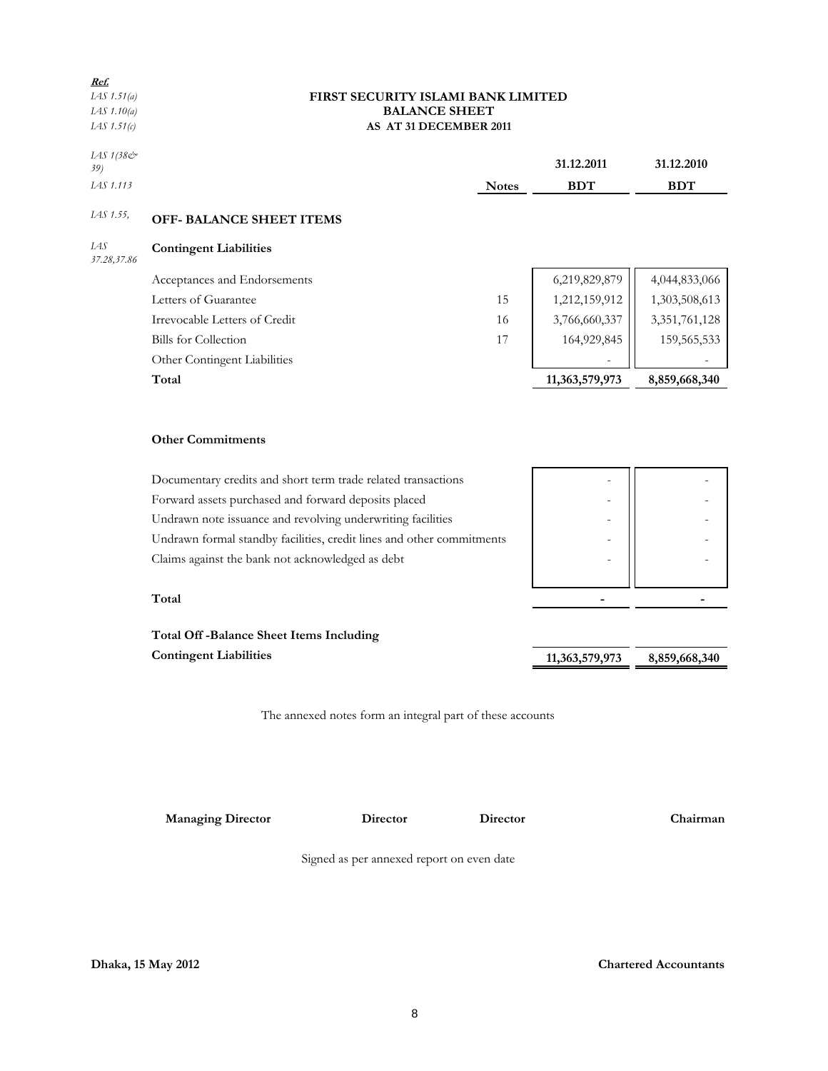| Ref. | |
|---|---|
| *IAS 1.51(a)* | |
| *IAS 1.10(a)* | |
| *IAS 1.51(c)* | |

**FIRST SECURITY ISLAMI BANK LIMITED**
**BALANCE SHEET**
**AS AT 31 DECEMBER 2011**

| Ref. | | Notes | 31.12.2011 BDT | 31.12.2010 BDT |
|---|---|---|---|---|
| *IAS 1(38& 39)*, *IAS 1.113* | | | | |
| *IAS 1.55,* | **OFF- BALANCE SHEET ITEMS** | | | |
| *IAS 37.28,37.86* | **Contingent Liabilities** | | | |
| | Acceptances and Endorsements | | 6,219,829,879 | 4,044,833,066 |
| | Letters of Guarantee | 15 | 1,212,159,912 | 1,303,508,613 |
| | Irrevocable Letters of Credit | 16 | 3,766,660,337 | 3,351,761,128 |
| | Bills for Collection | 17 | 164,929,845 | 159,565,533 |
| | Other Contingent Liabilities | | - | - |
| | **Total** | | **11,363,579,973** | **8,859,668,340** |
| | | | | |
| | **Other Commitments** | | | |
| | Documentary credits and short term trade related transactions | | - | - |
| | Forward assets purchased and forward deposits placed | | - | - |
| | Undrawn note issuance and revolving underwriting facilities | | - | - |
| | Undrawn formal standby facilities, credit lines and other commitments | | - | - |
| | Claims against the bank not acknowledged as debt | | - | - |
| | **Total** | | **-** | **-** |
| | | | | |
| | **Total Off -Balance Sheet Items Including Contingent Liabilities** | | **11,363,579,973** | **8,859,668,340** |

The annexed notes form an integral part of these accounts

**Managing Director** **Director** **Director** **Chairman**

Signed as per annexed report on even date

**Dhaka, 15 May 2012** **Chartered Accountants**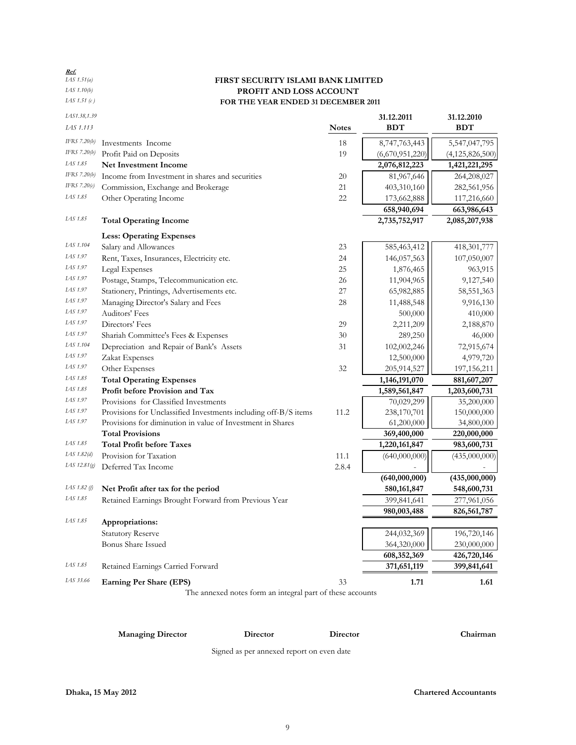**Ref.**

# FIRST SECURITY ISLAMI BANK LIMITED
## PROFIT AND LOSS ACCOUNT
### FOR THE YEAR ENDED 31 DECEMBER 2011

| Ref. | | Notes | 31.12.2011 BDT | 31.12.2010 BDT |
|---|---|---|---|---|
| *IAS 1.51(a)* <br> *IAS 1.10(b)* <br> *IAS 1.51 (c )* <br> *IAS1.38,1.39* <br> *IAS 1.113* | | | | |
| *IFRS 7.20(b)* | Investments Income | 18 | 8,747,763,443 | 5,547,047,795 |
| *IFRS 7.20(b)* | Profit Paid on Deposits | 19 | (6,670,951,220) | (4,125,826,500) |
| *IAS 1.85* | **Net Investment Income** | | **2,076,812,223** | **1,421,221,295** |
| *IFRS 7.20(b)* | Income from Investment in shares and securities | 20 | 81,967,646 | 264,208,027 |
| *IFRS 7.20(c)* | Commission, Exchange and Brokerage | 21 | 403,310,160 | 282,561,956 |
| *IAS 1.85* | Other Operating Income | 22 | 173,662,888 | 117,216,660 |
| | | | **658,940,694** | **663,986,643** |
| *IAS 1.85* | **Total Operating Income** | | **2,735,752,917** | **2,085,207,938** |
| | **Less: Operating Expenses** | | | |
| *IAS 1.104* | Salary and Allowances | 23 | 585,463,412 | 418,301,777 |
| *IAS 1.97* | Rent, Taxes, Insurances, Electricity etc. | 24 | 146,057,563 | 107,050,007 |
| *IAS 1.97* | Legal Expenses | 25 | 1,876,465 | 963,915 |
| *IAS 1.97* | Postage, Stamps, Telecommunication etc. | 26 | 11,904,965 | 9,127,540 |
| *IAS 1.97* | Stationery, Printings, Advertisements etc. | 27 | 65,982,885 | 58,551,363 |
| *IAS 1.97* | Managing Director's Salary and Fees | 28 | 11,488,548 | 9,916,130 |
| *IAS 1.97* | Auditors' Fees | | 500,000 | 410,000 |
| *IAS 1.97* | Directors' Fees | 29 | 2,211,209 | 2,188,870 |
| *IAS 1.97* | Shariah Committee's Fees & Expenses | 30 | 289,250 | 46,000 |
| *IAS 1.104* | Depreciation and Repair of Bank's Assets | 31 | 102,002,246 | 72,915,674 |
| *IAS 1.97* | Zakat Expenses | | 12,500,000 | 4,979,720 |
| *IAS 1.97* | Other Expenses | 32 | 205,914,527 | 197,156,211 |
| *IAS 1.85* | **Total Operating Expenses** | | **1,146,191,070** | **881,607,207** |
| *IAS 1.85* | **Profit before Provision and Tax** | | **1,589,561,847** | **1,203,600,731** |
| *IAS 1.97* | Provisions for Classified Investments | | 70,029,299 | 35,200,000 |
| *IAS 1.97* | Provisions for Unclassified Investments including off-B/S items | 11.2 | 238,170,701 | 150,000,000 |
| *IAS 1.97* | Provisions for diminution in value of Investment in Shares | | 61,200,000 | 34,800,000 |
| | **Total Provisions** | | **369,400,000** | **220,000,000** |
| *IAS 1.85* | **Total Profit before Taxes** | | **1,220,161,847** | **983,600,731** |
| *IAS 1.82(d)* | Provision for Taxation | 11.1 | (640,000,000) | (435,000,000) |
| *IAS 12.81(g)* | Deferred Tax Income | 2.8.4 | - | - |
| | | | **(640,000,000)** | **(435,000,000)** |
| *IAS 1.82 (f)* | **Net Profit after tax for the period** | | **580,161,847** | **548,600,731** |
| *IAS 1.85* | Retained Earnings Brought Forward from Previous Year | | 399,841,641 | 277,961,056 |
| | | | **980,003,488** | **826,561,787** |
| *IAS 1.85* | **Appropriations:** | | | |
| | Statutory Reserve | | 244,032,369 | 196,720,146 |
| | Bonus Share Issued | | 364,320,000 | 230,000,000 |
| | | | **608,352,369** | **426,720,146** |
| *IAS 1.85* | Retained Earnings Carried Forward | | **371,651,119** | **399,841,641** |
| *IAS 33.66* | **Earning Per Share (EPS)** | 33 | **1.71** | **1.61** |

The annexed notes form an integral part of these accounts

| **Managing Director** | **Director** | **Director** | **Chairman** |
|---|---|---|---|

Signed as per annexed report on even date

**Dhaka, 15 May 2012** **Chartered Accountants**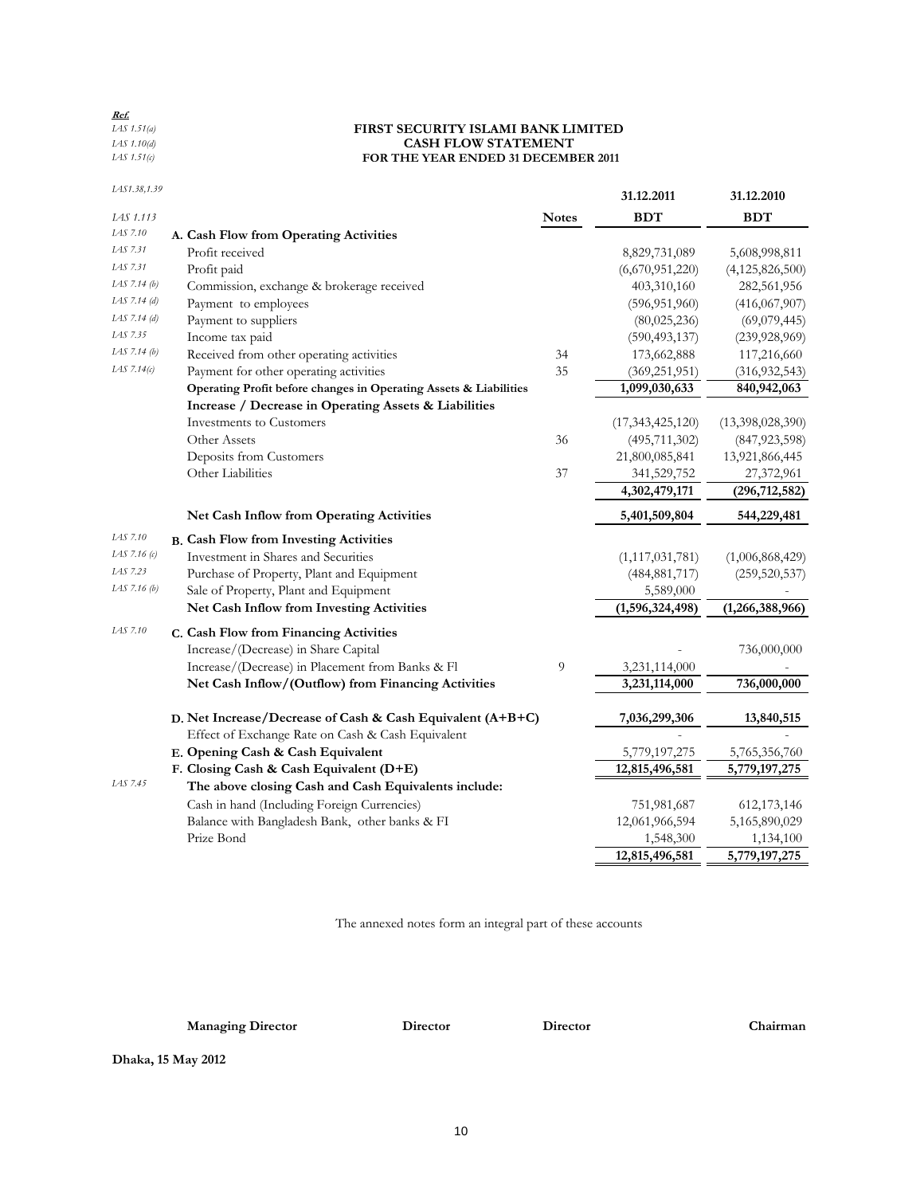Ref.

| | |
|---|---|
| IAS 1.51(a) | **FIRST SECURITY ISLAMI BANK LIMITED** |
| IAS 1.10(d) | **CASH FLOW STATEMENT** |
| IAS 1.51(c) | **FOR THE YEAR ENDED 31 DECEMBER 2011** |

| Ref. | | Notes | 31.12.2011 BDT | 31.12.2010 BDT |
|---|---|---|---|---|
| IAS1.38,1.39 / IAS 1.113 | | | | |
| IAS 7.10 | **A. Cash Flow from Operating Activities** | | | |
| IAS 7.31 | Profit received | | 8,829,731,089 | 5,608,998,811 |
| IAS 7.31 | Profit paid | | (6,670,951,220) | (4,125,826,500) |
| IAS 7.14 (b) | Commission, exchange & brokerage received | | 403,310,160 | 282,561,956 |
| IAS 7.14 (d) | Payment to employees | | (596,951,960) | (416,067,907) |
| IAS 7.14 (d) | Payment to suppliers | | (80,025,236) | (69,079,445) |
| IAS 7.35 | Income tax paid | | (590,493,137) | (239,928,969) |
| IAS 7.14 (b) | Received from other operating activities | 34 | 173,662,888 | 117,216,660 |
| IAS 7.14(c) | Payment for other operating activities | 35 | (369,251,951) | (316,932,543) |
| | **Operating Profit before changes in Operating Assets & Liabilities** | | **1,099,030,633** | **840,942,063** |
| | **Increase / Decrease in Operating Assets & Liabilities** | | | |
| | Investments to Customers | | (17,343,425,120) | (13,398,028,390) |
| | Other Assets | 36 | (495,711,302) | (847,923,598) |
| | Deposits from Customers | | 21,800,085,841 | 13,921,866,445 |
| | Other Liabilities | 37 | 341,529,752 | 27,372,961 |
| | | | **4,302,479,171** | **(296,712,582)** |
| | **Net Cash Inflow from Operating Activities** | | **5,401,509,804** | **544,229,481** |
| IAS 7.10 | **B. Cash Flow from Investing Activities** | | | |
| IAS 7.16 (c) | Investment in Shares and Securities | | (1,117,031,781) | (1,006,868,429) |
| IAS 7.23 | Purchase of Property, Plant and Equipment | | (484,881,717) | (259,520,537) |
| IAS 7.16 (b) | Sale of Property, Plant and Equipment | | 5,589,000 | - |
| | **Net Cash Inflow from Investing Activities** | | **(1,596,324,498)** | **(1,266,388,966)** |
| IAS 7.10 | **C. Cash Flow from Financing Activities** | | | |
| | Increase/(Decrease) in Share Capital | | - | 736,000,000 |
| | Increase/(Decrease) in Placement from Banks & FI | 9 | 3,231,114,000 | - |
| | **Net Cash Inflow/(Outflow) from Financing Activities** | | **3,231,114,000** | **736,000,000** |
| | **D. Net Increase/Decrease of Cash & Cash Equivalent (A+B+C)** | | **7,036,299,306** | **13,840,515** |
| | Effect of Exchange Rate on Cash & Cash Equivalent | | - | - |
| | **E. Opening Cash & Cash Equivalent** | | 5,779,197,275 | 5,765,356,760 |
| | **F. Closing Cash & Cash Equivalent (D+E)** | | **12,815,496,581** | **5,779,197,275** |
| IAS 7.45 | **The above closing Cash and Cash Equivalents include:** | | | |
| | Cash in hand (Including Foreign Currencies) | | 751,981,687 | 612,173,146 |
| | Balance with Bangladesh Bank, other banks & FI | | 12,061,966,594 | 5,165,890,029 |
| | Prize Bond | | 1,548,300 | 1,134,100 |
| | | | **12,815,496,581** | **5,779,197,275** |

The annexed notes form an integral part of these accounts

**Managing Director** **Director** **Director** **Chairman**

**Dhaka, 15 May 2012**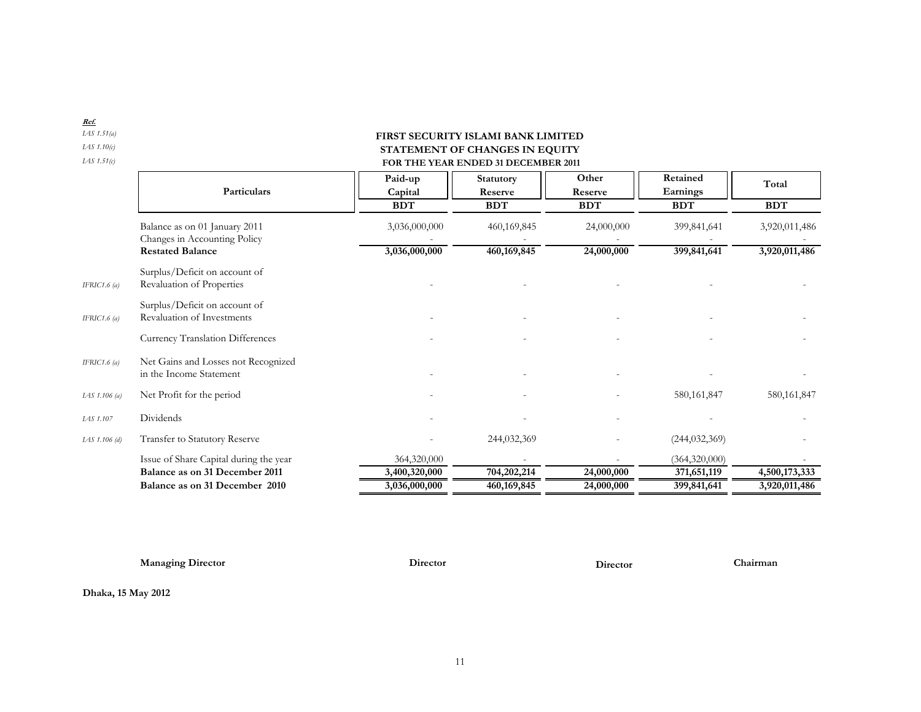**Ref.**

*IAS 1.51(a)*
*IAS 1.10(c)*
*IAS 1.51(c)*

## FIRST SECURITY ISLAMI BANK LIMITED
## STATEMENT OF CHANGES IN EQUITY
### FOR THE YEAR ENDED 31 DECEMBER 2011

| Ref. | Particulars | Paid-up Capital BDT | Statutory Reserve BDT | Other Reserve BDT | Retained Earnings BDT | Total BDT |
|---|---|---|---|---|---|---|
| | Balance as on 01 January 2011 | 3,036,000,000 | 460,169,845 | 24,000,000 | 399,841,641 | 3,920,011,486 |
| | Changes in Accounting Policy | - | - | - | - | - |
| | **Restated Balance** | **3,036,000,000** | **460,169,845** | **24,000,000** | **399,841,641** | **3,920,011,486** |
| *IFRIC1.6 (a)* | Surplus/Deficit on account of Revaluation of Properties | - | - | - | - | - |
| *IFRIC1.6 (a)* | Surplus/Deficit on account of Revaluation of Investments | - | - | - | - | - |
| | Currency Translation Differences | - | - | - | - | - |
| *IFRIC1.6 (a)* | Net Gains and Losses not Recognized in the Income Statement | - | - | - | - | - |
| *IAS 1.106 (a)* | Net Profit for the period | - | - | - | 580,161,847 | 580,161,847 |
| *IAS 1.107* | Dividends | - | - | - | - | - |
| *IAS 1.106 (d)* | Transfer to Statutory Reserve | - | 244,032,369 | - | (244,032,369) | - |
| | Issue of Share Capital during the year | 364,320,000 | - | - | (364,320,000) | - |
| | **Balance as on 31 December 2011** | **3,400,320,000** | **704,202,214** | **24,000,000** | **371,651,119** | **4,500,173,333** |
| | **Balance as on 31 December 2010** | **3,036,000,000** | **460,169,845** | **24,000,000** | **399,841,641** | **3,920,011,486** |

**Managing Director** **Director** **Director** **Chairman**

**Dhaka, 15 May 2012**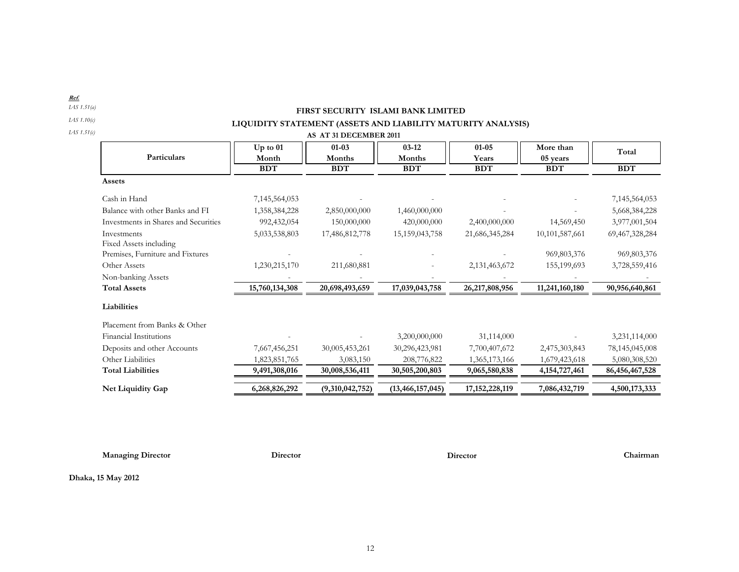**Ref.**

*IAS 1.51(a)*

*IAS 1.10(c)*

*IAS 1.51(c)*

# FIRST SECURITY ISLAMI BANK LIMITED

## LIQUIDITY STATEMENT (ASSETS AND LIABILITY MATURITY ANALYSIS)

**AS AT 31 DECEMBER 2011**

| Particulars | Up to 01 Month | 01-03 Months | 03-12 Months | 01-05 Years | More than 05 years | Total |
|---|---|---|---|---|---|---|
| | BDT | BDT | BDT | BDT | BDT | BDT |
| **Assets** | | | | | | |
| Cash in Hand | 7,145,564,053 | - | - | - | - | 7,145,564,053 |
| Balance with other Banks and FI | 1,358,384,228 | 2,850,000,000 | 1,460,000,000 | - | - | 5,668,384,228 |
| Investments in Shares and Securities | 992,432,054 | 150,000,000 | 420,000,000 | 2,400,000,000 | 14,569,450 | 3,977,001,504 |
| Investments | 5,033,538,803 | 17,486,812,778 | 15,159,043,758 | 21,686,345,284 | 10,101,587,661 | 69,467,328,284 |
| Fixed Assets including Premises, Furniture and Fixtures | - | - | - | - | 969,803,376 | 969,803,376 |
| Other Assets | 1,230,215,170 | 211,680,881 | - | 2,131,463,672 | 155,199,693 | 3,728,559,416 |
| Non-banking Assets | - | - | - | - | - | - |
| **Total Assets** | **15,760,134,308** | **20,698,493,659** | **17,039,043,758** | **26,217,808,956** | **11,241,160,180** | **90,956,640,861** |
| **Liabilities** | | | | | | |
| Placement from Banks & Other Financial Institutions | - | - | 3,200,000,000 | 31,114,000 | - | 3,231,114,000 |
| Deposits and other Accounts | 7,667,456,251 | 30,005,453,261 | 30,296,423,981 | 7,700,407,672 | 2,475,303,843 | 78,145,045,008 |
| Other Liabilities | 1,823,851,765 | 3,083,150 | 208,776,822 | 1,365,173,166 | 1,679,423,618 | 5,080,308,520 |
| **Total Liabilities** | **9,491,308,016** | **30,008,536,411** | **30,505,200,803** | **9,065,580,838** | **4,154,727,461** | **86,456,467,528** |
| **Net Liquidity Gap** | **6,268,826,292** | **(9,310,042,752)** | **(13,466,157,045)** | **17,152,228,119** | **7,086,432,719** | **4,500,173,333** |

**Managing Director** | **Director** | **Director** | **Chairman**

**Dhaka, 15 May 2012**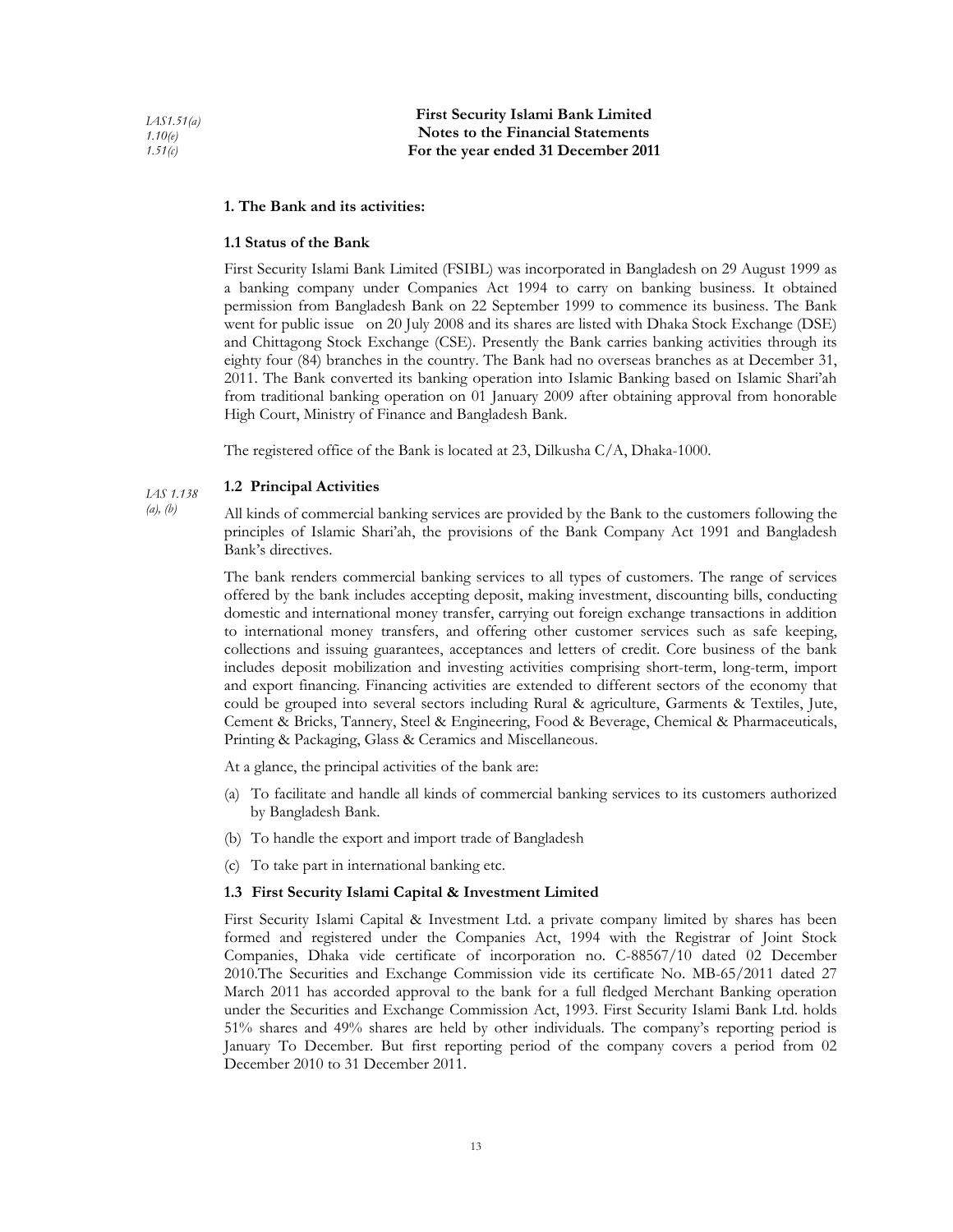*IAS1.51(a)*
*1.10(e)*
*1.51(c)*

**First Security Islami Bank Limited**
**Notes to the Financial Statements**
**For the year ended 31 December 2011**

### 1. The Bank and its activities:

#### 1.1 Status of the Bank

First Security Islami Bank Limited (FSIBL) was incorporated in Bangladesh on 29 August 1999 as a banking company under Companies Act 1994 to carry on banking business. It obtained permission from Bangladesh Bank on 22 September 1999 to commence its business. The Bank went for public issue on 20 July 2008 and its shares are listed with Dhaka Stock Exchange (DSE) and Chittagong Stock Exchange (CSE). Presently the Bank carries banking activities through its eighty four (84) branches in the country. The Bank had no overseas branches as at December 31, 2011. The Bank converted its banking operation into Islamic Banking based on Islamic Shari'ah from traditional banking operation on 01 January 2009 after obtaining approval from honorable High Court, Ministry of Finance and Bangladesh Bank.

The registered office of the Bank is located at 23, Dilkusha C/A, Dhaka-1000.

*IAS 1.138 (a), (b)*

#### 1.2 Principal Activities

All kinds of commercial banking services are provided by the Bank to the customers following the principles of Islamic Shari'ah, the provisions of the Bank Company Act 1991 and Bangladesh Bank's directives.

The bank renders commercial banking services to all types of customers. The range of services offered by the bank includes accepting deposit, making investment, discounting bills, conducting domestic and international money transfer, carrying out foreign exchange transactions in addition to international money transfers, and offering other customer services such as safe keeping, collections and issuing guarantees, acceptances and letters of credit. Core business of the bank includes deposit mobilization and investing activities comprising short-term, long-term, import and export financing. Financing activities are extended to different sectors of the economy that could be grouped into several sectors including Rural & agriculture, Garments & Textiles, Jute, Cement & Bricks, Tannery, Steel & Engineering, Food & Beverage, Chemical & Pharmaceuticals, Printing & Packaging, Glass & Ceramics and Miscellaneous.

At a glance, the principal activities of the bank are:

(a) To facilitate and handle all kinds of commercial banking services to its customers authorized by Bangladesh Bank.

(b) To handle the export and import trade of Bangladesh

(c) To take part in international banking etc.

#### 1.3 First Security Islami Capital & Investment Limited

First Security Islami Capital & Investment Ltd. a private company limited by shares has been formed and registered under the Companies Act, 1994 with the Registrar of Joint Stock Companies, Dhaka vide certificate of incorporation no. C-88567/10 dated 02 December 2010.The Securities and Exchange Commission vide its certificate No. MB-65/2011 dated 27 March 2011 has accorded approval to the bank for a full fledged Merchant Banking operation under the Securities and Exchange Commission Act, 1993. First Security Islami Bank Ltd. holds 51% shares and 49% shares are held by other individuals. The company's reporting period is January To December. But first reporting period of the company covers a period from 02 December 2010 to 31 December 2011.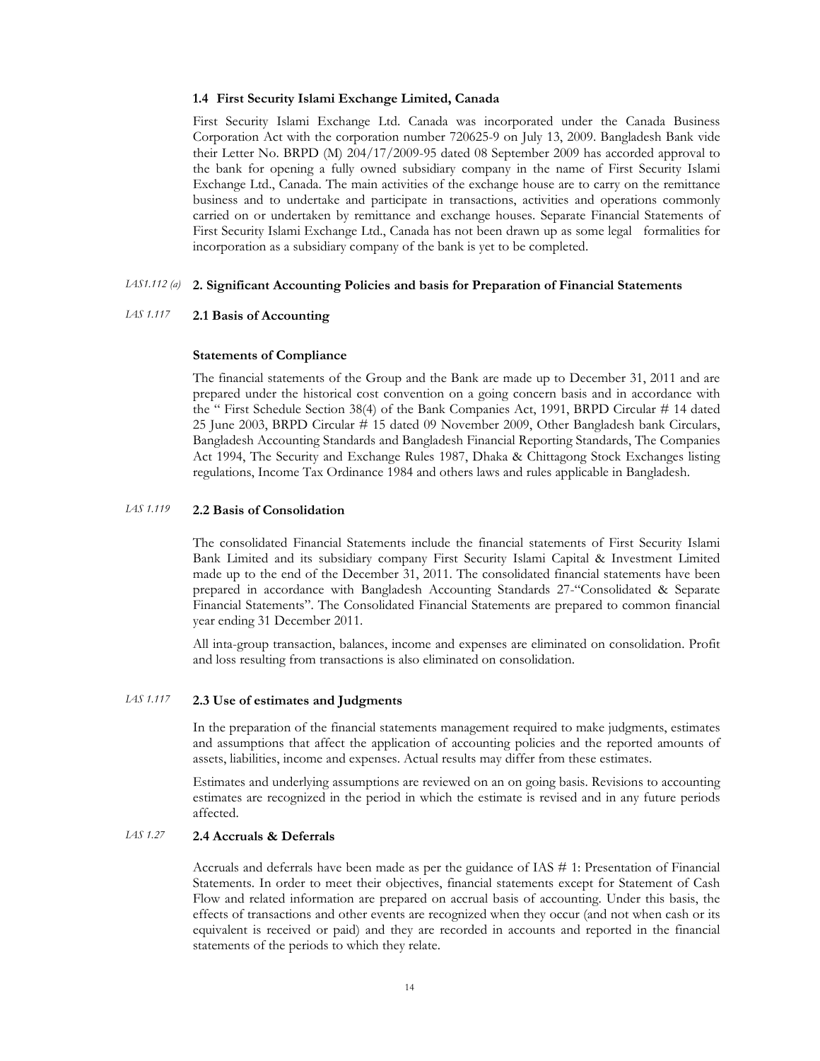### 1.4 First Security Islami Exchange Limited, Canada

First Security Islami Exchange Ltd. Canada was incorporated under the Canada Business Corporation Act with the corporation number 720625-9 on July 13, 2009. Bangladesh Bank vide their Letter No. BRPD (M) 204/17/2009-95 dated 08 September 2009 has accorded approval to the bank for opening a fully owned subsidiary company in the name of First Security Islami Exchange Ltd., Canada. The main activities of the exchange house are to carry on the remittance business and to undertake and participate in transactions, activities and operations commonly carried on or undertaken by remittance and exchange houses. Separate Financial Statements of First Security Islami Exchange Ltd., Canada has not been drawn up as some legal formalities for incorporation as a subsidiary company of the bank is yet to be completed.

*IAS1.112 (a)*

## 2. Significant Accounting Policies and basis for Preparation of Financial Statements

*IAS 1.117*

### 2.1 Basis of Accounting

**Statements of Compliance**

The financial statements of the Group and the Bank are made up to December 31, 2011 and are prepared under the historical cost convention on a going concern basis and in accordance with the " First Schedule Section 38(4) of the Bank Companies Act, 1991, BRPD Circular # 14 dated 25 June 2003, BRPD Circular # 15 dated 09 November 2009, Other Bangladesh bank Circulars, Bangladesh Accounting Standards and Bangladesh Financial Reporting Standards, The Companies Act 1994, The Security and Exchange Rules 1987, Dhaka & Chittagong Stock Exchanges listing regulations, Income Tax Ordinance 1984 and others laws and rules applicable in Bangladesh.

*IAS 1.119*

### 2.2 Basis of Consolidation

The consolidated Financial Statements include the financial statements of First Security Islami Bank Limited and its subsidiary company First Security Islami Capital & Investment Limited made up to the end of the December 31, 2011. The consolidated financial statements have been prepared in accordance with Bangladesh Accounting Standards 27-"Consolidated & Separate Financial Statements". The Consolidated Financial Statements are prepared to common financial year ending 31 December 2011.

All inta-group transaction, balances, income and expenses are eliminated on consolidation. Profit and loss resulting from transactions is also eliminated on consolidation.

*IAS 1.117*

### 2.3 Use of estimates and Judgments

In the preparation of the financial statements management required to make judgments, estimates and assumptions that affect the application of accounting policies and the reported amounts of assets, liabilities, income and expenses. Actual results may differ from these estimates.

Estimates and underlying assumptions are reviewed on an on going basis. Revisions to accounting estimates are recognized in the period in which the estimate is revised and in any future periods affected.

*IAS 1.27*

### 2.4 Accruals & Deferrals

Accruals and deferrals have been made as per the guidance of IAS # 1: Presentation of Financial Statements. In order to meet their objectives, financial statements except for Statement of Cash Flow and related information are prepared on accrual basis of accounting. Under this basis, the effects of transactions and other events are recognized when they occur (and not when cash or its equivalent is received or paid) and they are recorded in accounts and reported in the financial statements of the periods to which they relate.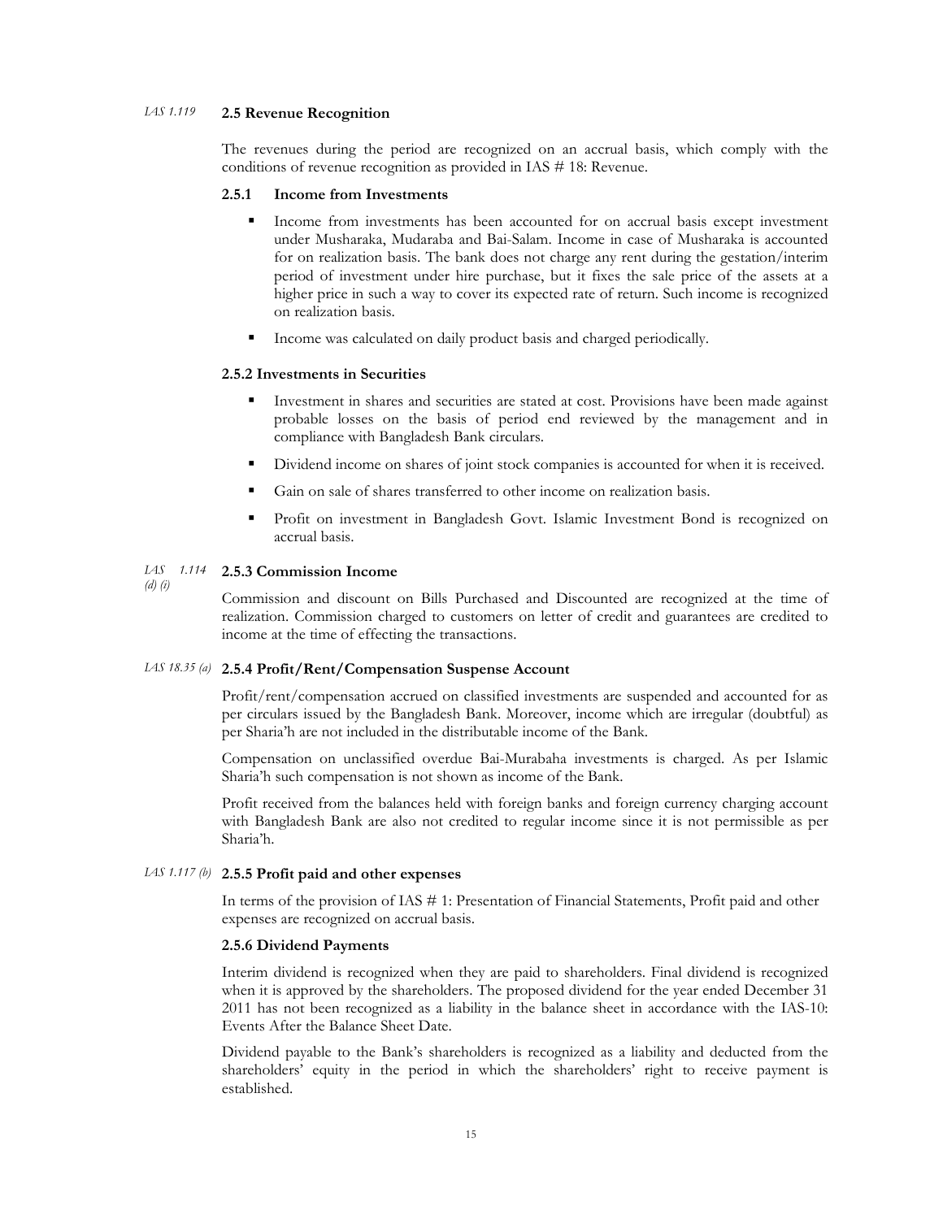*IAS 1.119* **2.5 Revenue Recognition**

The revenues during the period are recognized on an accrual basis, which comply with the conditions of revenue recognition as provided in IAS # 18: Revenue.

**2.5.1 Income from Investments**

- Income from investments has been accounted for on accrual basis except investment under Musharaka, Mudaraba and Bai-Salam. Income in case of Musharaka is accounted for on realization basis. The bank does not charge any rent during the gestation/interim period of investment under hire purchase, but it fixes the sale price of the assets at a higher price in such a way to cover its expected rate of return. Such income is recognized on realization basis.
- Income was calculated on daily product basis and charged periodically.

**2.5.2 Investments in Securities**

- Investment in shares and securities are stated at cost. Provisions have been made against probable losses on the basis of period end reviewed by the management and in compliance with Bangladesh Bank circulars.
- Dividend income on shares of joint stock companies is accounted for when it is received.
- Gain on sale of shares transferred to other income on realization basis.
- Profit on investment in Bangladesh Govt. Islamic Investment Bond is recognized on accrual basis.

*IAS 1.114 (d) (i)* **2.5.3 Commission Income**

Commission and discount on Bills Purchased and Discounted are recognized at the time of realization. Commission charged to customers on letter of credit and guarantees are credited to income at the time of effecting the transactions.

*IAS 18.35 (a)* **2.5.4 Profit/Rent/Compensation Suspense Account**

Profit/rent/compensation accrued on classified investments are suspended and accounted for as per circulars issued by the Bangladesh Bank. Moreover, income which are irregular (doubtful) as per Sharia'h are not included in the distributable income of the Bank.

Compensation on unclassified overdue Bai-Murabaha investments is charged. As per Islamic Sharia'h such compensation is not shown as income of the Bank.

Profit received from the balances held with foreign banks and foreign currency charging account with Bangladesh Bank are also not credited to regular income since it is not permissible as per Sharia'h.

*IAS 1.117 (b)* **2.5.5 Profit paid and other expenses**

In terms of the provision of IAS # 1: Presentation of Financial Statements, Profit paid and other expenses are recognized on accrual basis.

**2.5.6 Dividend Payments**

Interim dividend is recognized when they are paid to shareholders. Final dividend is recognized when it is approved by the shareholders. The proposed dividend for the year ended December 31 2011 has not been recognized as a liability in the balance sheet in accordance with the IAS-10: Events After the Balance Sheet Date.

Dividend payable to the Bank's shareholders is recognized as a liability and deducted from the shareholders' equity in the period in which the shareholders' right to receive payment is established.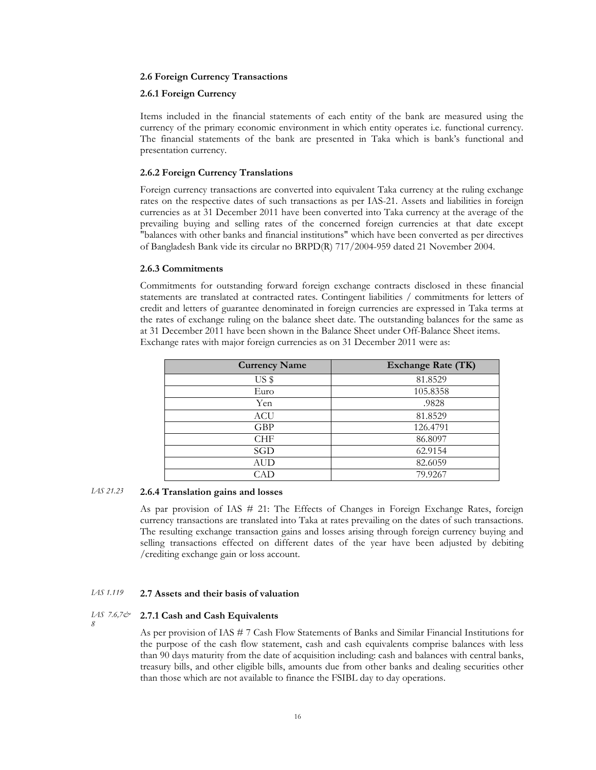### 2.6 Foreign Currency Transactions

#### 2.6.1 Foreign Currency

Items included in the financial statements of each entity of the bank are measured using the currency of the primary economic environment in which entity operates i.e. functional currency. The financial statements of the bank are presented in Taka which is bank's functional and presentation currency.

#### 2.6.2 Foreign Currency Translations

Foreign currency transactions are converted into equivalent Taka currency at the ruling exchange rates on the respective dates of such transactions as per IAS-21. Assets and liabilities in foreign currencies as at 31 December 2011 have been converted into Taka currency at the average of the prevailing buying and selling rates of the concerned foreign currencies at that date except "balances with other banks and financial institutions" which have been converted as per directives of Bangladesh Bank vide its circular no BRPD(R) 717/2004-959 dated 21 November 2004.

#### 2.6.3 Commitments

Commitments for outstanding forward foreign exchange contracts disclosed in these financial statements are translated at contracted rates. Contingent liabilities / commitments for letters of credit and letters of guarantee denominated in foreign currencies are expressed in Taka terms at the rates of exchange ruling on the balance sheet date. The outstanding balances for the same as at 31 December 2011 have been shown in the Balance Sheet under Off-Balance Sheet items. Exchange rates with major foreign currencies as on 31 December 2011 were as:

| Currency Name | Exchange Rate (TK) |
|---|---|
| US $ | 81.8529 |
| Euro | 105.8358 |
| Yen | .9828 |
| ACU | 81.8529 |
| GBP | 126.4791 |
| CHF | 86.8097 |
| SGD | 62.9154 |
| AUD | 82.6059 |
| CAD | 79.9267 |

*IAS 21.23*

#### 2.6.4 Translation gains and losses

As par provision of IAS # 21: The Effects of Changes in Foreign Exchange Rates, foreign currency transactions are translated into Taka at rates prevailing on the dates of such transactions. The resulting exchange transaction gains and losses arising through foreign currency buying and selling transactions effected on different dates of the year have been adjusted by debiting /crediting exchange gain or loss account.

*IAS 1.119*

### 2.7 Assets and their basis of valuation

*IAS 7.6,7& 8*

#### 2.7.1 Cash and Cash Equivalents

As per provision of IAS # 7 Cash Flow Statements of Banks and Similar Financial Institutions for the purpose of the cash flow statement, cash and cash equivalents comprise balances with less than 90 days maturity from the date of acquisition including: cash and balances with central banks, treasury bills, and other eligible bills, amounts due from other banks and dealing securities other than those which are not available to finance the FSIBL day to day operations.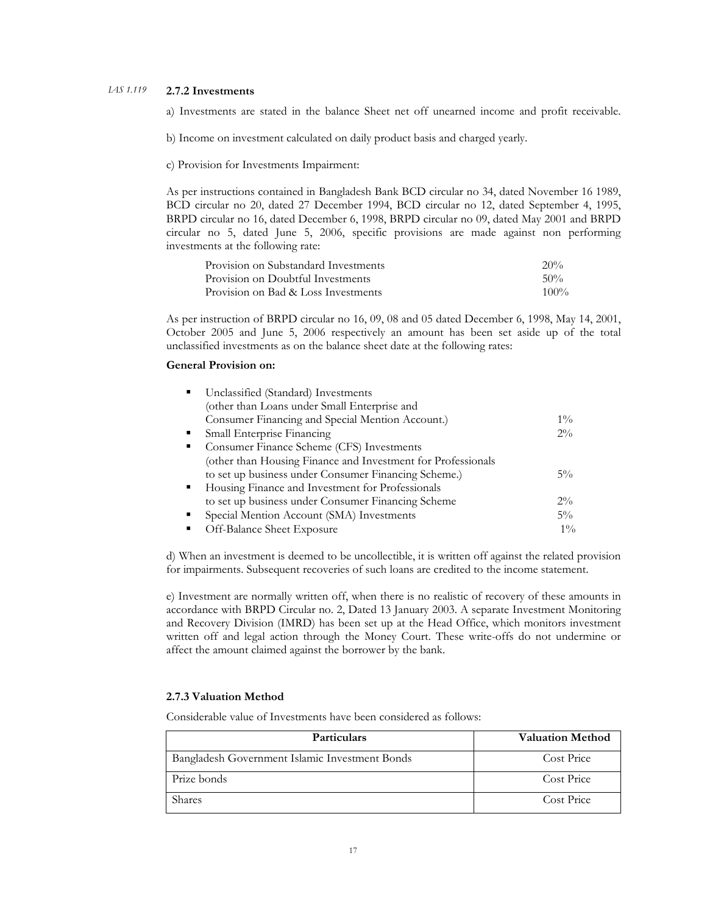*IAS 1.119* **2.7.2 Investments**

a) Investments are stated in the balance Sheet net off unearned income and profit receivable.

b) Income on investment calculated on daily product basis and charged yearly.

c) Provision for Investments Impairment:

As per instructions contained in Bangladesh Bank BCD circular no 34, dated November 16 1989, BCD circular no 20, dated 27 December 1994, BCD circular no 12, dated September 4, 1995, BRPD circular no 16, dated December 6, 1998, BRPD circular no 09, dated May 2001 and BRPD circular no 5, dated June 5, 2006, specific provisions are made against non performing investments at the following rate:

| | |
|---|---|
| Provision on Substandard Investments | 20% |
| Provision on Doubtful Investments | 50% |
| Provision on Bad & Loss Investments | 100% |

As per instruction of BRPD circular no 16, 09, 08 and 05 dated December 6, 1998, May 14, 2001, October 2005 and June 5, 2006 respectively an amount has been set aside up of the total unclassified investments as on the balance sheet date at the following rates:

**General Provision on:**

| | |
|---|---|
| ▪ Unclassified (Standard) Investments (other than Loans under Small Enterprise and Consumer Financing and Special Mention Account.) | 1% |
| ▪ Small Enterprise Financing | 2% |
| ▪ Consumer Finance Scheme (CFS) Investments (other than Housing Finance and Investment for Professionals to set up business under Consumer Financing Scheme.) | 5% |
| ▪ Housing Finance and Investment for Professionals to set up business under Consumer Financing Scheme | 2% |
| ▪ Special Mention Account (SMA) Investments | 5% |
| ▪ Off-Balance Sheet Exposure | 1% |

d) When an investment is deemed to be uncollectible, it is written off against the related provision for impairments. Subsequent recoveries of such loans are credited to the income statement.

e) Investment are normally written off, when there is no realistic of recovery of these amounts in accordance with BRPD Circular no. 2, Dated 13 January 2003. A separate Investment Monitoring and Recovery Division (IMRD) has been set up at the Head Office, which monitors investment written off and legal action through the Money Court. These write-offs do not undermine or affect the amount claimed against the borrower by the bank.

**2.7.3 Valuation Method**

Considerable value of Investments have been considered as follows:

| Particulars | Valuation Method |
|---|---|
| Bangladesh Government Islamic Investment Bonds | Cost Price |
| Prize bonds | Cost Price |
| Shares | Cost Price |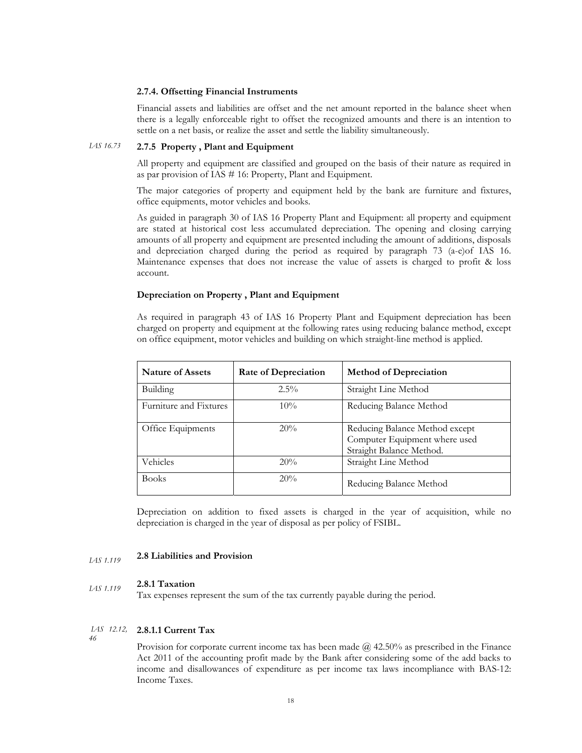#### 2.7.4. Offsetting Financial Instruments

Financial assets and liabilities are offset and the net amount reported in the balance sheet when there is a legally enforceable right to offset the recognized amounts and there is an intention to settle on a net basis, or realize the asset and settle the liability simultaneously.

*IAS 16.73*

#### 2.7.5 Property , Plant and Equipment

All property and equipment are classified and grouped on the basis of their nature as required in as par provision of IAS # 16: Property, Plant and Equipment.

The major categories of property and equipment held by the bank are furniture and fixtures, office equipments, motor vehicles and books.

As guided in paragraph 30 of IAS 16 Property Plant and Equipment: all property and equipment are stated at historical cost less accumulated depreciation. The opening and closing carrying amounts of all property and equipment are presented including the amount of additions, disposals and depreciation charged during the period as required by paragraph 73 (a-e)of IAS 16. Maintenance expenses that does not increase the value of assets is charged to profit & loss account.

**Depreciation on Property , Plant and Equipment**

As required in paragraph 43 of IAS 16 Property Plant and Equipment depreciation has been charged on property and equipment at the following rates using reducing balance method, except on office equipment, motor vehicles and building on which straight-line method is applied.

| Nature of Assets | Rate of Depreciation | Method of Depreciation |
|---|---|---|
| Building | 2.5% | Straight Line Method |
| Furniture and Fixtures | 10% | Reducing Balance Method |
| Office Equipments | 20% | Reducing Balance Method except Computer Equipment where used Straight Balance Method. |
| Vehicles | 20% | Straight Line Method |
| Books | 20% | Reducing Balance Method |

Depreciation on addition to fixed assets is charged in the year of acquisition, while no depreciation is charged in the year of disposal as per policy of FSIBL.

*IAS 1.119*

### 2.8 Liabilities and Provision

*IAS 1.119*

#### 2.8.1 Taxation

Tax expenses represent the sum of the tax currently payable during the period.

*IAS 12.12, 46*

#### 2.8.1.1 Current Tax

Provision for corporate current income tax has been made @ 42.50% as prescribed in the Finance Act 2011 of the accounting profit made by the Bank after considering some of the add backs to income and disallowances of expenditure as per income tax laws incompliance with BAS-12: Income Taxes.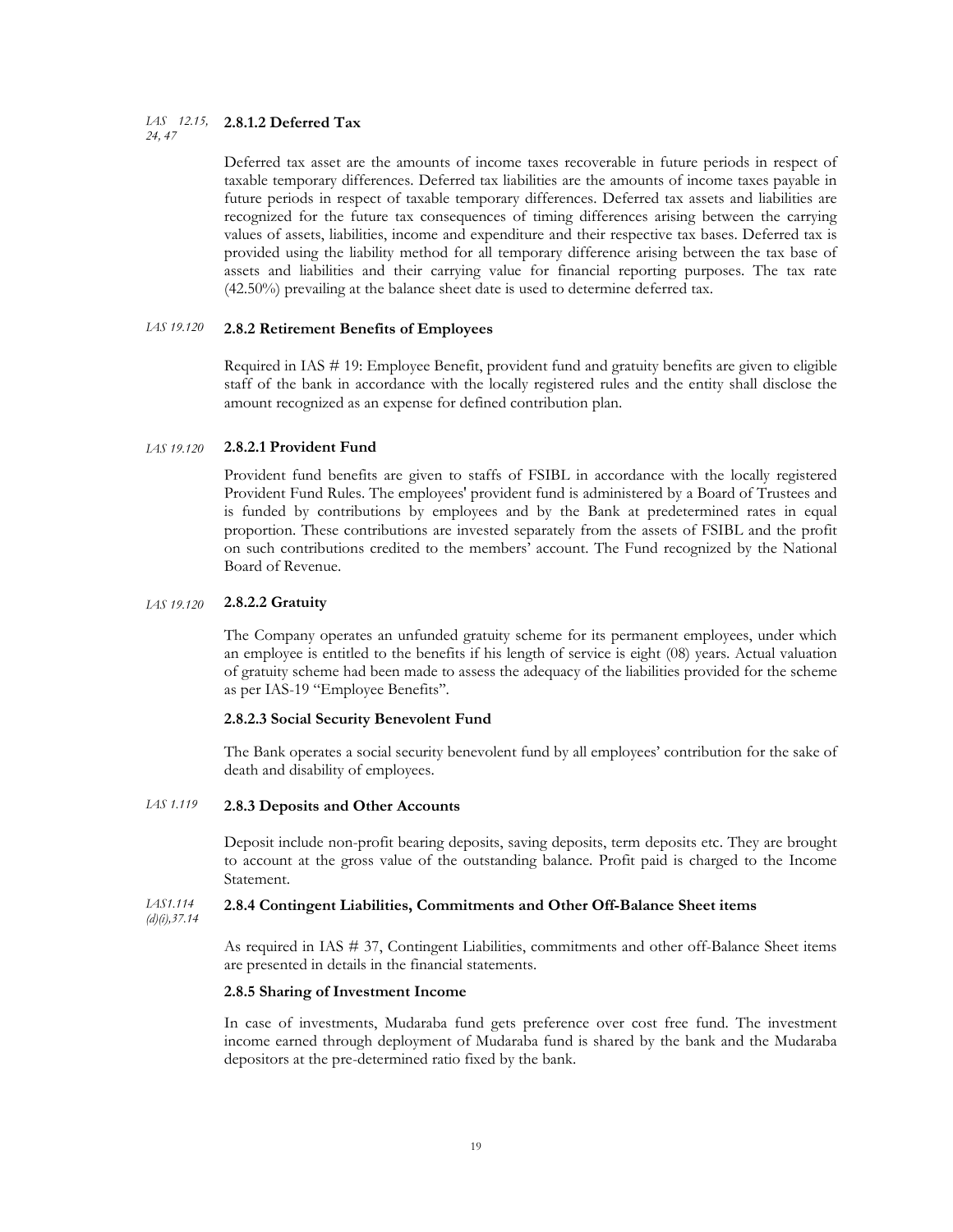*IAS 12.15, 24, 47*

### 2.8.1.2 Deferred Tax

Deferred tax asset are the amounts of income taxes recoverable in future periods in respect of taxable temporary differences. Deferred tax liabilities are the amounts of income taxes payable in future periods in respect of taxable temporary differences. Deferred tax assets and liabilities are recognized for the future tax consequences of timing differences arising between the carrying values of assets, liabilities, income and expenditure and their respective tax bases. Deferred tax is provided using the liability method for all temporary difference arising between the tax base of assets and liabilities and their carrying value for financial reporting purposes. The tax rate (42.50%) prevailing at the balance sheet date is used to determine deferred tax.

*IAS 19.120*

### 2.8.2 Retirement Benefits of Employees

Required in IAS # 19: Employee Benefit, provident fund and gratuity benefits are given to eligible staff of the bank in accordance with the locally registered rules and the entity shall disclose the amount recognized as an expense for defined contribution plan.

*IAS 19.120*

### 2.8.2.1 Provident Fund

Provident fund benefits are given to staffs of FSIBL in accordance with the locally registered Provident Fund Rules. The employees' provident fund is administered by a Board of Trustees and is funded by contributions by employees and by the Bank at predetermined rates in equal proportion. These contributions are invested separately from the assets of FSIBL and the profit on such contributions credited to the members' account. The Fund recognized by the National Board of Revenue.

*IAS 19.120*

### 2.8.2.2 Gratuity

The Company operates an unfunded gratuity scheme for its permanent employees, under which an employee is entitled to the benefits if his length of service is eight (08) years. Actual valuation of gratuity scheme had been made to assess the adequacy of the liabilities provided for the scheme as per IAS-19 "Employee Benefits".

### 2.8.2.3 Social Security Benevolent Fund

The Bank operates a social security benevolent fund by all employees' contribution for the sake of death and disability of employees.

*IAS 1.119*

### 2.8.3 Deposits and Other Accounts

Deposit include non-profit bearing deposits, saving deposits, term deposits etc. They are brought to account at the gross value of the outstanding balance. Profit paid is charged to the Income Statement.

*IAS1.114 (d)(i),37.14*

### 2.8.4 Contingent Liabilities, Commitments and Other Off-Balance Sheet items

As required in IAS # 37, Contingent Liabilities, commitments and other off-Balance Sheet items are presented in details in the financial statements.

### 2.8.5 Sharing of Investment Income

In case of investments, Mudaraba fund gets preference over cost free fund. The investment income earned through deployment of Mudaraba fund is shared by the bank and the Mudaraba depositors at the pre-determined ratio fixed by the bank.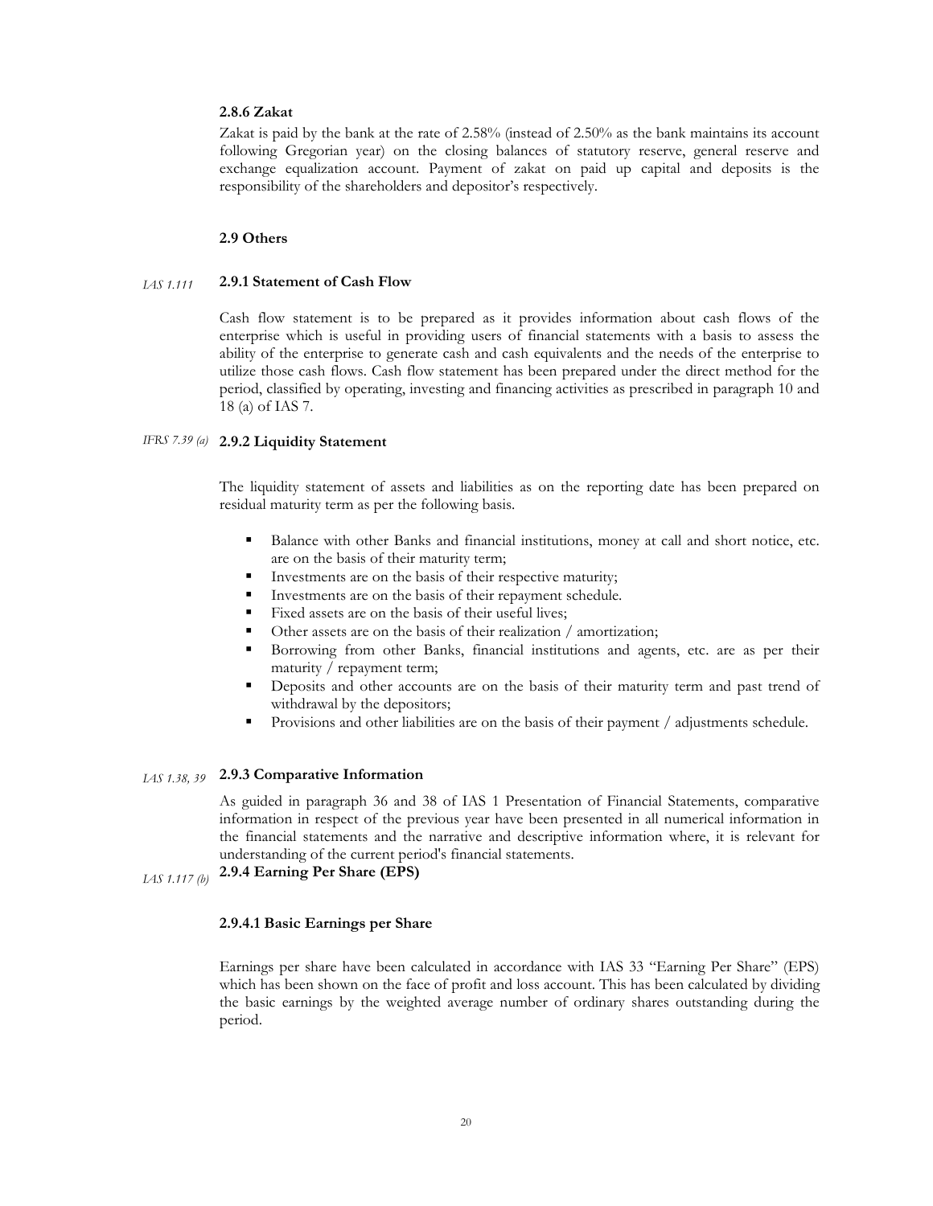#### 2.8.6 Zakat

Zakat is paid by the bank at the rate of 2.58% (instead of 2.50% as the bank maintains its account following Gregorian year) on the closing balances of statutory reserve, general reserve and exchange equalization account. Payment of zakat on paid up capital and deposits is the responsibility of the shareholders and depositor's respectively.

### 2.9 Others

*IAS 1.111*

#### 2.9.1 Statement of Cash Flow

Cash flow statement is to be prepared as it provides information about cash flows of the enterprise which is useful in providing users of financial statements with a basis to assess the ability of the enterprise to generate cash and cash equivalents and the needs of the enterprise to utilize those cash flows. Cash flow statement has been prepared under the direct method for the period, classified by operating, investing and financing activities as prescribed in paragraph 10 and 18 (a) of IAS 7.

*IFRS 7.39 (a)*

#### 2.9.2 Liquidity Statement

The liquidity statement of assets and liabilities as on the reporting date has been prepared on residual maturity term as per the following basis.

- Balance with other Banks and financial institutions, money at call and short notice, etc. are on the basis of their maturity term;
- Investments are on the basis of their respective maturity;
- Investments are on the basis of their repayment schedule.
- Fixed assets are on the basis of their useful lives;
- Other assets are on the basis of their realization / amortization;
- Borrowing from other Banks, financial institutions and agents, etc. are as per their maturity / repayment term;
- Deposits and other accounts are on the basis of their maturity term and past trend of withdrawal by the depositors;
- Provisions and other liabilities are on the basis of their payment / adjustments schedule.

*IAS 1.38, 39*

#### 2.9.3 Comparative Information

As guided in paragraph 36 and 38 of IAS 1 Presentation of Financial Statements, comparative information in respect of the previous year have been presented in all numerical information in the financial statements and the narrative and descriptive information where, it is relevant for understanding of the current period's financial statements.

*IAS 1.117 (b)*

#### 2.9.4 Earning Per Share (EPS)

##### 2.9.4.1 Basic Earnings per Share

Earnings per share have been calculated in accordance with IAS 33 "Earning Per Share" (EPS) which has been shown on the face of profit and loss account. This has been calculated by dividing the basic earnings by the weighted average number of ordinary shares outstanding during the period.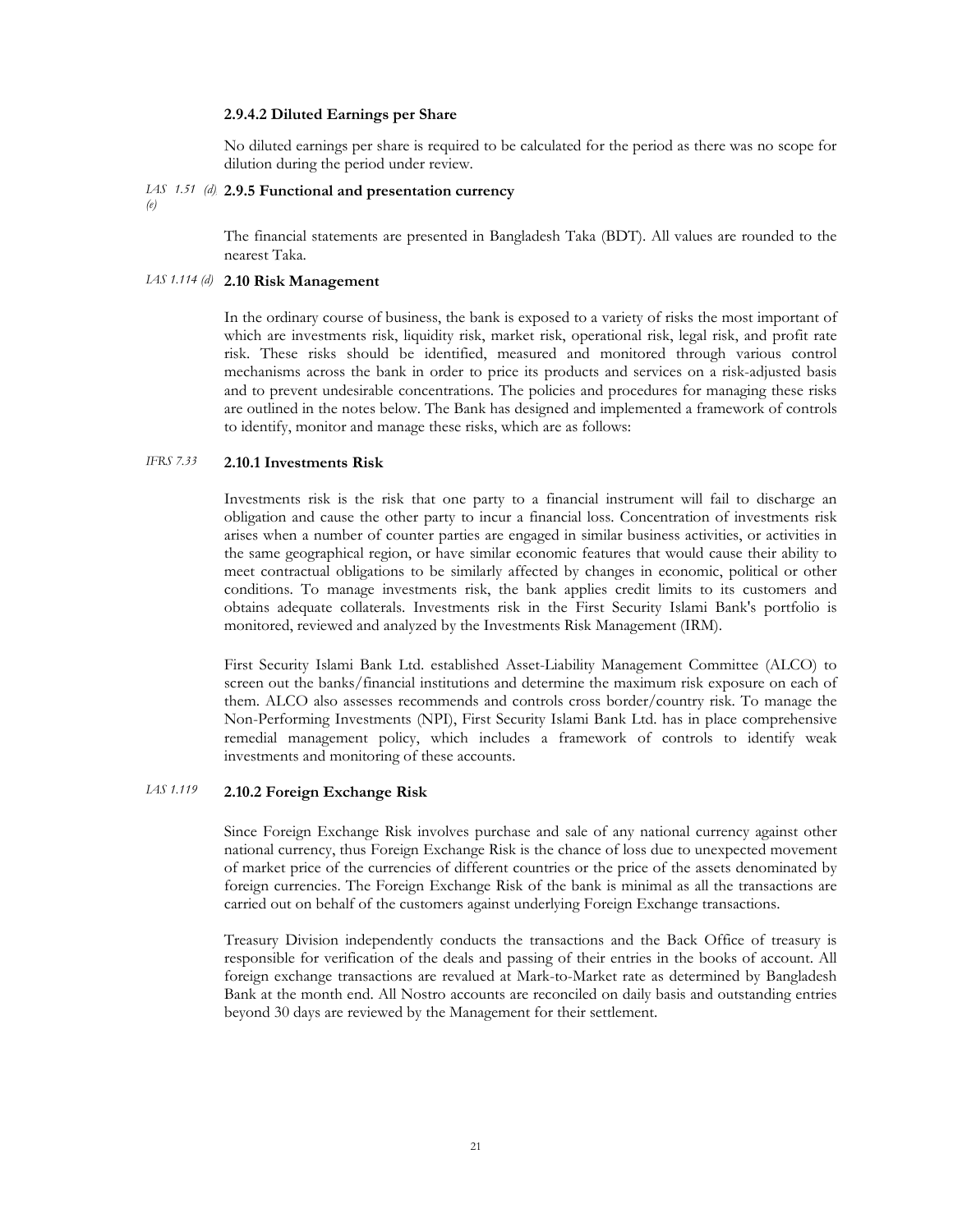#### 2.9.4.2 Diluted Earnings per Share

No diluted earnings per share is required to be calculated for the period as there was no scope for dilution during the period under review.

*IAS 1.51 (d) (e)*

#### 2.9.5 Functional and presentation currency

The financial statements are presented in Bangladesh Taka (BDT). All values are rounded to the nearest Taka.

*IAS 1.114 (d)*

### 2.10 Risk Management

In the ordinary course of business, the bank is exposed to a variety of risks the most important of which are investments risk, liquidity risk, market risk, operational risk, legal risk, and profit rate risk. These risks should be identified, measured and monitored through various control mechanisms across the bank in order to price its products and services on a risk-adjusted basis and to prevent undesirable concentrations. The policies and procedures for managing these risks are outlined in the notes below. The Bank has designed and implemented a framework of controls to identify, monitor and manage these risks, which are as follows:

*IFRS 7.33*

#### 2.10.1 Investments Risk

Investments risk is the risk that one party to a financial instrument will fail to discharge an obligation and cause the other party to incur a financial loss. Concentration of investments risk arises when a number of counter parties are engaged in similar business activities, or activities in the same geographical region, or have similar economic features that would cause their ability to meet contractual obligations to be similarly affected by changes in economic, political or other conditions. To manage investments risk, the bank applies credit limits to its customers and obtains adequate collaterals. Investments risk in the First Security Islami Bank's portfolio is monitored, reviewed and analyzed by the Investments Risk Management (IRM).

First Security Islami Bank Ltd. established Asset-Liability Management Committee (ALCO) to screen out the banks/financial institutions and determine the maximum risk exposure on each of them. ALCO also assesses recommends and controls cross border/country risk. To manage the Non-Performing Investments (NPI), First Security Islami Bank Ltd. has in place comprehensive remedial management policy, which includes a framework of controls to identify weak investments and monitoring of these accounts.

*IAS 1.119*

#### 2.10.2 Foreign Exchange Risk

Since Foreign Exchange Risk involves purchase and sale of any national currency against other national currency, thus Foreign Exchange Risk is the chance of loss due to unexpected movement of market price of the currencies of different countries or the price of the assets denominated by foreign currencies. The Foreign Exchange Risk of the bank is minimal as all the transactions are carried out on behalf of the customers against underlying Foreign Exchange transactions.

Treasury Division independently conducts the transactions and the Back Office of treasury is responsible for verification of the deals and passing of their entries in the books of account. All foreign exchange transactions are revalued at Mark-to-Market rate as determined by Bangladesh Bank at the month end. All Nostro accounts are reconciled on daily basis and outstanding entries beyond 30 days are reviewed by the Management for their settlement.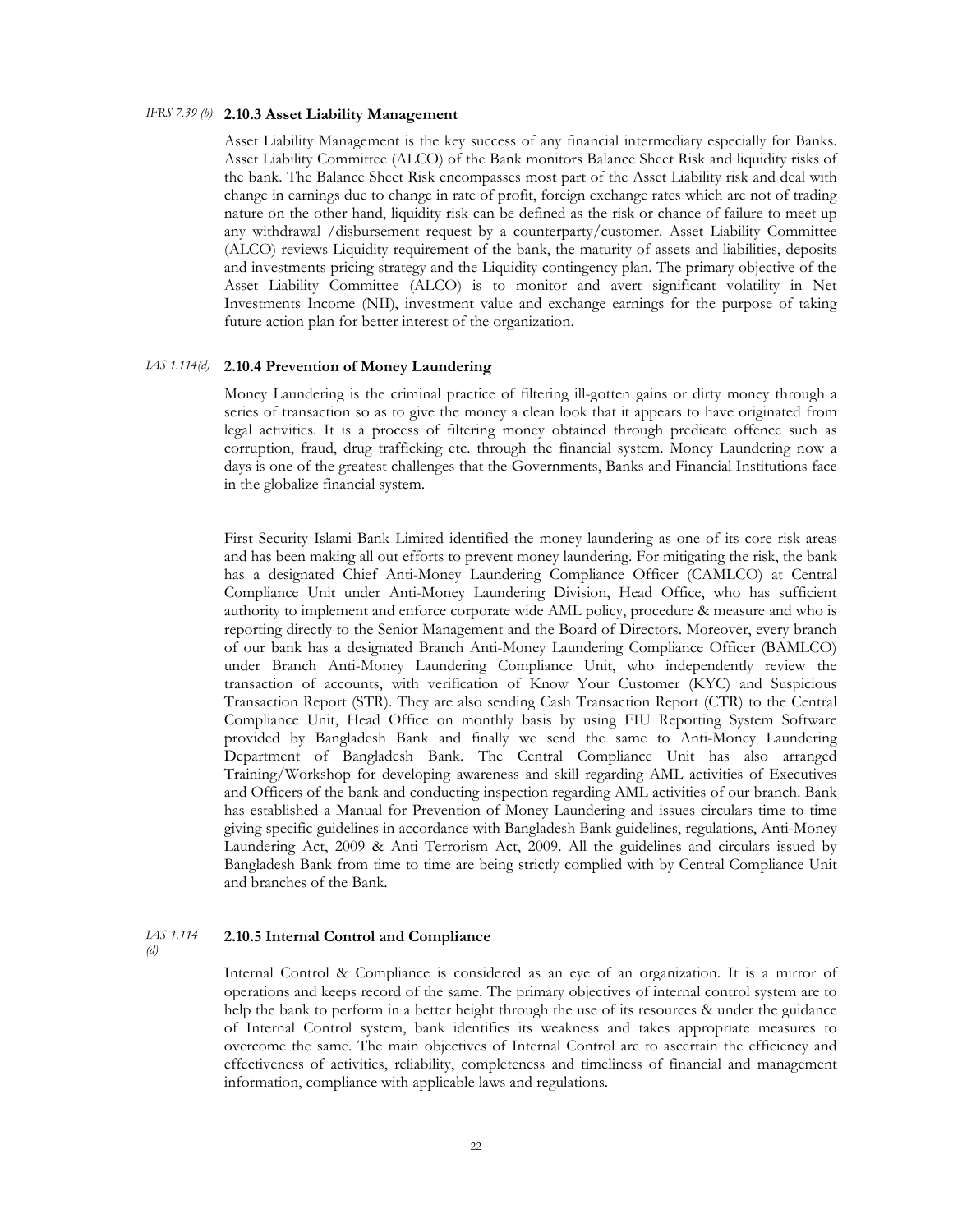*IFRS 7.39 (b)*

### 2.10.3 Asset Liability Management

Asset Liability Management is the key success of any financial intermediary especially for Banks. Asset Liability Committee (ALCO) of the Bank monitors Balance Sheet Risk and liquidity risks of the bank. The Balance Sheet Risk encompasses most part of the Asset Liability risk and deal with change in earnings due to change in rate of profit, foreign exchange rates which are not of trading nature on the other hand, liquidity risk can be defined as the risk or chance of failure to meet up any withdrawal /disbursement request by a counterparty/customer. Asset Liability Committee (ALCO) reviews Liquidity requirement of the bank, the maturity of assets and liabilities, deposits and investments pricing strategy and the Liquidity contingency plan. The primary objective of the Asset Liability Committee (ALCO) is to monitor and avert significant volatility in Net Investments Income (NII), investment value and exchange earnings for the purpose of taking future action plan for better interest of the organization.

*IAS 1.114(d)*

### 2.10.4 Prevention of Money Laundering

Money Laundering is the criminal practice of filtering ill-gotten gains or dirty money through a series of transaction so as to give the money a clean look that it appears to have originated from legal activities. It is a process of filtering money obtained through predicate offence such as corruption, fraud, drug trafficking etc. through the financial system. Money Laundering now a days is one of the greatest challenges that the Governments, Banks and Financial Institutions face in the globalize financial system.

First Security Islami Bank Limited identified the money laundering as one of its core risk areas and has been making all out efforts to prevent money laundering. For mitigating the risk, the bank has a designated Chief Anti-Money Laundering Compliance Officer (CAMLCO) at Central Compliance Unit under Anti-Money Laundering Division, Head Office, who has sufficient authority to implement and enforce corporate wide AML policy, procedure & measure and who is reporting directly to the Senior Management and the Board of Directors. Moreover, every branch of our bank has a designated Branch Anti-Money Laundering Compliance Officer (BAMLCO) under Branch Anti-Money Laundering Compliance Unit, who independently review the transaction of accounts, with verification of Know Your Customer (KYC) and Suspicious Transaction Report (STR). They are also sending Cash Transaction Report (CTR) to the Central Compliance Unit, Head Office on monthly basis by using FIU Reporting System Software provided by Bangladesh Bank and finally we send the same to Anti-Money Laundering Department of Bangladesh Bank. The Central Compliance Unit has also arranged Training/Workshop for developing awareness and skill regarding AML activities of Executives and Officers of the bank and conducting inspection regarding AML activities of our branch. Bank has established a Manual for Prevention of Money Laundering and issues circulars time to time giving specific guidelines in accordance with Bangladesh Bank guidelines, regulations, Anti-Money Laundering Act, 2009 & Anti Terrorism Act, 2009. All the guidelines and circulars issued by Bangladesh Bank from time to time are being strictly complied with by Central Compliance Unit and branches of the Bank.

*IAS 1.114 (d)*

### 2.10.5 Internal Control and Compliance

Internal Control & Compliance is considered as an eye of an organization. It is a mirror of operations and keeps record of the same. The primary objectives of internal control system are to help the bank to perform in a better height through the use of its resources & under the guidance of Internal Control system, bank identifies its weakness and takes appropriate measures to overcome the same. The main objectives of Internal Control are to ascertain the efficiency and effectiveness of activities, reliability, completeness and timeliness of financial and management information, compliance with applicable laws and regulations.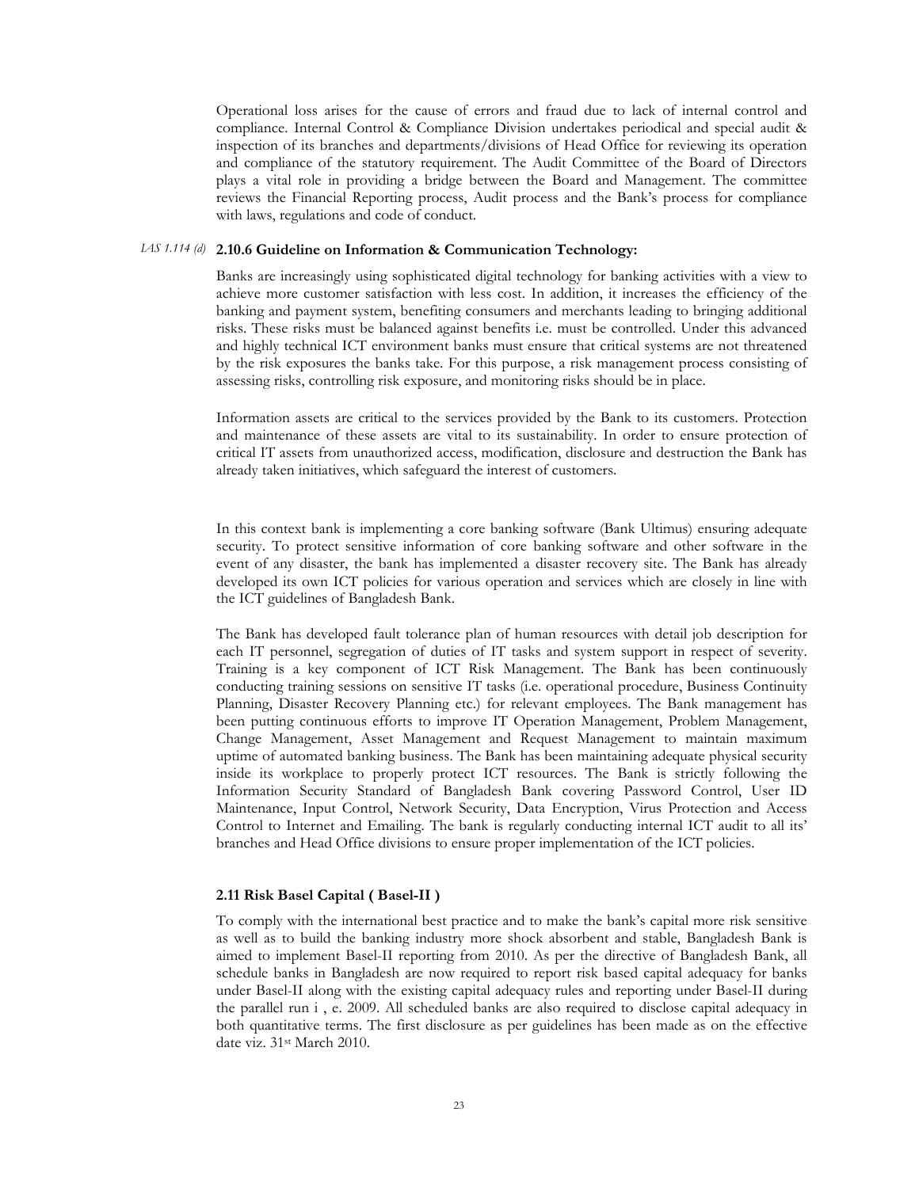Operational loss arises for the cause of errors and fraud due to lack of internal control and compliance. Internal Control & Compliance Division undertakes periodical and special audit & inspection of its branches and departments/divisions of Head Office for reviewing its operation and compliance of the statutory requirement. The Audit Committee of the Board of Directors plays a vital role in providing a bridge between the Board and Management. The committee reviews the Financial Reporting process, Audit process and the Bank's process for compliance with laws, regulations and code of conduct.

*IAS 1.114 (d)* **2.10.6 Guideline on Information & Communication Technology:**

Banks are increasingly using sophisticated digital technology for banking activities with a view to achieve more customer satisfaction with less cost. In addition, it increases the efficiency of the banking and payment system, benefiting consumers and merchants leading to bringing additional risks. These risks must be balanced against benefits i.e. must be controlled. Under this advanced and highly technical ICT environment banks must ensure that critical systems are not threatened by the risk exposures the banks take. For this purpose, a risk management process consisting of assessing risks, controlling risk exposure, and monitoring risks should be in place.

Information assets are critical to the services provided by the Bank to its customers. Protection and maintenance of these assets are vital to its sustainability. In order to ensure protection of critical IT assets from unauthorized access, modification, disclosure and destruction the Bank has already taken initiatives, which safeguard the interest of customers.

In this context bank is implementing a core banking software (Bank Ultimus) ensuring adequate security. To protect sensitive information of core banking software and other software in the event of any disaster, the bank has implemented a disaster recovery site. The Bank has already developed its own ICT policies for various operation and services which are closely in line with the ICT guidelines of Bangladesh Bank.

The Bank has developed fault tolerance plan of human resources with detail job description for each IT personnel, segregation of duties of IT tasks and system support in respect of severity. Training is a key component of ICT Risk Management. The Bank has been continuously conducting training sessions on sensitive IT tasks (i.e. operational procedure, Business Continuity Planning, Disaster Recovery Planning etc.) for relevant employees. The Bank management has been putting continuous efforts to improve IT Operation Management, Problem Management, Change Management, Asset Management and Request Management to maintain maximum uptime of automated banking business. The Bank has been maintaining adequate physical security inside its workplace to properly protect ICT resources. The Bank is strictly following the Information Security Standard of Bangladesh Bank covering Password Control, User ID Maintenance, Input Control, Network Security, Data Encryption, Virus Protection and Access Control to Internet and Emailing. The bank is regularly conducting internal ICT audit to all its' branches and Head Office divisions to ensure proper implementation of the ICT policies.

**2.11 Risk Basel Capital ( Basel-II )**

To comply with the international best practice and to make the bank's capital more risk sensitive as well as to build the banking industry more shock absorbent and stable, Bangladesh Bank is aimed to implement Basel-II reporting from 2010. As per the directive of Bangladesh Bank, all schedule banks in Bangladesh are now required to report risk based capital adequacy for banks under Basel-II along with the existing capital adequacy rules and reporting under Basel-II during the parallel run i , e. 2009. All scheduled banks are also required to disclose capital adequacy in both quantitative terms. The first disclosure as per guidelines has been made as on the effective date viz. 31st March 2010.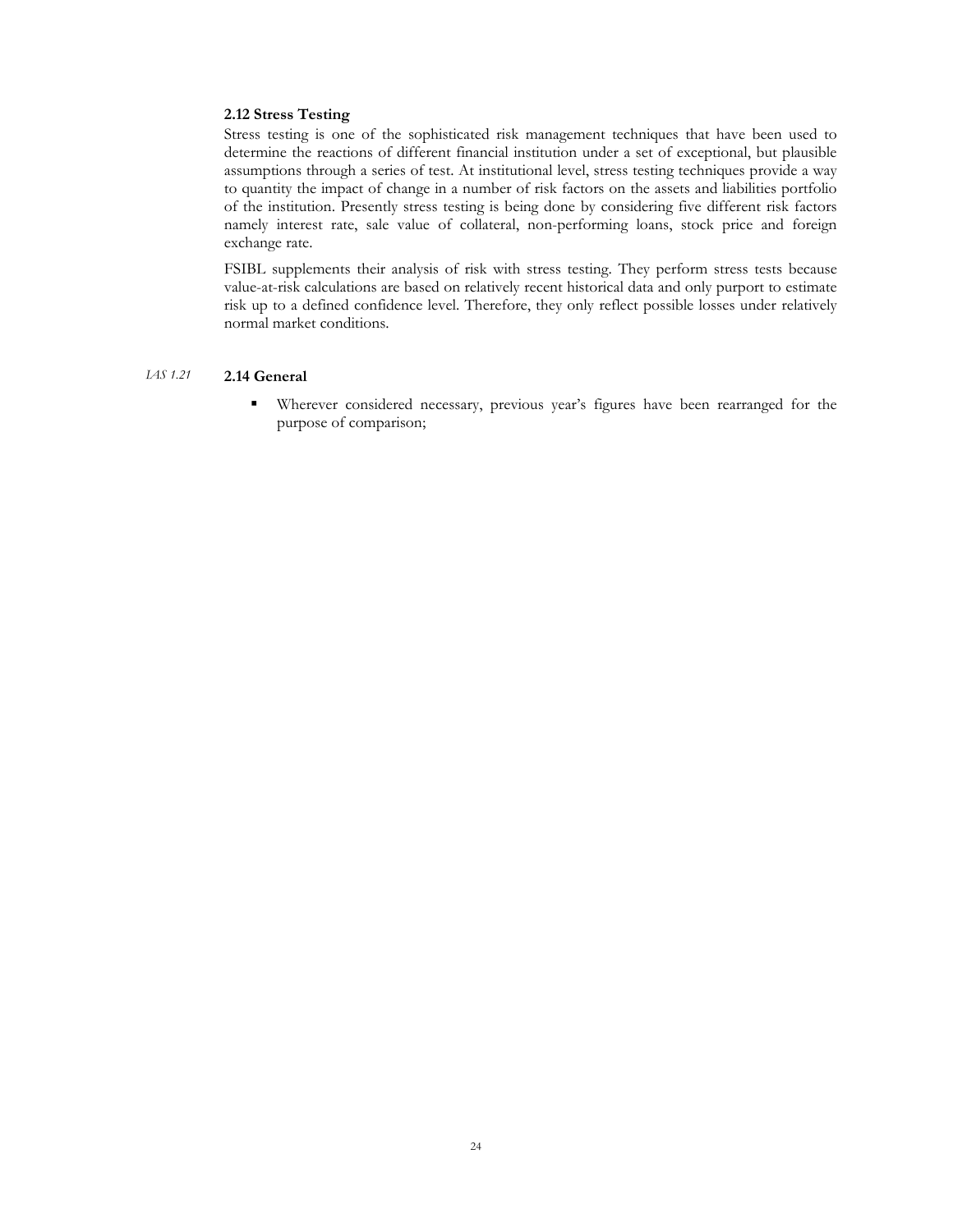### 2.12 Stress Testing

Stress testing is one of the sophisticated risk management techniques that have been used to determine the reactions of different financial institution under a set of exceptional, but plausible assumptions through a series of test. At institutional level, stress testing techniques provide a way to quantity the impact of change in a number of risk factors on the assets and liabilities portfolio of the institution. Presently stress testing is being done by considering five different risk factors namely interest rate, sale value of collateral, non-performing loans, stock price and foreign exchange rate.

FSIBL supplements their analysis of risk with stress testing. They perform stress tests because value-at-risk calculations are based on relatively recent historical data and only purport to estimate risk up to a defined confidence level. Therefore, they only reflect possible losses under relatively normal market conditions.

*IAS 1.21*

### 2.14 General

- Wherever considered necessary, previous year's figures have been rearranged for the purpose of comparison;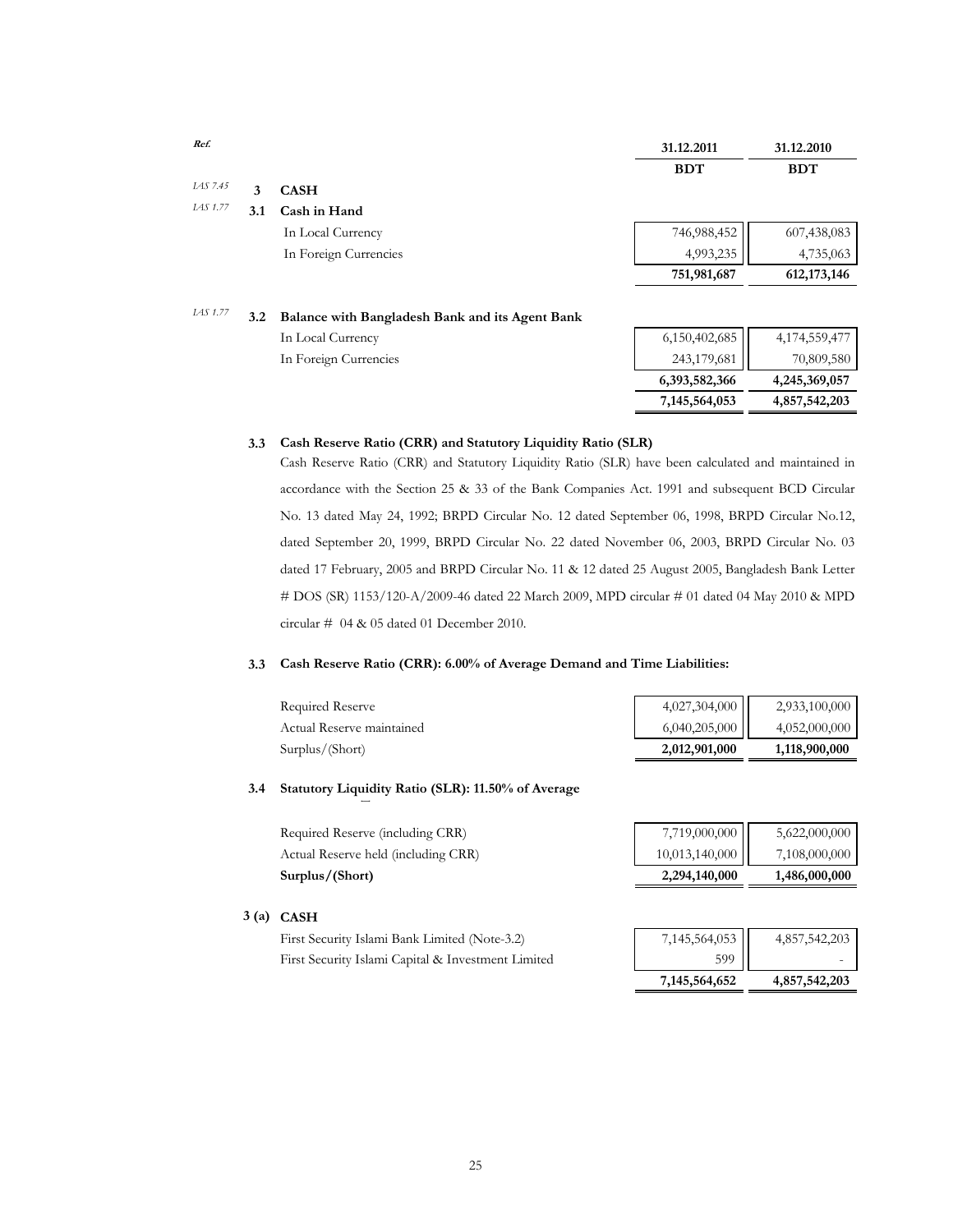| Ref. | | | 31.12.2011 | 31.12.2010 |
|---|---|---|---|---|
| | | | BDT | BDT |
| *IAS 7.45* | **3** | **CASH** | | |
| *IAS 1.77* | **3.1** | **Cash in Hand** | | |
| | | In Local Currency | 746,988,452 | 607,438,083 |
| | | In Foreign Currencies | 4,993,235 | 4,735,063 |
| | | | **751,981,687** | **612,173,146** |
| *IAS 1.77* | **3.2** | **Balance with Bangladesh Bank and its Agent Bank** | | |
| | | In Local Currency | 6,150,402,685 | 4,174,559,477 |
| | | In Foreign Currencies | 243,179,681 | 70,809,580 |
| | | | **6,393,582,366** | **4,245,369,057** |
| | | | **7,145,564,053** | **4,857,542,203** |

**3.3 Cash Reserve Ratio (CRR) and Statutory Liquidity Ratio (SLR)**

Cash Reserve Ratio (CRR) and Statutory Liquidity Ratio (SLR) have been calculated and maintained in accordance with the Section 25 & 33 of the Bank Companies Act. 1991 and subsequent BCD Circular No. 13 dated May 24, 1992; BRPD Circular No. 12 dated September 06, 1998, BRPD Circular No.12, dated September 20, 1999, BRPD Circular No. 22 dated November 06, 2003, BRPD Circular No. 03 dated 17 February, 2005 and BRPD Circular No. 11 & 12 dated 25 August 2005, Bangladesh Bank Letter # DOS (SR) 1153/120-A/2009-46 dated 22 March 2009, MPD circular # 01 dated 04 May 2010 & MPD circular # 04 & 05 dated 01 December 2010.

**3.3 Cash Reserve Ratio (CRR): 6.00% of Average Demand and Time Liabilities:**

| | 31.12.2011 | 31.12.2010 |
|---|---|---|
| Required Reserve | 4,027,304,000 | 2,933,100,000 |
| Actual Reserve maintained | 6,040,205,000 | 4,052,000,000 |
| Surplus/(Short) | **2,012,901,000** | **1,118,900,000** |

**3.4 Statutory Liquidity Ratio (SLR): 11.50% of Average**

| | 31.12.2011 | 31.12.2010 |
|---|---|---|
| Required Reserve (including CRR) | 7,719,000,000 | 5,622,000,000 |
| Actual Reserve held (including CRR) | 10,013,140,000 | 7,108,000,000 |
| **Surplus/(Short)** | **2,294,140,000** | **1,486,000,000** |

**3 (a) CASH**

| | 31.12.2011 | 31.12.2010 |
|---|---|---|
| First Security Islami Bank Limited (Note-3.2) | 7,145,564,053 | 4,857,542,203 |
| First Security Islami Capital & Investment Limited | 599 | - |
| | **7,145,564,652** | **4,857,542,203** |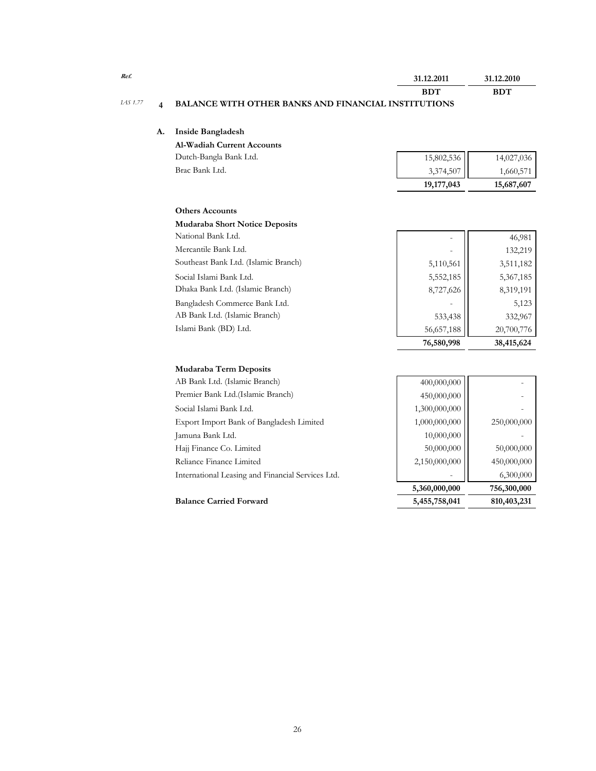| Ref. | | | 31.12.2011 | 31.12.2010 |
|---|---|---|---|---|
| | | | BDT | BDT |
| IAS 1.77 | **4** | **BALANCE WITH OTHER BANKS AND FINANCIAL INSTITUTIONS** | | |
| | **A.** | **Inside Bangladesh** | | |
| | | **Al-Wadiah Current Accounts** | | |
| | | Dutch-Bangla Bank Ltd. | 15,802,536 | 14,027,036 |
| | | Brac Bank Ltd. | 3,374,507 | 1,660,571 |
| | | | **19,177,043** | **15,687,607** |
| | | **Others Accounts** | | |
| | | **Mudaraba Short Notice Deposits** | | |
| | | National Bank Ltd. | - | 46,981 |
| | | Mercantile Bank Ltd. | - | 132,219 |
| | | Southeast Bank Ltd. (Islamic Branch) | 5,110,561 | 3,511,182 |
| | | Social Islami Bank Ltd. | 5,552,185 | 5,367,185 |
| | | Dhaka Bank Ltd. (Islamic Branch) | 8,727,626 | 8,319,191 |
| | | Bangladesh Commerce Bank Ltd. | - | 5,123 |
| | | AB Bank Ltd. (Islamic Branch) | 533,438 | 332,967 |
| | | Islami Bank (BD) Ltd. | 56,657,188 | 20,700,776 |
| | | | **76,580,998** | **38,415,624** |
| | | **Mudaraba Term Deposits** | | |
| | | AB Bank Ltd. (Islamic Branch) | 400,000,000 | - |
| | | Premier Bank Ltd.(Islamic Branch) | 450,000,000 | - |
| | | Social Islami Bank Ltd. | 1,300,000,000 | - |
| | | Export Import Bank of Bangladesh Limited | 1,000,000,000 | 250,000,000 |
| | | Jamuna Bank Ltd. | 10,000,000 | - |
| | | Hajj Finance Co. Limited | 50,000,000 | 50,000,000 |
| | | Reliance Finance Limited | 2,150,000,000 | 450,000,000 |
| | | International Leasing and Financial Services Ltd. | - | 6,300,000 |
| | | | **5,360,000,000** | **756,300,000** |
| | | **Balance Carried Forward** | **5,455,758,041** | **810,403,231** |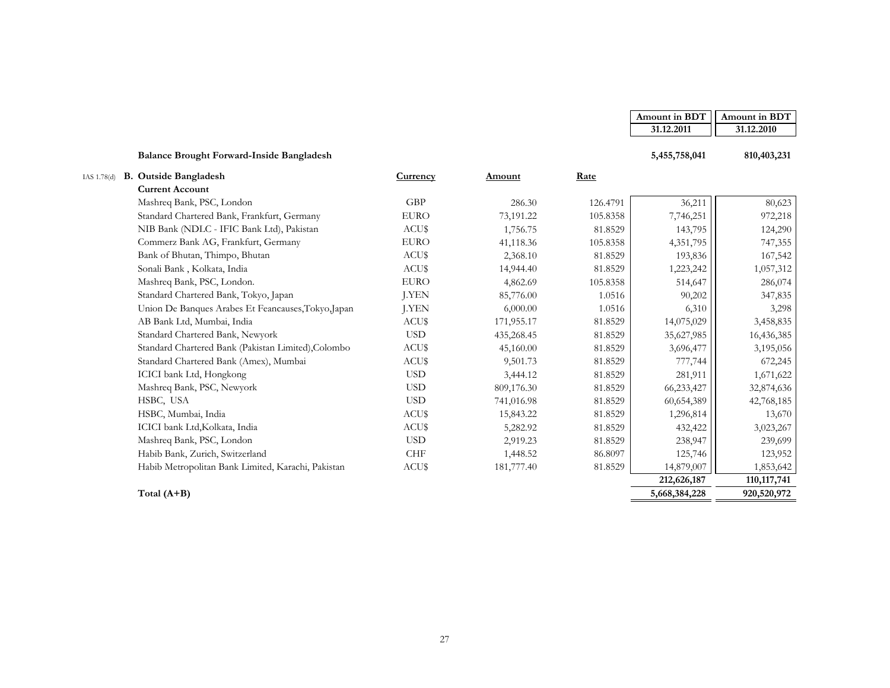| | | | | Amount in BDT 31.12.2011 | Amount in BDT 31.12.2010 |
|---|---|---|---|---|---|
| **Balance Brought Forward-Inside Bangladesh** | | | | **5,455,758,041** | **810,403,231** |
| IAS 1.78(d) **B. Outside Bangladesh** | **Currency** | **Amount** | **Rate** | | |
| **Current Account** | | | | | |
| Mashreq Bank, PSC, London | GBP | 286.30 | 126.4791 | 36,211 | 80,623 |
| Standard Chartered Bank, Frankfurt, Germany | EURO | 73,191.22 | 105.8358 | 7,746,251 | 972,218 |
| NIB Bank (NDLC - IFIC Bank Ltd), Pakistan | ACU$ | 1,756.75 | 81.8529 | 143,795 | 124,290 |
| Commerz Bank AG, Frankfurt, Germany | EURO | 41,118.36 | 105.8358 | 4,351,795 | 747,355 |
| Bank of Bhutan, Thimpo, Bhutan | ACU$ | 2,368.10 | 81.8529 | 193,836 | 167,542 |
| Sonali Bank , Kolkata, India | ACU$ | 14,944.40 | 81.8529 | 1,223,242 | 1,057,312 |
| Mashreq Bank, PSC, London. | EURO | 4,862.69 | 105.8358 | 514,647 | 286,074 |
| Standard Chartered Bank, Tokyo, Japan | J.YEN | 85,776.00 | 1.0516 | 90,202 | 347,835 |
| Union De Banques Arabes Et Feancauses,Tokyo,Japan | J.YEN | 6,000.00 | 1.0516 | 6,310 | 3,298 |
| AB Bank Ltd, Mumbai, India | ACU$ | 171,955.17 | 81.8529 | 14,075,029 | 3,458,835 |
| Standard Chartered Bank, Newyork | USD | 435,268.45 | 81.8529 | 35,627,985 | 16,436,385 |
| Standard Chartered Bank (Pakistan Limited),Colombo | ACU$ | 45,160.00 | 81.8529 | 3,696,477 | 3,195,056 |
| Standard Chartered Bank (Amex), Mumbai | ACU$ | 9,501.73 | 81.8529 | 777,744 | 672,245 |
| ICICI bank Ltd, Hongkong | USD | 3,444.12 | 81.8529 | 281,911 | 1,671,622 |
| Mashreq Bank, PSC, Newyork | USD | 809,176.30 | 81.8529 | 66,233,427 | 32,874,636 |
| HSBC, USA | USD | 741,016.98 | 81.8529 | 60,654,389 | 42,768,185 |
| HSBC, Mumbai, India | ACU$ | 15,843.22 | 81.8529 | 1,296,814 | 13,670 |
| ICICI bank Ltd,Kolkata, India | ACU$ | 5,282.92 | 81.8529 | 432,422 | 3,023,267 |
| Mashreq Bank, PSC, London | USD | 2,919.23 | 81.8529 | 238,947 | 239,699 |
| Habib Bank, Zurich, Switzerland | CHF | 1,448.52 | 86.8097 | 125,746 | 123,952 |
| Habib Metropolitan Bank Limited, Karachi, Pakistan | ACU$ | 181,777.40 | 81.8529 | 14,879,007 | 1,853,642 |
| | | | | **212,626,187** | **110,117,741** |
| **Total (A+B)** | | | | **5,668,384,228** | **920,520,972** |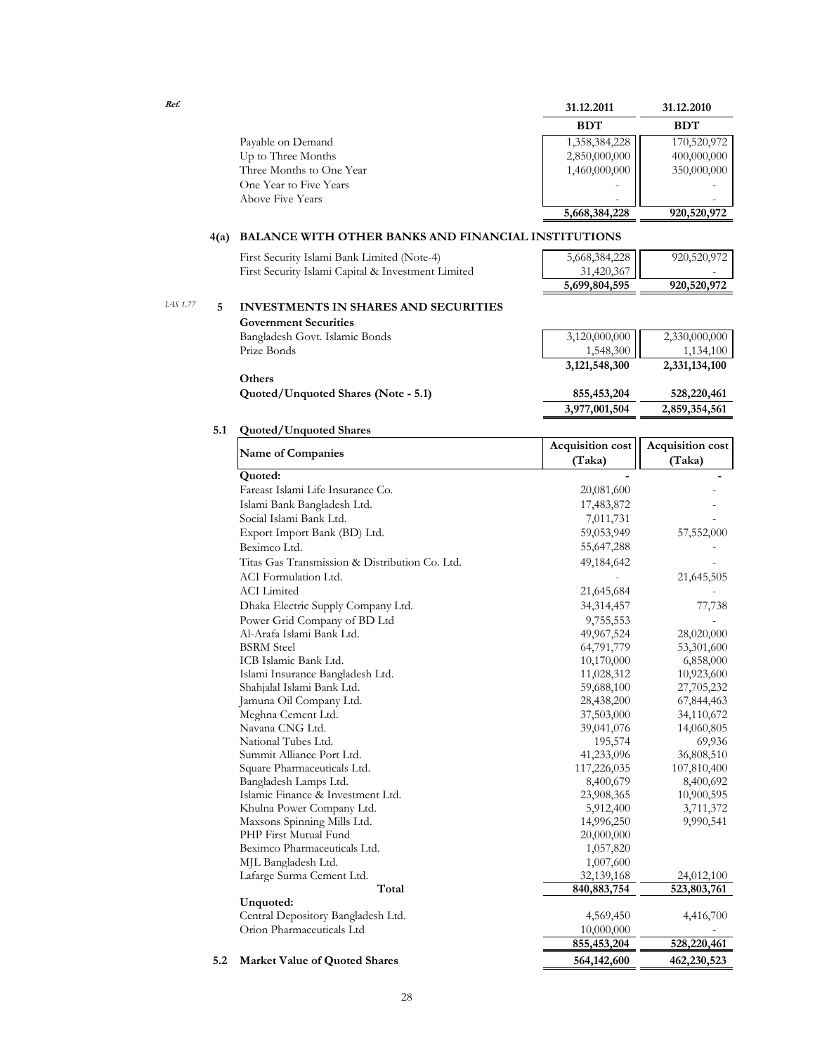| | 31.12.2011 | 31.12.2010 |
|---|---|---|
| | BDT | BDT |
| Payable on Demand | 1,358,384,228 | 170,520,972 |
| Up to Three Months | 2,850,000,000 | 400,000,000 |
| Three Months to One Year | 1,460,000,000 | 350,000,000 |
| One Year to Five Years | - | - |
| Above Five Years | - | - |
| | 5,668,384,228 | 920,520,972 |

## 4(a) BALANCE WITH OTHER BANKS AND FINANCIAL INSTITUTIONS

| | 31.12.2011 | 31.12.2010 |
|---|---|---|
| First Security Islami Bank Limited (Note-4) | 5,668,384,228 | 920,520,972 |
| First Security Islami Capital & Investment Limited | 31,420,367 | - |
| | 5,699,804,595 | 920,520,972 |

IAS 1.77

## 5 INVESTMENTS IN SHARES AND SECURITIES

| | 31.12.2011 | 31.12.2010 |
|---|---|---|
| **Government Securities** | | |
| Bangladesh Govt. Islamic Bonds | 3,120,000,000 | 2,330,000,000 |
| Prize Bonds | 1,548,300 | 1,134,100 |
| | 3,121,548,300 | 2,331,134,100 |
| **Others** | | |
| **Quoted/Unquoted Shares (Note - 5.1)** | **855,453,204** | **528,220,461** |
| | 3,977,001,504 | 2,859,354,561 |

### 5.1 Quoted/Unquoted Shares

| Name of Companies | Acquisition cost (Taka) | Acquisition cost (Taka) |
|---|---|---|
| **Quoted:** | - | - |
| Fareast Islami Life Insurance Co. | 20,081,600 | - |
| Islami Bank Bangladesh Ltd. | 17,483,872 | - |
| Social Islami Bank Ltd. | 7,011,731 | - |
| Export Import Bank (BD) Ltd. | 59,053,949 | 57,552,000 |
| Beximco Ltd. | 55,647,288 | - |
| Titas Gas Transmission & Distribution Co. Ltd. | 49,184,642 | - |
| ACI Formulation Ltd. | - | 21,645,505 |
| ACI Limited | 21,645,684 | - |
| Dhaka Electric Supply Company Ltd. | 34,314,457 | 77,738 |
| Power Grid Company of BD Ltd | 9,755,553 | - |
| Al-Arafa Islami Bank Ltd. | 49,967,524 | 28,020,000 |
| BSRM Steel | 64,791,779 | 53,301,600 |
| ICB Islamic Bank Ltd. | 10,170,000 | 6,858,000 |
| Islami Insurance Bangladesh Ltd. | 11,028,312 | 10,923,600 |
| Shahjalal Islami Bank Ltd. | 59,688,100 | 27,705,232 |
| Jamuna Oil Company Ltd. | 28,438,200 | 67,844,463 |
| Meghna Cement Ltd. | 37,503,000 | 34,110,672 |
| Navana CNG Ltd. | 39,041,076 | 14,060,805 |
| National Tubes Ltd. | 195,574 | 69,936 |
| Summit Alliance Port Ltd. | 41,233,096 | 36,808,510 |
| Square Pharmaceuticals Ltd. | 117,226,035 | 107,810,400 |
| Bangladesh Lamps Ltd. | 8,400,679 | 8,400,692 |
| Islamic Finance & Investment Ltd. | 23,908,365 | 10,900,595 |
| Khulna Power Company Ltd. | 5,912,400 | 3,711,372 |
| Maxsons Spinning Mills Ltd. | 14,996,250 | 9,990,541 |
| PHP First Mutual Fund | 20,000,000 | |
| Beximco Pharmaceuticals Ltd. | 1,057,820 | |
| MJL Bangladesh Ltd. | 1,007,600 | |
| Lafarge Surma Cement Ltd. | 32,139,168 | 24,012,100 |
| **Total** | 840,883,754 | 523,803,761 |
| **Unquoted:** | | |
| Central Depository Bangladesh Ltd. | 4,569,450 | 4,416,700 |
| Orion Pharmaceuticals Ltd | 10,000,000 | - |
| | 855,453,204 | 528,220,461 |

### 5.2 Market Value of Quoted Shares

| | 31.12.2011 | 31.12.2010 |
|---|---|---|
| **Market Value of Quoted Shares** | **564,142,600** | **462,230,523** |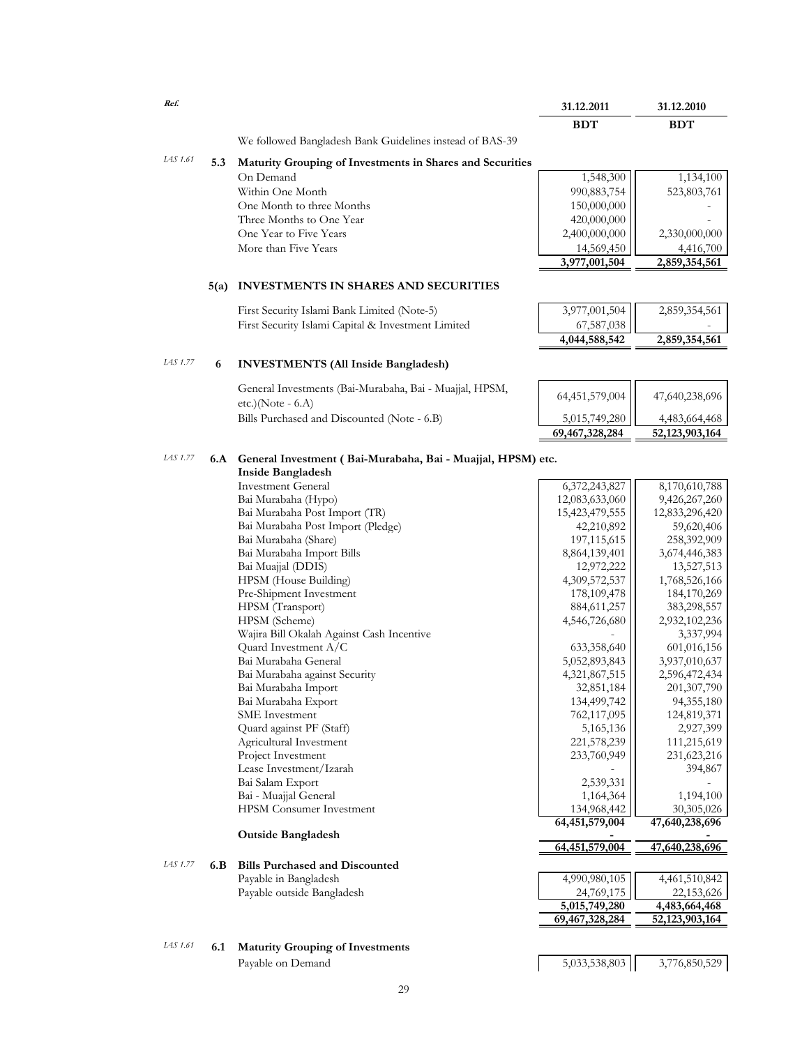| Ref. | | | 31.12.2011 | 31.12.2010 |
|---|---|---|---|---|
| | | | BDT | BDT |

We followed Bangladesh Bank Guidelines instead of BAS-39

| Ref. | Note | Particulars | 31.12.2011 BDT | 31.12.2010 BDT |
|---|---|---|---|---|
| *IAS 1.61* | **5.3** | **Maturity Grouping of Investments in Shares and Securities** | | |
| | | On Demand | 1,548,300 | 1,134,100 |
| | | Within One Month | 990,883,754 | 523,803,761 |
| | | One Month to three Months | 150,000,000 | - |
| | | Three Months to One Year | 420,000,000 | - |
| | | One Year to Five Years | 2,400,000,000 | 2,330,000,000 |
| | | More than Five Years | 14,569,450 | 4,416,700 |
| | | | **3,977,001,504** | **2,859,354,561** |
| | **5(a)** | **INVESTMENTS IN SHARES AND SECURITIES** | | |
| | | First Security Islami Bank Limited (Note-5) | 3,977,001,504 | 2,859,354,561 |
| | | First Security Islami Capital & Investment Limited | 67,587,038 | - |
| | | | **4,044,588,542** | **2,859,354,561** |
| *IAS 1.77* | **6** | **INVESTMENTS (All Inside Bangladesh)** | | |
| | | General Investments (Bai-Murabaha, Bai - Muajjal, HPSM, etc.)(Note - 6.A) | 64,451,579,004 | 47,640,238,696 |
| | | Bills Purchased and Discounted (Note - 6.B) | 5,015,749,280 | 4,483,664,468 |
| | | | **69,467,328,284** | **52,123,903,164** |
| *IAS 1.77* | **6.A** | **General Investment ( Bai-Murabaha, Bai - Muajjal, HPSM) etc.** | | |
| | | **Inside Bangladesh** | | |
| | | Investment General | 6,372,243,827 | 8,170,610,788 |
| | | Bai Murabaha (Hypo) | 12,083,633,060 | 9,426,267,260 |
| | | Bai Murabaha Post Import (TR) | 15,423,479,555 | 12,833,296,420 |
| | | Bai Murabaha Post Import (Pledge) | 42,210,892 | 59,620,406 |
| | | Bai Murabaha (Share) | 197,115,615 | 258,392,909 |
| | | Bai Murabaha Import Bills | 8,864,139,401 | 3,674,446,383 |
| | | Bai Muajjal (DDIS) | 12,972,222 | 13,527,513 |
| | | HPSM (House Building) | 4,309,572,537 | 1,768,526,166 |
| | | Pre-Shipment Investment | 178,109,478 | 184,170,269 |
| | | HPSM (Transport) | 884,611,257 | 383,298,557 |
| | | HPSM (Scheme) | 4,546,726,680 | 2,932,102,236 |
| | | Wajira Bill Okalah Against Cash Incentive | - | 3,337,994 |
| | | Quard Investment A/C | 633,358,640 | 601,016,156 |
| | | Bai Murabaha General | 5,052,893,843 | 3,937,010,637 |
| | | Bai Murabaha against Security | 4,321,867,515 | 2,596,472,434 |
| | | Bai Murabaha Import | 32,851,184 | 201,307,790 |
| | | Bai Murabaha Export | 134,499,742 | 94,355,180 |
| | | SME Investment | 762,117,095 | 124,819,371 |
| | | Quard against PF (Staff) | 5,165,136 | 2,927,399 |
| | | Agricultural Investment | 221,578,239 | 111,215,619 |
| | | Project Investment | 233,760,949 | 231,623,216 |
| | | Lease Investment/Izarah | - | 394,867 |
| | | Bai Salam Export | 2,539,331 | - |
| | | Bai - Muajjal General | 1,164,364 | 1,194,100 |
| | | HPSM Consumer Investment | 134,968,442 | 30,305,026 |
| | | | **64,451,579,004** | **47,640,238,696** |
| | | **Outside Bangladesh** | - | - |
| | | | **64,451,579,004** | **47,640,238,696** |
| *IAS 1.77* | **6.B** | **Bills Purchased and Discounted** | | |
| | | Payable in Bangladesh | 4,990,980,105 | 4,461,510,842 |
| | | Payable outside Bangladesh | 24,769,175 | 22,153,626 |
| | | | **5,015,749,280** | **4,483,664,468** |
| | | | **69,467,328,284** | **52,123,903,164** |
| *IAS 1.61* | **6.1** | **Maturity Grouping of Investments** | | |
| | | Payable on Demand | 5,033,538,803 | 3,776,850,529 |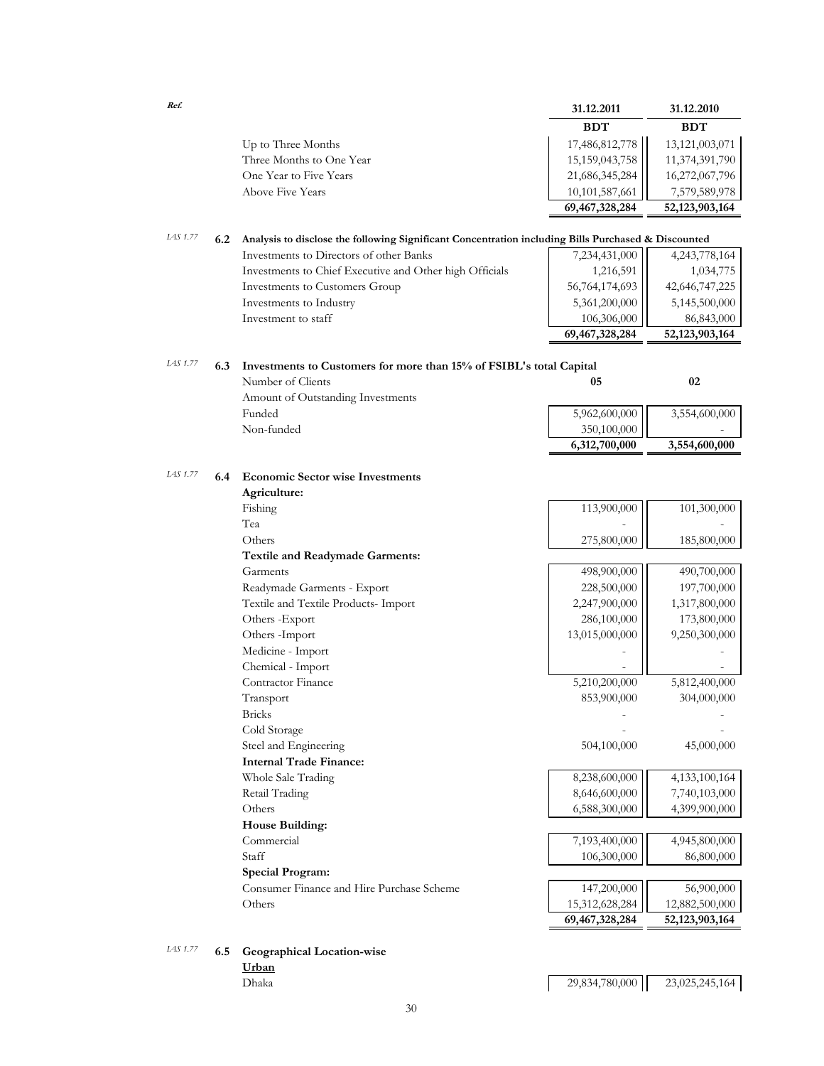| Ref. | | | 31.12.2011 | 31.12.2010 |
|---|---|---|---|---|
| | | | **BDT** | **BDT** |
| | | Up to Three Months | 17,486,812,778 | 13,121,003,071 |
| | | Three Months to One Year | 15,159,043,758 | 11,374,391,790 |
| | | One Year to Five Years | 21,686,345,284 | 16,272,067,796 |
| | | Above Five Years | 10,101,587,661 | 7,579,589,978 |
| | | | **69,467,328,284** | **52,123,903,164** |
| *IAS 1.77* | **6.2** | **Analysis to disclose the following Significant Concentration including Bills Purchased & Discounted** | | |
| | | Investments to Directors of other Banks | 7,234,431,000 | 4,243,778,164 |
| | | Investments to Chief Executive and Other high Officials | 1,216,591 | 1,034,775 |
| | | Investments to Customers Group | 56,764,174,693 | 42,646,747,225 |
| | | Investments to Industry | 5,361,200,000 | 5,145,500,000 |
| | | Investment to staff | 106,306,000 | 86,843,000 |
| | | | **69,467,328,284** | **52,123,903,164** |
| *IAS 1.77* | **6.3** | **Investments to Customers for more than 15% of FSIBL's total Capital** | | |
| | | Number of Clients | **05** | **02** |
| | | Amount of Outstanding Investments | | |
| | | Funded | 5,962,600,000 | 3,554,600,000 |
| | | Non-funded | 350,100,000 | - |
| | | | **6,312,700,000** | **3,554,600,000** |
| *IAS 1.77* | **6.4** | **Economic Sector wise Investments** | | |
| | | **Agriculture:** | | |
| | | Fishing | 113,900,000 | 101,300,000 |
| | | Tea | - | - |
| | | Others | 275,800,000 | 185,800,000 |
| | | **Textile and Readymade Garments:** | | |
| | | Garments | 498,900,000 | 490,700,000 |
| | | Readymade Garments - Export | 228,500,000 | 197,700,000 |
| | | Textile and Textile Products- Import | 2,247,900,000 | 1,317,800,000 |
| | | Others -Export | 286,100,000 | 173,800,000 |
| | | Others -Import | 13,015,000,000 | 9,250,300,000 |
| | | Medicine - Import | - | - |
| | | Chemical - Import | - | - |
| | | Contractor Finance | 5,210,200,000 | 5,812,400,000 |
| | | Transport | 853,900,000 | 304,000,000 |
| | | Bricks | - | - |
| | | Cold Storage | - | - |
| | | Steel and Engineering | 504,100,000 | 45,000,000 |
| | | **Internal Trade Finance:** | | |
| | | Whole Sale Trading | 8,238,600,000 | 4,133,100,164 |
| | | Retail Trading | 8,646,600,000 | 7,740,103,000 |
| | | Others | 6,588,300,000 | 4,399,900,000 |
| | | **House Building:** | | |
| | | Commercial | 7,193,400,000 | 4,945,800,000 |
| | | Staff | 106,300,000 | 86,800,000 |
| | | **Special Program:** | | |
| | | Consumer Finance and Hire Purchase Scheme | 147,200,000 | 56,900,000 |
| | | Others | 15,312,628,284 | 12,882,500,000 |
| | | | **69,467,328,284** | **52,123,903,164** |
| *IAS 1.77* | **6.5** | **Geographical Location-wise** | | |
| | | **Urban** | | |
| | | Dhaka | 29,834,780,000 | 23,025,245,164 |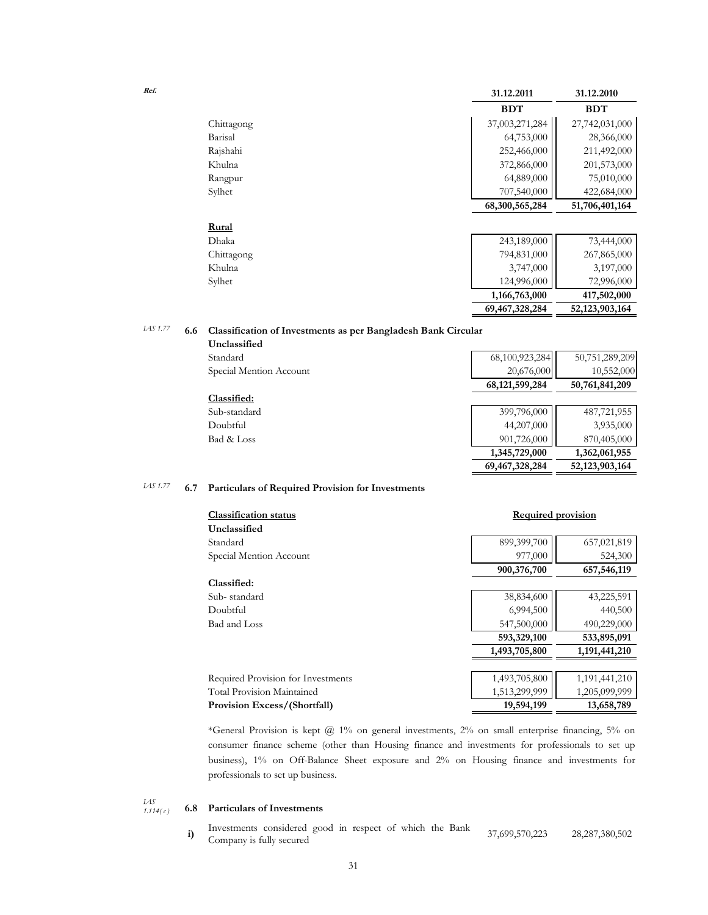| Ref. | | 31.12.2011 | 31.12.2010 |
|---|---|---|---|
| | | **BDT** | **BDT** |
| | Chittagong | 37,003,271,284 | 27,742,031,000 |
| | Barisal | 64,753,000 | 28,366,000 |
| | Rajshahi | 252,466,000 | 211,492,000 |
| | Khulna | 372,866,000 | 201,573,000 |
| | Rangpur | 64,889,000 | 75,010,000 |
| | Sylhet | 707,540,000 | 422,684,000 |
| | | **68,300,565,284** | **51,706,401,164** |
| | **Rural** | | |
| | Dhaka | 243,189,000 | 73,444,000 |
| | Chittagong | 794,831,000 | 267,865,000 |
| | Khulna | 3,747,000 | 3,197,000 |
| | Sylhet | 124,996,000 | 72,996,000 |
| | | **1,166,763,000** | **417,502,000** |
| | | **69,467,328,284** | **52,123,903,164** |

*IAS 1.77*

### 6.6 Classification of Investments as per Bangladesh Bank Circular

| | 31.12.2011 | 31.12.2010 |
|---|---|---|
| **Unclassified** | | |
| Standard | 68,100,923,284 | 50,751,289,209 |
| Special Mention Account | 20,676,000 | 10,552,000 |
| | **68,121,599,284** | **50,761,841,209** |
| **Classified:** | | |
| Sub-standard | 399,796,000 | 487,721,955 |
| Doubtful | 44,207,000 | 3,935,000 |
| Bad & Loss | 901,726,000 | 870,405,000 |
| | **1,345,729,000** | **1,362,061,955** |
| | **69,467,328,284** | **52,123,903,164** |

*IAS 1.77*

### 6.7 Particulars of Required Provision for Investments

| **Classification status** | **Required provision** | |
|---|---|---|
| **Unclassified** | | |
| Standard | 899,399,700 | 657,021,819 |
| Special Mention Account | 977,000 | 524,300 |
| | **900,376,700** | **657,546,119** |
| **Classified:** | | |
| Sub- standard | 38,834,600 | 43,225,591 |
| Doubtful | 6,994,500 | 440,500 |
| Bad and Loss | 547,500,000 | 490,229,000 |
| | **593,329,100** | **533,895,091** |
| | **1,493,705,800** | **1,191,441,210** |
| Required Provision for Investments | 1,493,705,800 | 1,191,441,210 |
| Total Provision Maintained | 1,513,299,999 | 1,205,099,999 |
| **Provision Excess/(Shortfall)** | **19,594,199** | **13,658,789** |

*General Provision is kept @ 1% on general investments, 2% on small enterprise financing, 5% on consumer finance scheme (other than Housing finance and investments for professionals to set up business), 1% on Off-Balance Sheet exposure and 2% on Housing finance and investments for professionals to set up business.

*IAS 1.114( c )*

### 6.8 Particulars of Investments

| | | 31.12.2011 | 31.12.2010 |
|---|---|---|---|
| **i)** | Investments considered good in respect of which the Bank Company is fully secured | 37,699,570,223 | 28,287,380,502 |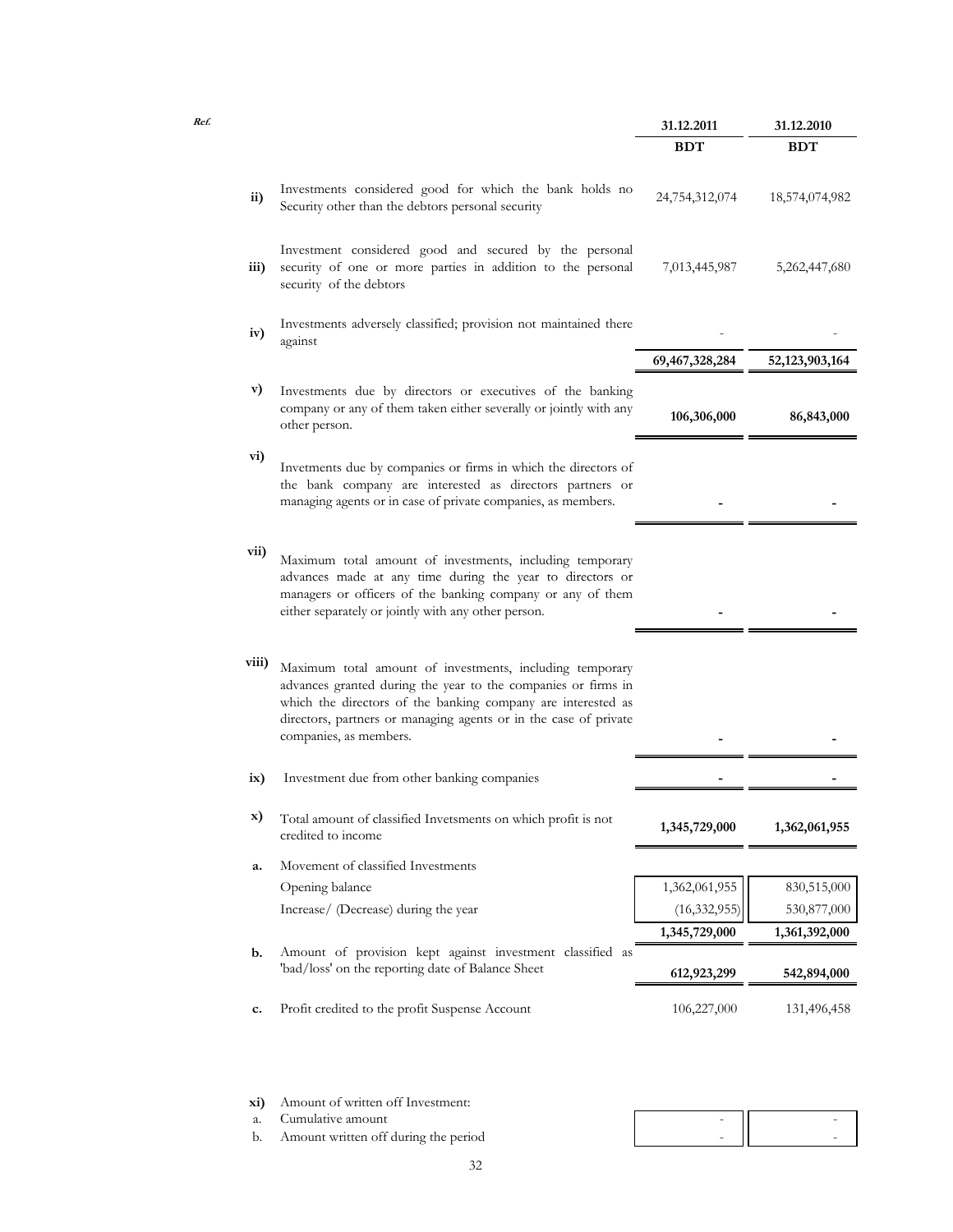| Ref. | | 31.12.2011 | 31.12.2010 |
|---|---|---|---|
| | | BDT | BDT |
| ii) | Investments considered good for which the bank holds no Security other than the debtors personal security | 24,754,312,074 | 18,574,074,982 |
| iii) | Investment considered good and secured by the personal security of one or more parties in addition to the personal security of the debtors | 7,013,445,987 | 5,262,447,680 |
| iv) | Investments adversely classified; provision not maintained there against | - | - |
| | | **69,467,328,284** | **52,123,903,164** |
| v) | Investments due by directors or executives of the banking company or any of them taken either severally or jointly with any other person. | **106,306,000** | **86,843,000** |
| vi) | Invetments due by companies or firms in which the directors of the bank company are interested as directors partners or managing agents or in case of private companies, as members. | **-** | **-** |
| vii) | Maximum total amount of investments, including temporary advances made at any time during the year to directors or managers or officers of the banking company or any of them either separately or jointly with any other person. | **-** | **-** |
| viii) | Maximum total amount of investments, including temporary advances granted during the year to the companies or firms in which the directors of the banking company are interested as directors, partners or managing agents or in the case of private companies, as members. | **-** | **-** |
| ix) | Investment due from other banking companies | **-** | **-** |
| x) | Total amount of classified Invetsments on which profit is not credited to income | **1,345,729,000** | **1,362,061,955** |
| a. | Movement of classified Investments | | |
| | Opening balance | 1,362,061,955 | 830,515,000 |
| | Increase/ (Decrease) during the year | (16,332,955) | 530,877,000 |
| | | **1,345,729,000** | **1,361,392,000** |
| b. | Amount of provision kept against investment classified as 'bad/loss' on the reporting date of Balance Sheet | **612,923,299** | **542,894,000** |
| c. | Profit credited to the profit Suspense Account | 106,227,000 | 131,496,458 |

| | | | |
|---|---|---|---|
| xi) | Amount of written off Investment: | | |
| a. | Cumulative amount | - | - |
| b. | Amount written off during the period | - | - |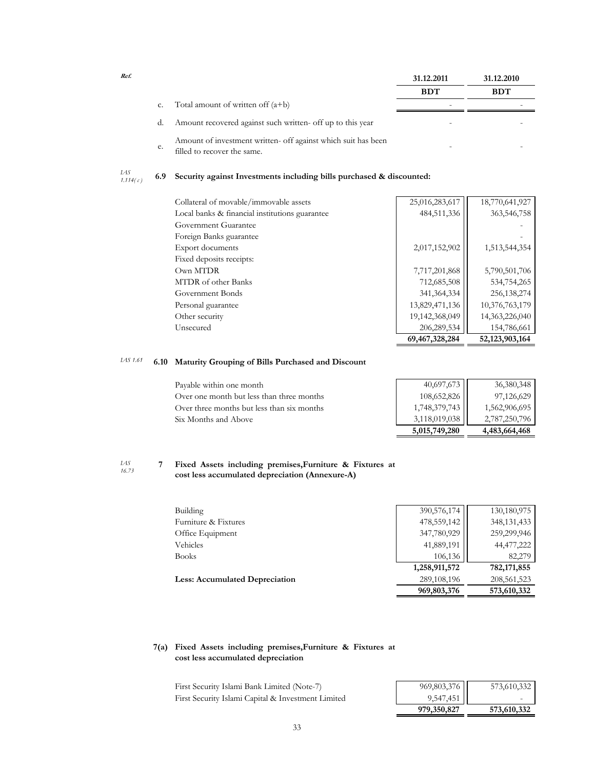| Ref. | | | 31.12.2011 | 31.12.2010 |
|---|---|---|---|---|
| | | | BDT | BDT |
| | c. | Total amount of written off (a+b) | - | - |
| | d. | Amount recovered against such written- off up to this year | - | - |
| | e. | Amount of investment written- off against which suit has been filled to recover the same. | - | - |

*IAS 1.114( c )* **6.9 Security against Investments including bills purchased & discounted:**

| | 31.12.2011 | 31.12.2010 |
|---|---|---|
| Collateral of movable/immovable assets | 25,016,283,617 | 18,770,641,927 |
| Local banks & financial institutions guarantee | 484,511,336 | 363,546,758 |
| Government Guarantee | | - |
| Foreign Banks guarantee | | - |
| Export documents | 2,017,152,902 | 1,513,544,354 |
| Fixed deposits receipts: | | |
| Own MTDR | 7,717,201,868 | 5,790,501,706 |
| MTDR of other Banks | 712,685,508 | 534,754,265 |
| Government Bonds | 341,364,334 | 256,138,274 |
| Personal guarantee | 13,829,471,136 | 10,376,763,179 |
| Other security | 19,142,368,049 | 14,363,226,040 |
| Unsecured | 206,289,534 | 154,786,661 |
| | **69,467,328,284** | **52,123,903,164** |

*IAS 1.61* **6.10 Maturity Grouping of Bills Purchased and Discount**

| | 31.12.2011 | 31.12.2010 |
|---|---|---|
| Payable within one month | 40,697,673 | 36,380,348 |
| Over one month but less than three months | 108,652,826 | 97,126,629 |
| Over three months but less than six months | 1,748,379,743 | 1,562,906,695 |
| Six Months and Above | 3,118,019,038 | 2,787,250,796 |
| | **5,015,749,280** | **4,483,664,468** |

*IAS 16.73* **7 Fixed Assets including premises,Furniture & Fixtures at cost less accumulated depreciation (Annexure-A)**

| | 31.12.2011 | 31.12.2010 |
|---|---|---|
| Building | 390,576,174 | 130,180,975 |
| Furniture & Fixtures | 478,559,142 | 348,131,433 |
| Office Equipment | 347,780,929 | 259,299,946 |
| Vehicles | 41,889,191 | 44,477,222 |
| Books | 106,136 | 82,279 |
| | **1,258,911,572** | **782,171,855** |
| **Less: Accumulated Depreciation** | 289,108,196 | 208,561,523 |
| | **969,803,376** | **573,610,332** |

**7(a) Fixed Assets including premises,Furniture & Fixtures at cost less accumulated depreciation**

| | 31.12.2011 | 31.12.2010 |
|---|---|---|
| First Security Islami Bank Limited (Note-7) | 969,803,376 | 573,610,332 |
| First Security Islami Capital & Investment Limited | 9,547,451 | - |
| | **979,350,827** | **573,610,332** |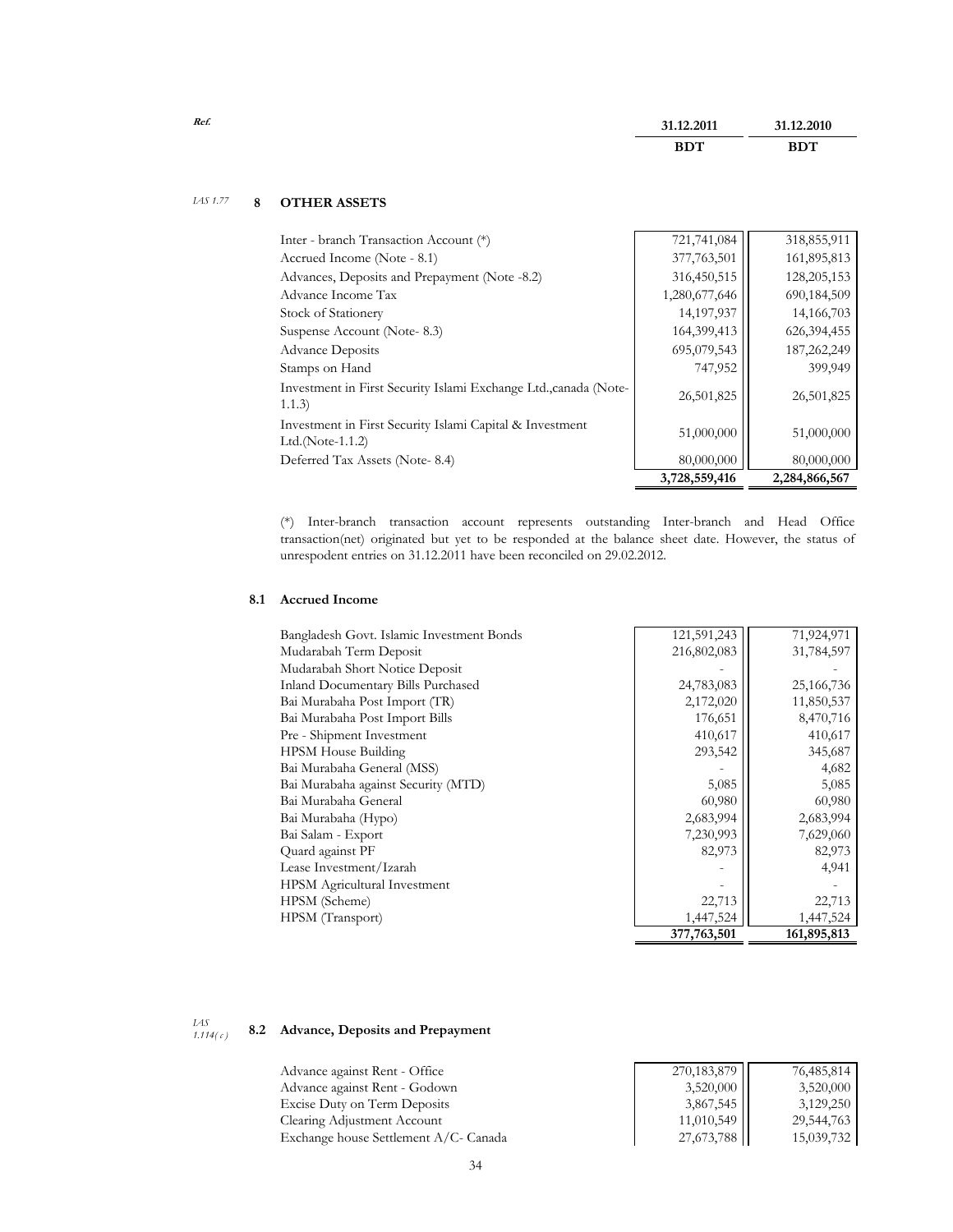| Ref. | | 31.12.2011 | 31.12.2010 |
|---|---|---|---|
| | | BDT | BDT |

*IAS 1.77*

## 8 OTHER ASSETS

| | 31.12.2011 BDT | 31.12.2010 BDT |
|---|---|---|
| Inter - branch Transaction Account (*) | 721,741,084 | 318,855,911 |
| Accrued Income (Note - 8.1) | 377,763,501 | 161,895,813 |
| Advances, Deposits and Prepayment (Note -8.2) | 316,450,515 | 128,205,153 |
| Advance Income Tax | 1,280,677,646 | 690,184,509 |
| Stock of Stationery | 14,197,937 | 14,166,703 |
| Suspense Account (Note- 8.3) | 164,399,413 | 626,394,455 |
| Advance Deposits | 695,079,543 | 187,262,249 |
| Stamps on Hand | 747,952 | 399,949 |
| Investment in First Security Islami Exchange Ltd.,canada (Note-1.1.3) | 26,501,825 | 26,501,825 |
| Investment in First Security Islami Capital & Investment Ltd.(Note-1.1.2) | 51,000,000 | 51,000,000 |
| Deferred Tax Assets (Note- 8.4) | 80,000,000 | 80,000,000 |
| | **3,728,559,416** | **2,284,866,567** |

(*) Inter-branch transaction account represents outstanding Inter-branch and Head Office transaction(net) originated but yet to be responded at the balance sheet date. However, the status of unrespodent entries on 31.12.2011 have been reconciled on 29.02.2012.

### 8.1 Accrued Income

| | 31.12.2011 BDT | 31.12.2010 BDT |
|---|---|---|
| Bangladesh Govt. Islamic Investment Bonds | 121,591,243 | 71,924,971 |
| Mudarabah Term Deposit | 216,802,083 | 31,784,597 |
| Mudarabah Short Notice Deposit | - | - |
| Inland Documentary Bills Purchased | 24,783,083 | 25,166,736 |
| Bai Murabaha Post Import (TR) | 2,172,020 | 11,850,537 |
| Bai Murabaha Post Import Bills | 176,651 | 8,470,716 |
| Pre - Shipment Investment | 410,617 | 410,617 |
| HPSM House Building | 293,542 | 345,687 |
| Bai Murabaha General (MSS) | - | 4,682 |
| Bai Murabaha against Security (MTD) | 5,085 | 5,085 |
| Bai Murabaha General | 60,980 | 60,980 |
| Bai Murabaha (Hypo) | 2,683,994 | 2,683,994 |
| Bai Salam - Export | 7,230,993 | 7,629,060 |
| Quard against PF | 82,973 | 82,973 |
| Lease Investment/Izarah | - | 4,941 |
| HPSM Agricultural Investment | - | - |
| HPSM (Scheme) | 22,713 | 22,713 |
| HPSM (Transport) | 1,447,524 | 1,447,524 |
| | **377,763,501** | **161,895,813** |

*IAS 1.114(c)*

### 8.2 Advance, Deposits and Prepayment

| | 31.12.2011 BDT | 31.12.2010 BDT |
|---|---|---|
| Advance against Rent - Office | 270,183,879 | 76,485,814 |
| Advance against Rent - Godown | 3,520,000 | 3,520,000 |
| Excise Duty on Term Deposits | 3,867,545 | 3,129,250 |
| Clearing Adjustment Account | 11,010,549 | 29,544,763 |
| Exchange house Settlement A/C- Canada | 27,673,788 | 15,039,732 |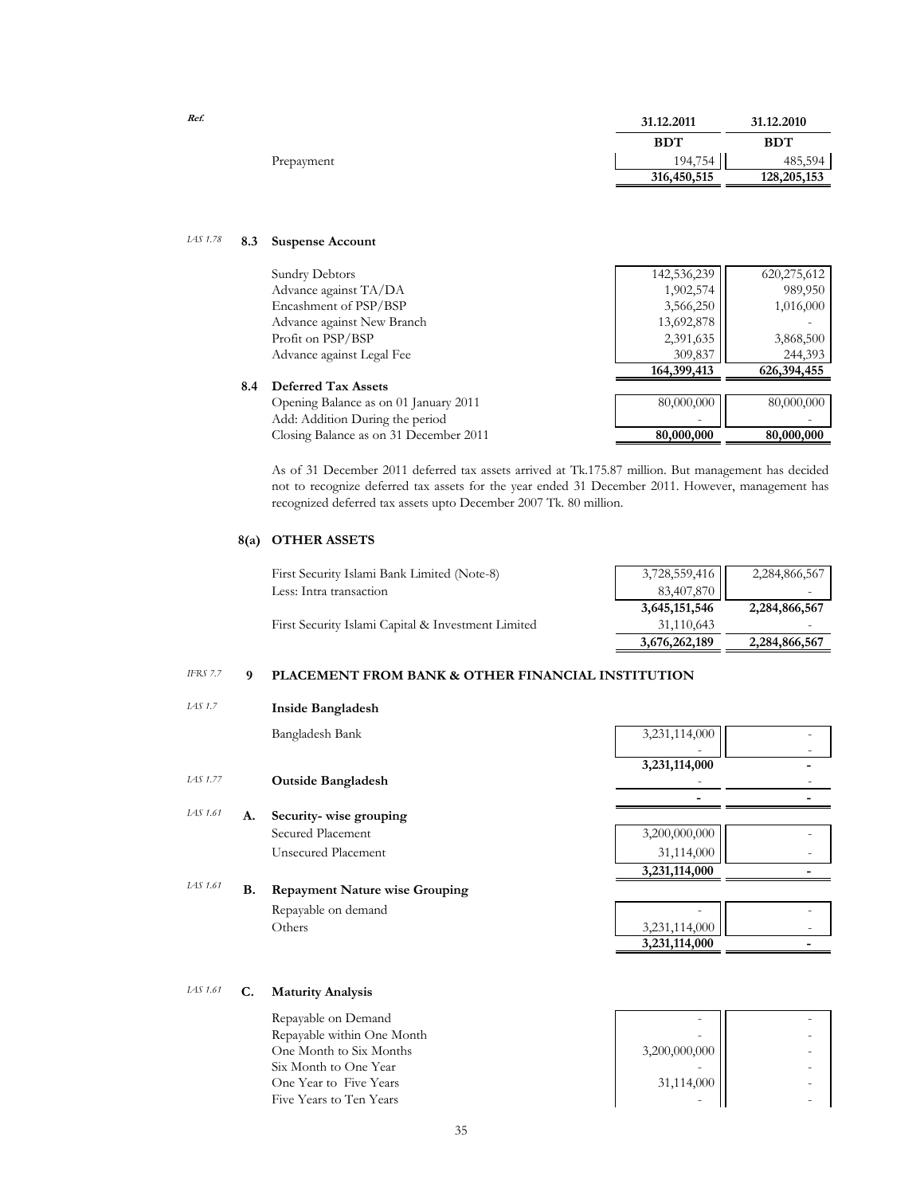| Ref. | | 31.12.2011 | 31.12.2010 |
|---|---|---|---|
| | | BDT | BDT |
| | Prepayment | 194,754 | 485,594 |
| | | **316,450,515** | **128,205,153** |

*IAS 1.78* **8.3 Suspense Account**

| | 31.12.2011 | 31.12.2010 |
|---|---|---|
| Sundry Debtors | 142,536,239 | 620,275,612 |
| Advance against TA/DA | 1,902,574 | 989,950 |
| Encashment of PSP/BSP | 3,566,250 | 1,016,000 |
| Advance against New Branch | 13,692,878 | - |
| Profit on PSP/BSP | 2,391,635 | 3,868,500 |
| Advance against Legal Fee | 309,837 | 244,393 |
| | **164,399,413** | **626,394,455** |

**8.4 Deferred Tax Assets**

| | 31.12.2011 | 31.12.2010 |
|---|---|---|
| Opening Balance as on 01 January 2011 | 80,000,000 | 80,000,000 |
| Add: Addition During the period | - | - |
| Closing Balance as on 31 December 2011 | **80,000,000** | **80,000,000** |

As of 31 December 2011 deferred tax assets arrived at Tk.175.87 million. But management has decided not to recognize deferred tax assets for the year ended 31 December 2011. However, management has recognized deferred tax assets upto December 2007 Tk. 80 million.

**8(a) OTHER ASSETS**

| | 31.12.2011 | 31.12.2010 |
|---|---|---|
| First Security Islami Bank Limited (Note-8) | 3,728,559,416 | 2,284,866,567 |
| Less: Intra transaction | 83,407,870 | - |
| | **3,645,151,546** | **2,284,866,567** |
| First Security Islami Capital & Investment Limited | 31,110,643 | - |
| | **3,676,262,189** | **2,284,866,567** |

*IFRS 7.7* **9 PLACEMENT FROM BANK & OTHER FINANCIAL INSTITUTION**

*IAS 1.7* **Inside Bangladesh**

| | 31.12.2011 | 31.12.2010 |
|---|---|---|
| Bangladesh Bank | 3,231,114,000 | - |
| | - | - |
| | **3,231,114,000** | **-** |

*IAS 1.77* **Outside Bangladesh**

| | 31.12.2011 | 31.12.2010 |
|---|---|---|
| | - | - |
| | **-** | **-** |

*IAS 1.61* **A. Security- wise grouping**

| | 31.12.2011 | 31.12.2010 |
|---|---|---|
| Secured Placement | 3,200,000,000 | - |
| Unsecured Placement | 31,114,000 | - |
| | **3,231,114,000** | **-** |

*IAS 1.61* **B. Repayment Nature wise Grouping**

| | 31.12.2011 | 31.12.2010 |
|---|---|---|
| Repayable on demand | - | - |
| Others | 3,231,114,000 | - |
| | **3,231,114,000** | **-** |

*IAS 1.61* **C. Maturity Analysis**

| | 31.12.2011 | 31.12.2010 |
|---|---|---|
| Repayable on Demand | - | - |
| Repayable within One Month | - | - |
| One Month to Six Months | 3,200,000,000 | - |
| Six Month to One Year | - | - |
| One Year to Five Years | 31,114,000 | - |
| Five Years to Ten Years | - | - |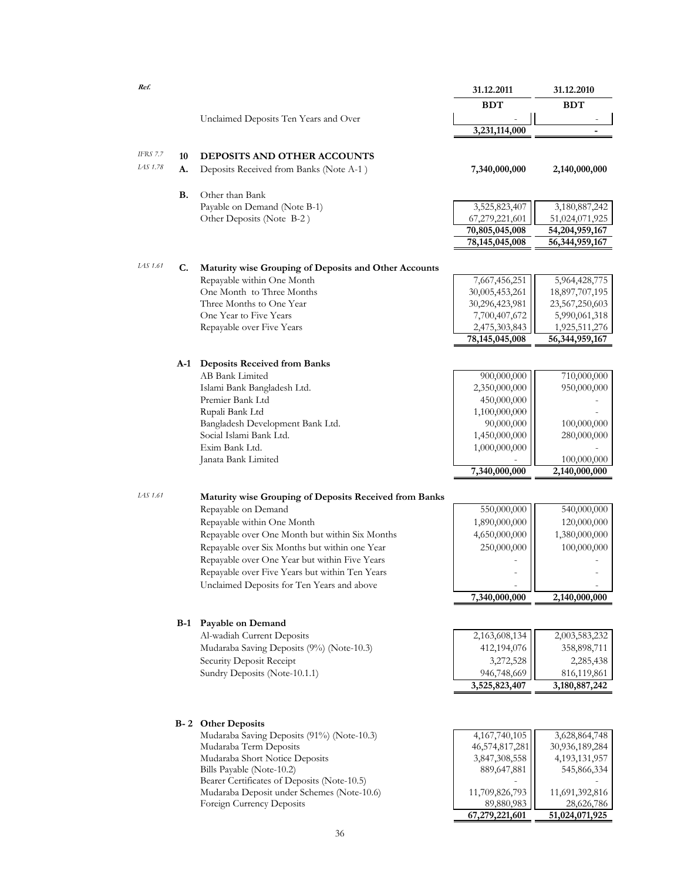| Ref. | | | 31.12.2011 | 31.12.2010 |
|---|---|---|---|---|
| | | | BDT | BDT |
| | | Unclaimed Deposits Ten Years and Over | - | - |
| | | | 3,231,114,000 | - |

| Ref. | | | 31.12.2011 | 31.12.2010 |
|---|---|---|---|---|
| IFRS 7.7 | 10 | **DEPOSITS AND OTHER ACCOUNTS** | | |
| IAS 1.78 | A. | Deposits Received from Banks (Note A-1 ) | **7,340,000,000** | **2,140,000,000** |
| | B. | Other than Bank | | |
| | | Payable on Demand (Note B-1) | 3,525,823,407 | 3,180,887,242 |
| | | Other Deposits (Note B-2 ) | 67,279,221,601 | 51,024,071,925 |
| | | | 70,805,045,008 | 54,204,959,167 |
| | | | 78,145,045,008 | 56,344,959,167 |

| Ref. | | | 31.12.2011 | 31.12.2010 |
|---|---|---|---|---|
| IAS 1.61 | C. | **Maturity wise Grouping of Deposits and Other Accounts** | | |
| | | Repayable within One Month | 7,667,456,251 | 5,964,428,775 |
| | | One Month to Three Months | 30,005,453,261 | 18,897,707,195 |
| | | Three Months to One Year | 30,296,423,981 | 23,567,250,603 |
| | | One Year to Five Years | 7,700,407,672 | 5,990,061,318 |
| | | Repayable over Five Years | 2,475,303,843 | 1,925,511,276 |
| | | | 78,145,045,008 | 56,344,959,167 |

| | | 31.12.2011 | 31.12.2010 |
|---|---|---|---|
| A-1 | **Deposits Received from Banks** | | |
| | AB Bank Limited | 900,000,000 | 710,000,000 |
| | Islami Bank Bangladesh Ltd. | 2,350,000,000 | 950,000,000 |
| | Premier Bank Ltd | 450,000,000 | - |
| | Rupali Bank Ltd | 1,100,000,000 | - |
| | Bangladesh Development Bank Ltd. | 90,000,000 | 100,000,000 |
| | Social Islami Bank Ltd. | 1,450,000,000 | 280,000,000 |
| | Exim Bank Ltd. | 1,000,000,000 | - |
| | Janata Bank Limited | - | 100,000,000 |
| | | 7,340,000,000 | 2,140,000,000 |

| Ref. | | 31.12.2011 | 31.12.2010 |
|---|---|---|---|
| IAS 1.61 | **Maturity wise Grouping of Deposits Received from Banks** | | |
| | Repayable on Demand | 550,000,000 | 540,000,000 |
| | Repayable within One Month | 1,890,000,000 | 120,000,000 |
| | Repayable over One Month but within Six Months | 4,650,000,000 | 1,380,000,000 |
| | Repayable over Six Months but within one Year | 250,000,000 | 100,000,000 |
| | Repayable over One Year but within Five Years | - | - |
| | Repayable over Five Years but within Ten Years | - | - |
| | Unclaimed Deposits for Ten Years and above | - | - |
| | | 7,340,000,000 | 2,140,000,000 |

| | | 31.12.2011 | 31.12.2010 |
|---|---|---|---|
| B-1 | **Payable on Demand** | | |
| | Al-wadiah Current Deposits | 2,163,608,134 | 2,003,583,232 |
| | Mudaraba Saving Deposits (9%) (Note-10.3) | 412,194,076 | 358,898,711 |
| | Security Deposit Receipt | 3,272,528 | 2,285,438 |
| | Sundry Deposits (Note-10.1.1) | 946,748,669 | 816,119,861 |
| | | 3,525,823,407 | 3,180,887,242 |

| | | 31.12.2011 | 31.12.2010 |
|---|---|---|---|
| B- 2 | **Other Deposits** | | |
| | Mudaraba Saving Deposits (91%) (Note-10.3) | 4,167,740,105 | 3,628,864,748 |
| | Mudaraba Term Deposits | 46,574,817,281 | 30,936,189,284 |
| | Mudaraba Short Notice Deposits | 3,847,308,558 | 4,193,131,957 |
| | Bills Payable (Note-10.2) | 889,647,881 | 545,866,334 |
| | Bearer Certificates of Deposits (Note-10.5) | - | - |
| | Mudaraba Deposit under Schemes (Note-10.6) | 11,709,826,793 | 11,691,392,816 |
| | Foreign Currency Deposits | 89,880,983 | 28,626,786 |
| | | 67,279,221,601 | 51,024,071,925 |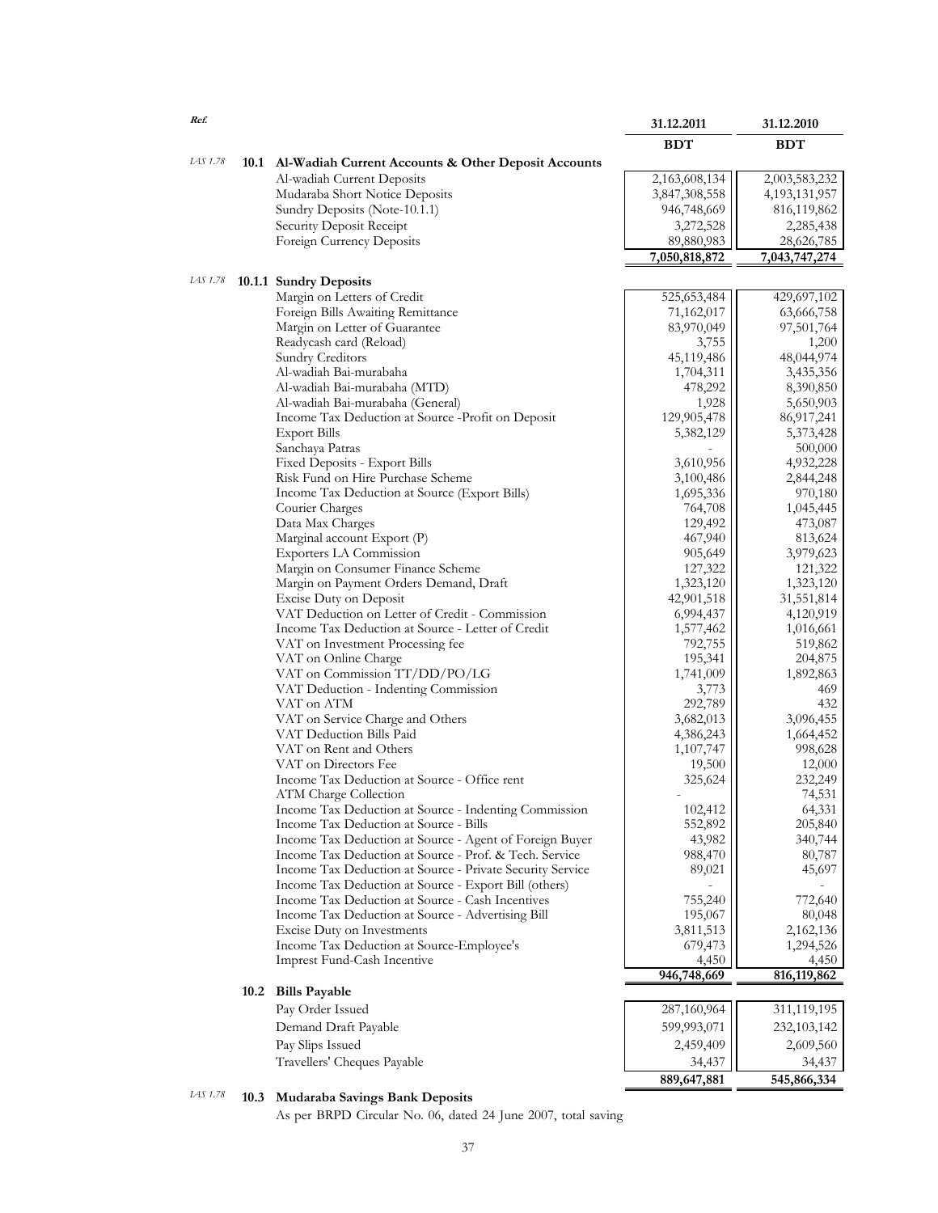| Ref. | | 31.12.2011 | 31.12.2010 |
|---|---|---|---|
| | | BDT | BDT |
| IAS 1.78 | **10.1 Al-Wadiah Current Accounts & Other Deposit Accounts** | | |
| | Al-wadiah Current Deposits | 2,163,608,134 | 2,003,583,232 |
| | Mudaraba Short Notice Deposits | 3,847,308,558 | 4,193,131,957 |
| | Sundry Deposits (Note-10.1.1) | 946,748,669 | 816,119,862 |
| | Security Deposit Receipt | 3,272,528 | 2,285,438 |
| | Foreign Currency Deposits | 89,880,983 | 28,626,785 |
| | | **7,050,818,872** | **7,043,747,274** |
| IAS 1.78 | **10.1.1 Sundry Deposits** | | |
| | Margin on Letters of Credit | 525,653,484 | 429,697,102 |
| | Foreign Bills Awaiting Remittance | 71,162,017 | 63,666,758 |
| | Margin on Letter of Guarantee | 83,970,049 | 97,501,764 |
| | Readycash card (Reload) | 3,755 | 1,200 |
| | Sundry Creditors | 45,119,486 | 48,044,974 |
| | Al-wadiah Bai-murabaha | 1,704,311 | 3,435,356 |
| | Al-wadiah Bai-murabaha (MTD) | 478,292 | 8,390,850 |
| | Al-wadiah Bai-murabaha (General) | 1,928 | 5,650,903 |
| | Income Tax Deduction at Source -Profit on Deposit | 129,905,478 | 86,917,241 |
| | Export Bills | 5,382,129 | 5,373,428 |
| | Sanchaya Patras | - | 500,000 |
| | Fixed Deposits - Export Bills | 3,610,956 | 4,932,228 |
| | Risk Fund on Hire Purchase Scheme | 3,100,486 | 2,844,248 |
| | Income Tax Deduction at Source (Export Bills) | 1,695,336 | 970,180 |
| | Courier Charges | 764,708 | 1,045,445 |
| | Data Max Charges | 129,492 | 473,087 |
| | Marginal account Export (P) | 467,940 | 813,624 |
| | Exporters LA Commission | 905,649 | 3,979,623 |
| | Margin on Consumer Finance Scheme | 127,322 | 121,322 |
| | Margin on Payment Orders Demand, Draft | 1,323,120 | 1,323,120 |
| | Excise Duty on Deposit | 42,901,518 | 31,551,814 |
| | VAT Deduction on Letter of Credit - Commission | 6,994,437 | 4,120,919 |
| | Income Tax Deduction at Source - Letter of Credit | 1,577,462 | 1,016,661 |
| | VAT on Investment Processing fee | 792,755 | 519,862 |
| | VAT on Online Charge | 195,341 | 204,875 |
| | VAT on Commission TT/DD/PO/LG | 1,741,009 | 1,892,863 |
| | VAT Deduction - Indenting Commission | 3,773 | 469 |
| | VAT on ATM | 292,789 | 432 |
| | VAT on Service Charge and Others | 3,682,013 | 3,096,455 |
| | VAT Deduction Bills Paid | 4,386,243 | 1,664,452 |
| | VAT on Rent and Others | 1,107,747 | 998,628 |
| | VAT on Directors Fee | 19,500 | 12,000 |
| | Income Tax Deduction at Source - Office rent | 325,624 | 232,249 |
| | ATM Charge Collection | - | 74,531 |
| | Income Tax Deduction at Source - Indenting Commission | 102,412 | 64,331 |
| | Income Tax Deduction at Source - Bills | 552,892 | 205,840 |
| | Income Tax Deduction at Source - Agent of Foreign Buyer | 43,982 | 340,744 |
| | Income Tax Deduction at Source - Prof. & Tech. Service | 988,470 | 80,787 |
| | Income Tax Deduction at Source - Private Security Service | 89,021 | 45,697 |
| | Income Tax Deduction at Source - Export Bill (others) | - | - |
| | Income Tax Deduction at Source - Cash Incentives | 755,240 | 772,640 |
| | Income Tax Deduction at Source - Advertising Bill | 195,067 | 80,048 |
| | Excise Duty on Investments | 3,811,513 | 2,162,136 |
| | Income Tax Deduction at Source-Employee's | 679,473 | 1,294,526 |
| | Imprest Fund-Cash Incentive | 4,450 | 4,450 |
| | | **946,748,669** | **816,119,862** |
| | **10.2 Bills Payable** | | |
| | Pay Order Issued | 287,160,964 | 311,119,195 |
| | Demand Draft Payable | 599,993,071 | 232,103,142 |
| | Pay Slips Issued | 2,459,409 | 2,609,560 |
| | Travellers' Cheques Payable | 34,437 | 34,437 |
| | | **889,647,881** | **545,866,334** |

IAS 1.78 **10.3 Mudaraba Savings Bank Deposits**

As per BRPD Circular No. 06, dated 24 June 2007, total saving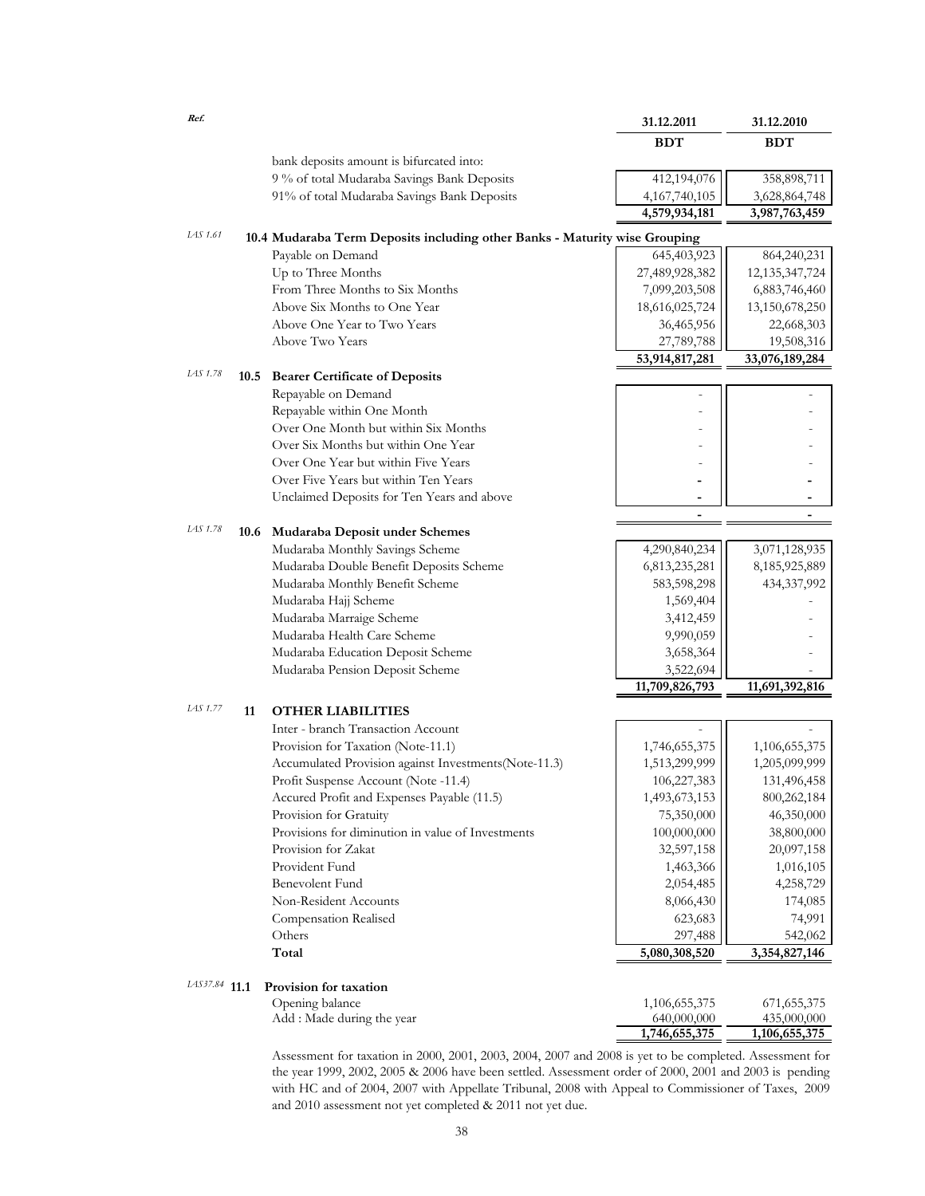| Ref. | | 31.12.2011 | 31.12.2010 |
|---|---|---|---|
| | | BDT | BDT |
| | bank deposits amount is bifurcated into: | | |
| | 9 % of total Mudaraba Savings Bank Deposits | 412,194,076 | 358,898,711 |
| | 91% of total Mudaraba Savings Bank Deposits | 4,167,740,105 | 3,628,864,748 |
| | | **4,579,934,181** | **3,987,763,459** |

*IAS 1.61*

**10.4 Mudaraba Term Deposits including other Banks - Maturity wise Grouping**

| | 31.12.2011 BDT | 31.12.2010 BDT |
|---|---|---|
| Payable on Demand | 645,403,923 | 864,240,231 |
| Up to Three Months | 27,489,928,382 | 12,135,347,724 |
| From Three Months to Six Months | 7,099,203,508 | 6,883,746,460 |
| Above Six Months to One Year | 18,616,025,724 | 13,150,678,250 |
| Above One Year to Two Years | 36,465,956 | 22,668,303 |
| Above Two Years | 27,789,788 | 19,508,316 |
| | **53,914,817,281** | **33,076,189,284** |

*IAS 1.78*

**10.5 Bearer Certificate of Deposits**

| | 31.12.2011 BDT | 31.12.2010 BDT |
|---|---|---|
| Repayable on Demand | - | - |
| Repayable within One Month | - | - |
| Over One Month but within Six Months | - | - |
| Over Six Months but within One Year | - | - |
| Over One Year but within Five Years | - | - |
| Over Five Years but within Ten Years | - | - |
| Unclaimed Deposits for Ten Years and above | - | - |
| | **-** | **-** |

*IAS 1.78*

**10.6 Mudaraba Deposit under Schemes**

| | 31.12.2011 BDT | 31.12.2010 BDT |
|---|---|---|
| Mudaraba Monthly Savings Scheme | 4,290,840,234 | 3,071,128,935 |
| Mudaraba Double Benefit Deposits Scheme | 6,813,235,281 | 8,185,925,889 |
| Mudaraba Monthly Benefit Scheme | 583,598,298 | 434,337,992 |
| Mudaraba Hajj Scheme | 1,569,404 | - |
| Mudaraba Marraige Scheme | 3,412,459 | - |
| Mudaraba Health Care Scheme | 9,990,059 | - |
| Mudaraba Education Deposit Scheme | 3,658,364 | - |
| Mudaraba Pension Deposit Scheme | 3,522,694 | - |
| | **11,709,826,793** | **11,691,392,816** |

*IAS 1.77*

## 11 OTHER LIABILITIES

| | 31.12.2011 BDT | 31.12.2010 BDT |
|---|---|---|
| Inter - branch Transaction Account | - | - |
| Provision for Taxation (Note-11.1) | 1,746,655,375 | 1,106,655,375 |
| Accumulated Provision against Investments(Note-11.3) | 1,513,299,999 | 1,205,099,999 |
| Profit Suspense Account (Note -11.4) | 106,227,383 | 131,496,458 |
| Accured Profit and Expenses Payable (11.5) | 1,493,673,153 | 800,262,184 |
| Provision for Gratuity | 75,350,000 | 46,350,000 |
| Provisions for diminution in value of Investments | 100,000,000 | 38,800,000 |
| Provision for Zakat | 32,597,158 | 20,097,158 |
| Provident Fund | 1,463,366 | 1,016,105 |
| Benevolent Fund | 2,054,485 | 4,258,729 |
| Non-Resident Accounts | 8,066,430 | 174,085 |
| Compensation Realised | 623,683 | 74,991 |
| Others | 297,488 | 542,062 |
| **Total** | **5,080,308,520** | **3,354,827,146** |

*IAS37.84*

**11.1 Provision for taxation**

| | 31.12.2011 BDT | 31.12.2010 BDT |
|---|---|---|
| Opening balance | 1,106,655,375 | 671,655,375 |
| Add : Made during the year | 640,000,000 | 435,000,000 |
| | **1,746,655,375** | **1,106,655,375** |

Assessment for taxation in 2000, 2001, 2003, 2004, 2007 and 2008 is yet to be completed. Assessment for the year 1999, 2002, 2005 & 2006 have been settled. Assessment order of 2000, 2001 and 2003 is pending with HC and of 2004, 2007 with Appellate Tribunal, 2008 with Appeal to Commissioner of Taxes, 2009 and 2010 assessment not yet completed & 2011 not yet due.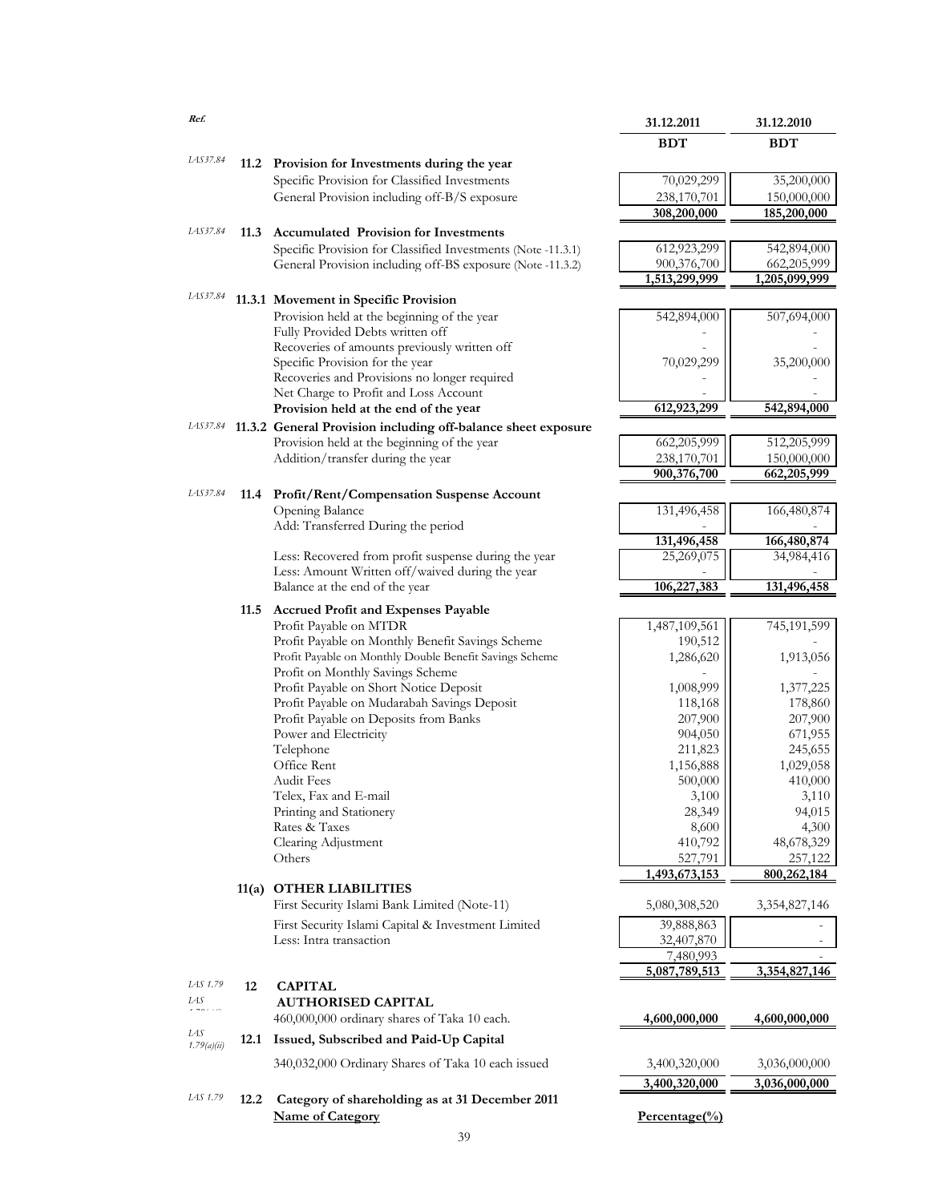| Ref. | | | 31.12.2011 | 31.12.2010 |
|---|---|---|---|---|
| | | | BDT | BDT |
| IAS37.84 | 11.2 | **Provision for Investments during the year** | | |
| | | Specific Provision for Classified Investments | 70,029,299 | 35,200,000 |
| | | General Provision including off-B/S exposure | 238,170,701 | 150,000,000 |
| | | | **308,200,000** | **185,200,000** |
| IAS37.84 | 11.3 | **Accumulated Provision for Investments** | | |
| | | Specific Provision for Classified Investments (Note -11.3.1) | 612,923,299 | 542,894,000 |
| | | General Provision including off-BS exposure (Note -11.3.2) | 900,376,700 | 662,205,999 |
| | | | **1,513,299,999** | **1,205,099,999** |
| IAS37.84 | 11.3.1 | **Movement in Specific Provision** | | |
| | | Provision held at the beginning of the year | 542,894,000 | 507,694,000 |
| | | Fully Provided Debts written off | - | - |
| | | Recoveries of amounts previously written off | - | - |
| | | Specific Provision for the year | 70,029,299 | 35,200,000 |
| | | Recoveries and Provisions no longer required | - | - |
| | | Net Charge to Profit and Loss Account | - | - |
| | | **Provision held at the end of the year** | **612,923,299** | **542,894,000** |
| IAS37.84 | 11.3.2 | **General Provision including off-balance sheet exposure** | | |
| | | Provision held at the beginning of the year | 662,205,999 | 512,205,999 |
| | | Addition/transfer during the year | 238,170,701 | 150,000,000 |
| | | | **900,376,700** | **662,205,999** |
| IAS37.84 | 11.4 | **Profit/Rent/Compensation Suspense Account** | | |
| | | Opening Balance | 131,496,458 | 166,480,874 |
| | | Add: Transferred During the period | - | - |
| | | | **131,496,458** | **166,480,874** |
| | | Less: Recovered from profit suspense during the year | 25,269,075 | 34,984,416 |
| | | Less: Amount Written off/waived during the year | - | - |
| | | Balance at the end of the year | **106,227,383** | **131,496,458** |
| | 11.5 | **Accrued Profit and Expenses Payable** | | |
| | | Profit Payable on MTDR | 1,487,109,561 | 745,191,599 |
| | | Profit Payable on Monthly Benefit Savings Scheme | 190,512 | - |
| | | Profit Payable on Monthly Double Benefit Savings Scheme | 1,286,620 | 1,913,056 |
| | | Profit on Monthly Savings Scheme | - | - |
| | | Profit Payable on Short Notice Deposit | 1,008,999 | 1,377,225 |
| | | Profit Payable on Mudarabah Savings Deposit | 118,168 | 178,860 |
| | | Profit Payable on Deposits from Banks | 207,900 | 207,900 |
| | | Power and Electricity | 904,050 | 671,955 |
| | | Telephone | 211,823 | 245,655 |
| | | Office Rent | 1,156,888 | 1,029,058 |
| | | Audit Fees | 500,000 | 410,000 |
| | | Telex, Fax and E-mail | 3,100 | 3,110 |
| | | Printing and Stationery | 28,349 | 94,015 |
| | | Rates & Taxes | 8,600 | 4,300 |
| | | Clearing Adjustment | 410,792 | 48,678,329 |
| | | Others | 527,791 | 257,122 |
| | | | **1,493,673,153** | **800,262,184** |
| | 11(a) | **OTHER LIABILITIES** | | |
| | | First Security Islami Bank Limited (Note-11) | 5,080,308,520 | 3,354,827,146 |
| | | First Security Islami Capital & Investment Limited | 39,888,863 | - |
| | | Less: Intra transaction | 32,407,870 | - |
| | | | 7,480,993 | - |
| | | | **5,087,789,513** | **3,354,827,146** |
| IAS 1.79 | 12 | **CAPITAL** | | |
| IAS | | **AUTHORISED CAPITAL** | | |
| | | 460,000,000 ordinary shares of Taka 10 each. | **4,600,000,000** | **4,600,000,000** |
| IAS 1.79(a)(ii) | 12.1 | **Issued, Subscribed and Paid-Up Capital** | | |
| | | 340,032,000 Ordinary Shares of Taka 10 each issued | 3,400,320,000 | 3,036,000,000 |
| | | | **3,400,320,000** | **3,036,000,000** |
| IAS 1.79 | 12.2 | **Category of shareholding as at 31 December 2011** | | |
| | | **Name of Category** | **Percentage(%)** | |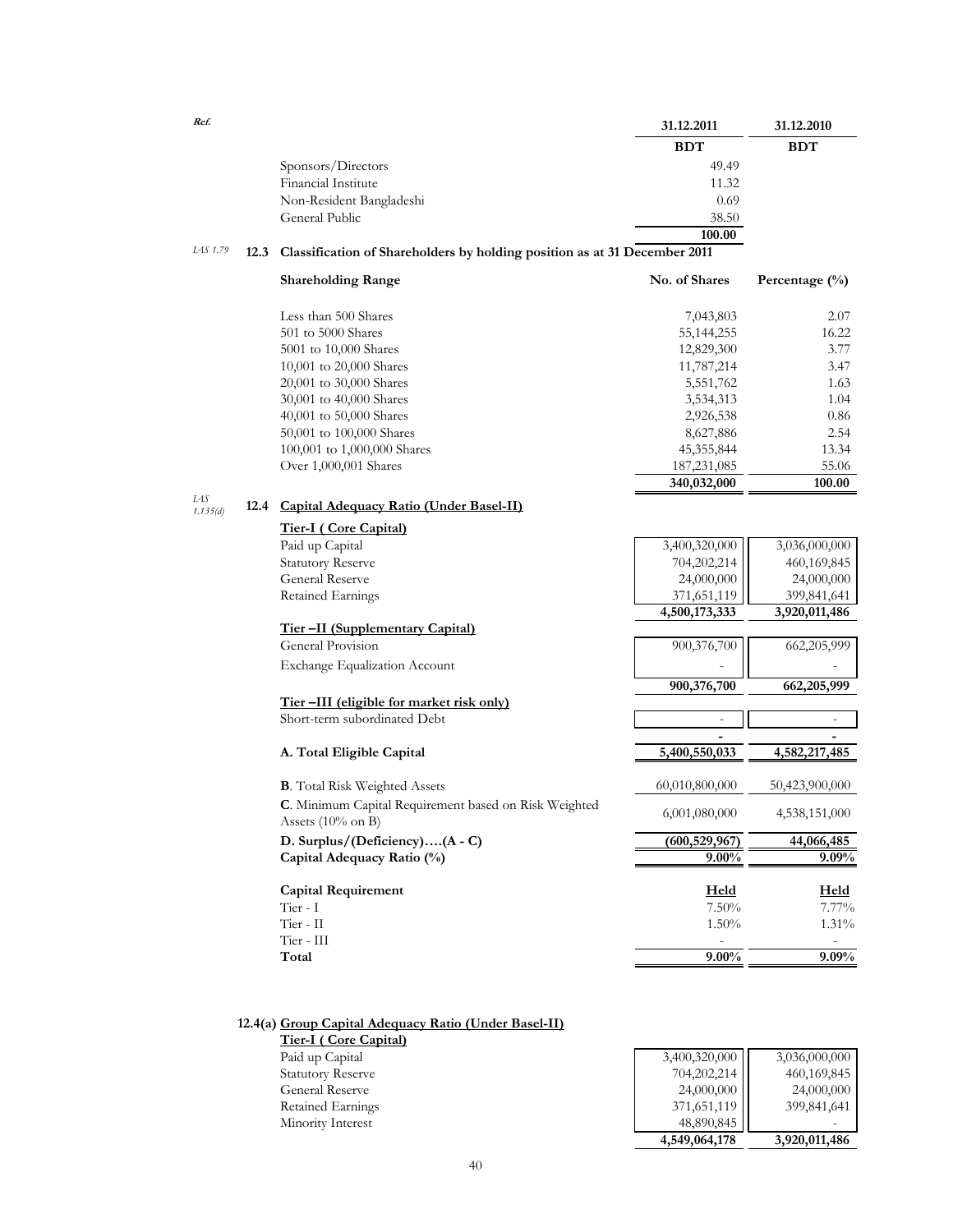| Ref. | | 31.12.2011 | 31.12.2010 |
|---|---|---|---|
| | | BDT | BDT |
| | Sponsors/Directors | 49.49 | |
| | Financial Institute | 11.32 | |
| | Non-Resident Bangladeshi | 0.69 | |
| | General Public | 38.50 | |
| | | **100.00** | |

*IAS 1.79*

### 12.3 Classification of Shareholders by holding position as at 31 December 2011

| Shareholding Range | No. of Shares | Percentage (%) |
|---|---|---|
| Less than 500 Shares | 7,043,803 | 2.07 |
| 501 to 5000 Shares | 55,144,255 | 16.22 |
| 5001 to 10,000 Shares | 12,829,300 | 3.77 |
| 10,001 to 20,000 Shares | 11,787,214 | 3.47 |
| 20,001 to 30,000 Shares | 5,551,762 | 1.63 |
| 30,001 to 40,000 Shares | 3,534,313 | 1.04 |
| 40,001 to 50,000 Shares | 2,926,538 | 0.86 |
| 50,001 to 100,000 Shares | 8,627,886 | 2.54 |
| 100,001 to 1,000,000 Shares | 45,355,844 | 13.34 |
| Over 1,000,001 Shares | 187,231,085 | 55.06 |
| | **340,032,000** | **100.00** |

*IAS 1.135(d)*

### 12.4 Capital Adequacy Ratio (Under Basel-II)

| | 31.12.2011 | 31.12.2010 |
|---|---|---|
| **Tier-I ( Core Capital)** | | |
| Paid up Capital | 3,400,320,000 | 3,036,000,000 |
| Statutory Reserve | 704,202,214 | 460,169,845 |
| General Reserve | 24,000,000 | 24,000,000 |
| Retained Earnings | 371,651,119 | 399,841,641 |
| | **4,500,173,333** | **3,920,011,486** |
| **Tier –II (Supplementary Capital)** | | |
| General Provision | 900,376,700 | 662,205,999 |
| Exchange Equalization Account | - | - |
| | **900,376,700** | **662,205,999** |
| **Tier –III (eligible for market risk only)** | | |
| Short-term subordinated Debt | - | - |
| | - | - |
| **A. Total Eligible Capital** | **5,400,550,033** | **4,582,217,485** |
| **B**. Total Risk Weighted Assets | 60,010,800,000 | 50,423,900,000 |
| **C**. Minimum Capital Requirement based on Risk Weighted Assets (10% on B) | 6,001,080,000 | 4,538,151,000 |
| **D. Surplus/(Deficiency)….(A - C)** | **(600,529,967)** | **44,066,485** |
| **Capital Adequacy Ratio (%)** | **9.00%** | **9.09%** |

| Capital Requirement | Held | Held |
|---|---|---|
| Tier - I | 7.50% | 7.77% |
| Tier - II | 1.50% | 1.31% |
| Tier - III | - | - |
| **Total** | **9.00%** | **9.09%** |

### 12.4(a) Group Capital Adequacy Ratio (Under Basel-II)

| **Tier-I ( Core Capital)** | | |
|---|---|---|
| Paid up Capital | 3,400,320,000 | 3,036,000,000 |
| Statutory Reserve | 704,202,214 | 460,169,845 |
| General Reserve | 24,000,000 | 24,000,000 |
| Retained Earnings | 371,651,119 | 399,841,641 |
| Minority Interest | 48,890,845 | - |
| | **4,549,064,178** | **3,920,011,486** |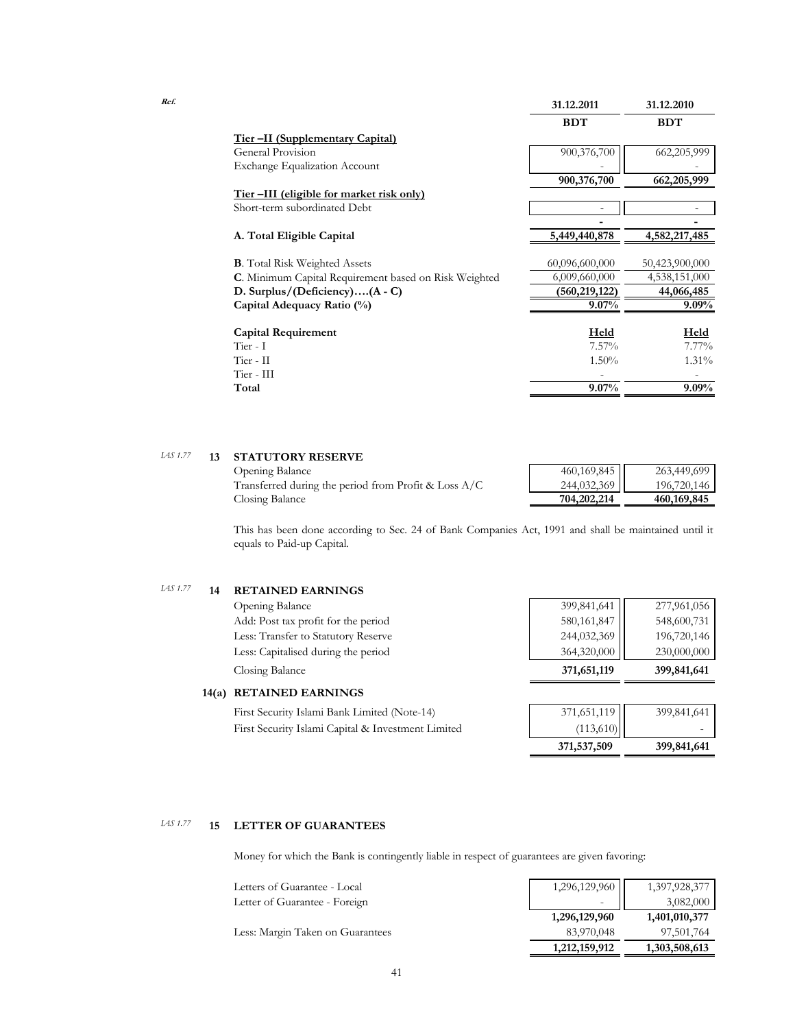| Ref. | | 31.12.2011 | 31.12.2010 |
|---|---|---|---|
| | | BDT | BDT |
| | **Tier –II (Supplementary Capital)** | | |
| | General Provision | 900,376,700 | 662,205,999 |
| | Exchange Equalization Account | - | - |
| | | **900,376,700** | **662,205,999** |
| | **Tier –III (eligible for market risk only)** | | |
| | Short-term subordinated Debt | - | - |
| | | **-** | **-** |
| | **A. Total Eligible Capital** | **5,449,440,878** | **4,582,217,485** |
| | **B**. Total Risk Weighted Assets | 60,096,600,000 | 50,423,900,000 |
| | **C**. Minimum Capital Requirement based on Risk Weighted | 6,009,660,000 | 4,538,151,000 |
| | **D. Surplus/(Deficiency)….(A - C)** | **(560,219,122)** | **44,066,485** |
| | **Capital Adequacy Ratio (%)** | **9.07%** | **9.09%** |
| | **Capital Requirement** | **Held** | **Held** |
| | Tier - I | 7.57% | 7.77% |
| | Tier - II | 1.50% | 1.31% |
| | Tier - III | - | - |
| | **Total** | **9.07%** | **9.09%** |

*IAS 1.77* **13 STATUTORY RESERVE**

| | 31.12.2011 | 31.12.2010 |
|---|---|---|
| Opening Balance | 460,169,845 | 263,449,699 |
| Transferred during the period from Profit & Loss A/C | 244,032,369 | 196,720,146 |
| Closing Balance | **704,202,214** | **460,169,845** |

This has been done according to Sec. 24 of Bank Companies Act, 1991 and shall be maintained until it equals to Paid-up Capital.

*IAS 1.77* **14 RETAINED EARNINGS**

| | 31.12.2011 | 31.12.2010 |
|---|---|---|
| Opening Balance | 399,841,641 | 277,961,056 |
| Add: Post tax profit for the period | 580,161,847 | 548,600,731 |
| Less: Transfer to Statutory Reserve | 244,032,369 | 196,720,146 |
| Less: Capitalised during the period | 364,320,000 | 230,000,000 |
| Closing Balance | **371,651,119** | **399,841,641** |

**14(a) RETAINED EARNINGS**

| | 31.12.2011 | 31.12.2010 |
|---|---|---|
| First Security Islami Bank Limited (Note-14) | 371,651,119 | 399,841,641 |
| First Security Islami Capital & Investment Limited | (113,610) | - |
| | **371,537,509** | **399,841,641** |

*IAS 1.77* **15 LETTER OF GUARANTEES**

Money for which the Bank is contingently liable in respect of guarantees are given favoring:

| | 31.12.2011 | 31.12.2010 |
|---|---|---|
| Letters of Guarantee - Local | 1,296,129,960 | 1,397,928,377 |
| Letter of Guarantee - Foreign | - | 3,082,000 |
| | **1,296,129,960** | **1,401,010,377** |
| Less: Margin Taken on Guarantees | 83,970,048 | 97,501,764 |
| | **1,212,159,912** | **1,303,508,613** |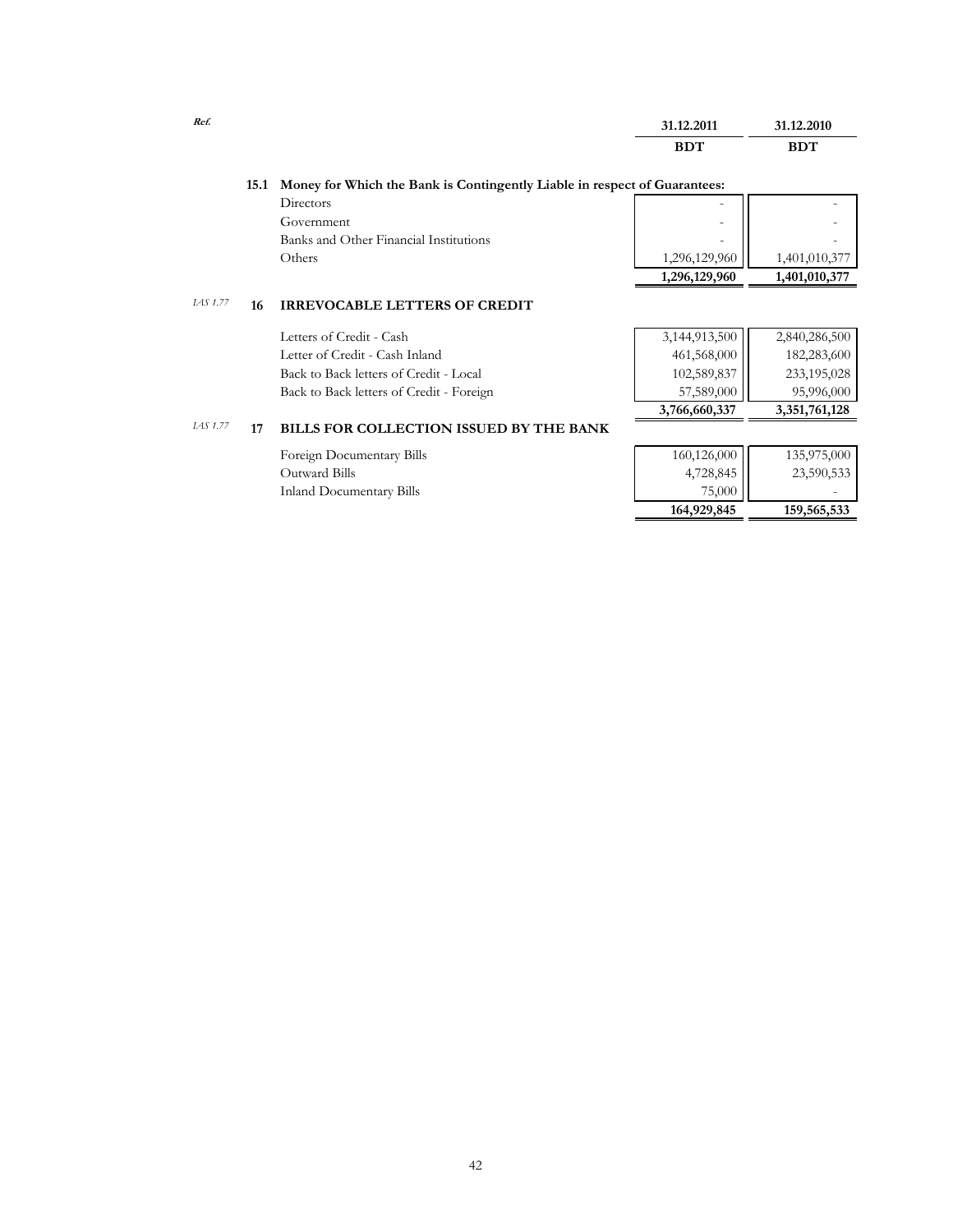| Ref. | | | 31.12.2011 | 31.12.2010 |
|---|---|---|---|---|
| | | | BDT | BDT |
| | **15.1** | **Money for Which the Bank is Contingently Liable in respect of Guarantees:** | | |
| | | Directors | - | - |
| | | Government | - | - |
| | | Banks and Other Financial Institutions | - | - |
| | | Others | 1,296,129,960 | 1,401,010,377 |
| | | | **1,296,129,960** | **1,401,010,377** |
| *IAS 1.77* | **16** | **IRREVOCABLE LETTERS OF CREDIT** | | |
| | | Letters of Credit - Cash | 3,144,913,500 | 2,840,286,500 |
| | | Letter of Credit - Cash Inland | 461,568,000 | 182,283,600 |
| | | Back to Back letters of Credit - Local | 102,589,837 | 233,195,028 |
| | | Back to Back letters of Credit - Foreign | 57,589,000 | 95,996,000 |
| | | | **3,766,660,337** | **3,351,761,128** |
| *IAS 1.77* | **17** | **BILLS FOR COLLECTION ISSUED BY THE BANK** | | |
| | | Foreign Documentary Bills | 160,126,000 | 135,975,000 |
| | | Outward Bills | 4,728,845 | 23,590,533 |
| | | Inland Documentary Bills | 75,000 | - |
| | | | **164,929,845** | **159,565,533** |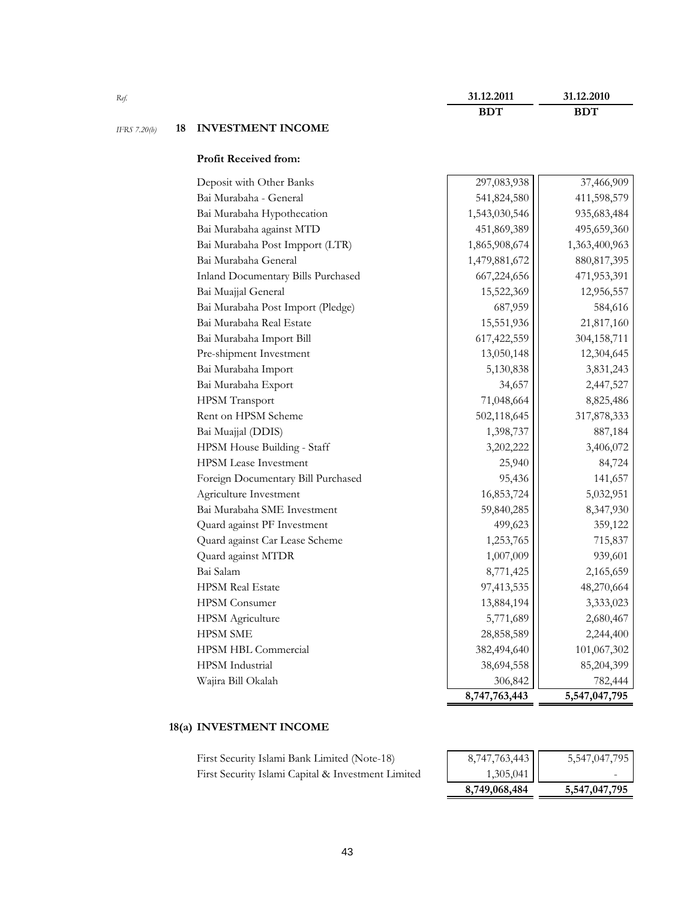| Ref. | | 31.12.2011 | 31.12.2010 |
|---|---|---|---|
| | | BDT | BDT |

*IFRS 7.20(b)*

## 18 INVESTMENT INCOME

**Profit Received from:**

| | 31.12.2011 BDT | 31.12.2010 BDT |
|---|---|---|
| Deposit with Other Banks | 297,083,938 | 37,466,909 |
| Bai Murabaha - General | 541,824,580 | 411,598,579 |
| Bai Murabaha Hypothecation | 1,543,030,546 | 935,683,484 |
| Bai Murabaha against MTD | 451,869,389 | 495,659,360 |
| Bai Murabaha Post Impport (LTR) | 1,865,908,674 | 1,363,400,963 |
| Bai Murabaha General | 1,479,881,672 | 880,817,395 |
| Inland Documentary Bills Purchased | 667,224,656 | 471,953,391 |
| Bai Muajjal General | 15,522,369 | 12,956,557 |
| Bai Murabaha Post Import (Pledge) | 687,959 | 584,616 |
| Bai Murabaha Real Estate | 15,551,936 | 21,817,160 |
| Bai Murabaha Import Bill | 617,422,559 | 304,158,711 |
| Pre-shipment Investment | 13,050,148 | 12,304,645 |
| Bai Murabaha Import | 5,130,838 | 3,831,243 |
| Bai Murabaha Export | 34,657 | 2,447,527 |
| HPSM Transport | 71,048,664 | 8,825,486 |
| Rent on HPSM Scheme | 502,118,645 | 317,878,333 |
| Bai Muajjal (DDIS) | 1,398,737 | 887,184 |
| HPSM House Building - Staff | 3,202,222 | 3,406,072 |
| HPSM Lease Investment | 25,940 | 84,724 |
| Foreign Documentary Bill Purchased | 95,436 | 141,657 |
| Agriculture Investment | 16,853,724 | 5,032,951 |
| Bai Murabaha SME Investment | 59,840,285 | 8,347,930 |
| Quard against PF Investment | 499,623 | 359,122 |
| Quard against Car Lease Scheme | 1,253,765 | 715,837 |
| Quard against MTDR | 1,007,009 | 939,601 |
| Bai Salam | 8,771,425 | 2,165,659 |
| HPSM Real Estate | 97,413,535 | 48,270,664 |
| HPSM Consumer | 13,884,194 | 3,333,023 |
| HPSM Agriculture | 5,771,689 | 2,680,467 |
| HPSM SME | 28,858,589 | 2,244,400 |
| HPSM HBL Commercial | 382,494,640 | 101,067,302 |
| HPSM Industrial | 38,694,558 | 85,204,399 |
| Wajira Bill Okalah | 306,842 | 782,444 |
| | **8,747,763,443** | **5,547,047,795** |

## 18(a) INVESTMENT INCOME

| | 31.12.2011 BDT | 31.12.2010 BDT |
|---|---|---|
| First Security Islami Bank Limited (Note-18) | 8,747,763,443 | 5,547,047,795 |
| First Security Islami Capital & Investment Limited | 1,305,041 | - |
| | **8,749,068,484** | **5,547,047,795** |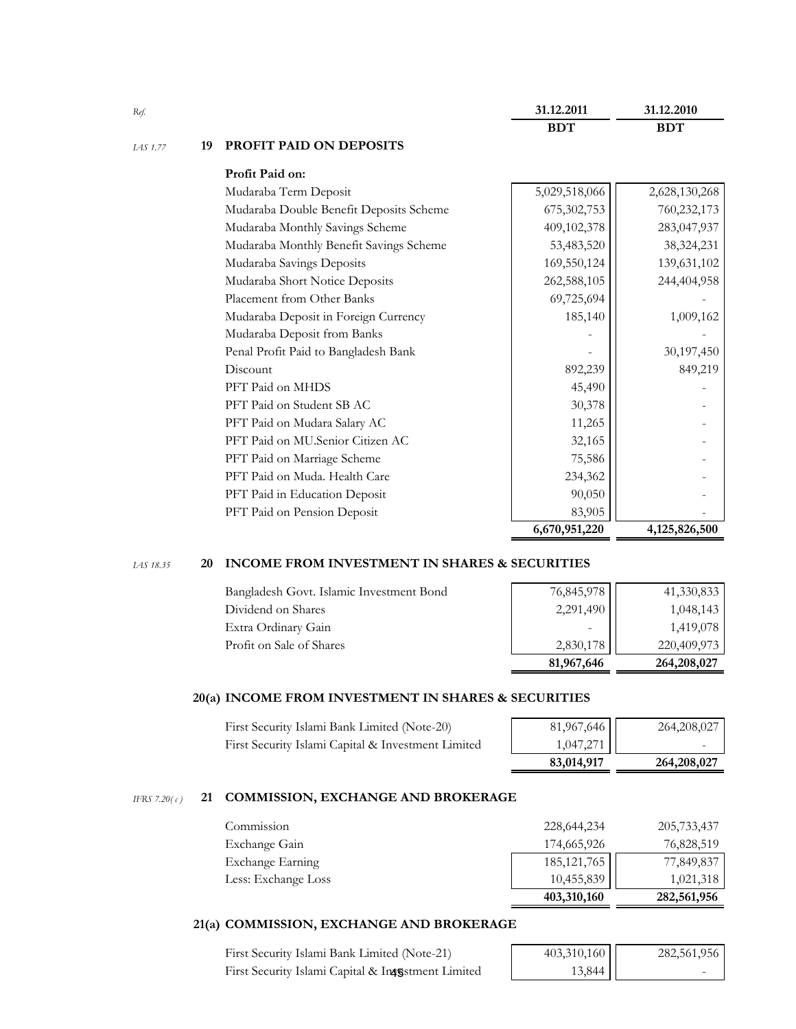| Ref. | | | 31.12.2011 BDT | 31.12.2010 BDT |
|---|---|---|---|---|

### *IAS 1.77* 19 PROFIT PAID ON DEPOSITS

**Profit Paid on:**

| | 31.12.2011 BDT | 31.12.2010 BDT |
|---|---|---|
| Mudaraba Term Deposit | 5,029,518,066 | 2,628,130,268 |
| Mudaraba Double Benefit Deposits Scheme | 675,302,753 | 760,232,173 |
| Mudaraba Monthly Savings Scheme | 409,102,378 | 283,047,937 |
| Mudaraba Monthly Benefit Savings Scheme | 53,483,520 | 38,324,231 |
| Mudaraba Savings Deposits | 169,550,124 | 139,631,102 |
| Mudaraba Short Notice Deposits | 262,588,105 | 244,404,958 |
| Placement from Other Banks | 69,725,694 | - |
| Mudaraba Deposit in Foreign Currency | 185,140 | 1,009,162 |
| Mudaraba Deposit from Banks | - | - |
| Penal Profit Paid to Bangladesh Bank | - | 30,197,450 |
| Discount | 892,239 | 849,219 |
| PFT Paid on MHDS | 45,490 | - |
| PFT Paid on Student SB AC | 30,378 | - |
| PFT Paid on Mudara Salary AC | 11,265 | - |
| PFT Paid on MU.Senior Citizen AC | 32,165 | - |
| PFT Paid on Marriage Scheme | 75,586 | - |
| PFT Paid on Muda. Health Care | 234,362 | - |
| PFT Paid in Education Deposit | 90,050 | - |
| PFT Paid on Pension Deposit | 83,905 | - |
| | **6,670,951,220** | **4,125,826,500** |

### *IAS 18.35* 20 INCOME FROM INVESTMENT IN SHARES & SECURITIES

| | 31.12.2011 BDT | 31.12.2010 BDT |
|---|---|---|
| Bangladesh Govt. Islamic Investment Bond | 76,845,978 | 41,330,833 |
| Dividend on Shares | 2,291,490 | 1,048,143 |
| Extra Ordinary Gain | - | 1,419,078 |
| Profit on Sale of Shares | 2,830,178 | 220,409,973 |
| | **81,967,646** | **264,208,027** |

### 20(a) INCOME FROM INVESTMENT IN SHARES & SECURITIES

| | 31.12.2011 BDT | 31.12.2010 BDT |
|---|---|---|
| First Security Islami Bank Limited (Note-20) | 81,967,646 | 264,208,027 |
| First Security Islami Capital & Investment Limited | 1,047,271 | - |
| | **83,014,917** | **264,208,027** |

### *IFRS 7.20( c )* 21 COMMISSION, EXCHANGE AND BROKERAGE

| | 31.12.2011 BDT | 31.12.2010 BDT |
|---|---|---|
| Commission | 228,644,234 | 205,733,437 |
| Exchange Gain | 174,665,926 | 76,828,519 |
| Exchange Earning | 185,121,765 | 77,849,837 |
| Less: Exchange Loss | 10,455,839 | 1,021,318 |
| | **403,310,160** | **282,561,956** |

### 21(a) COMMISSION, EXCHANGE AND BROKERAGE

| | 31.12.2011 BDT | 31.12.2010 BDT |
|---|---|---|
| First Security Islami Bank Limited (Note-21) | 403,310,160 | 282,561,956 |
| First Security Islami Capital & Investment Limited | 13,844 | - |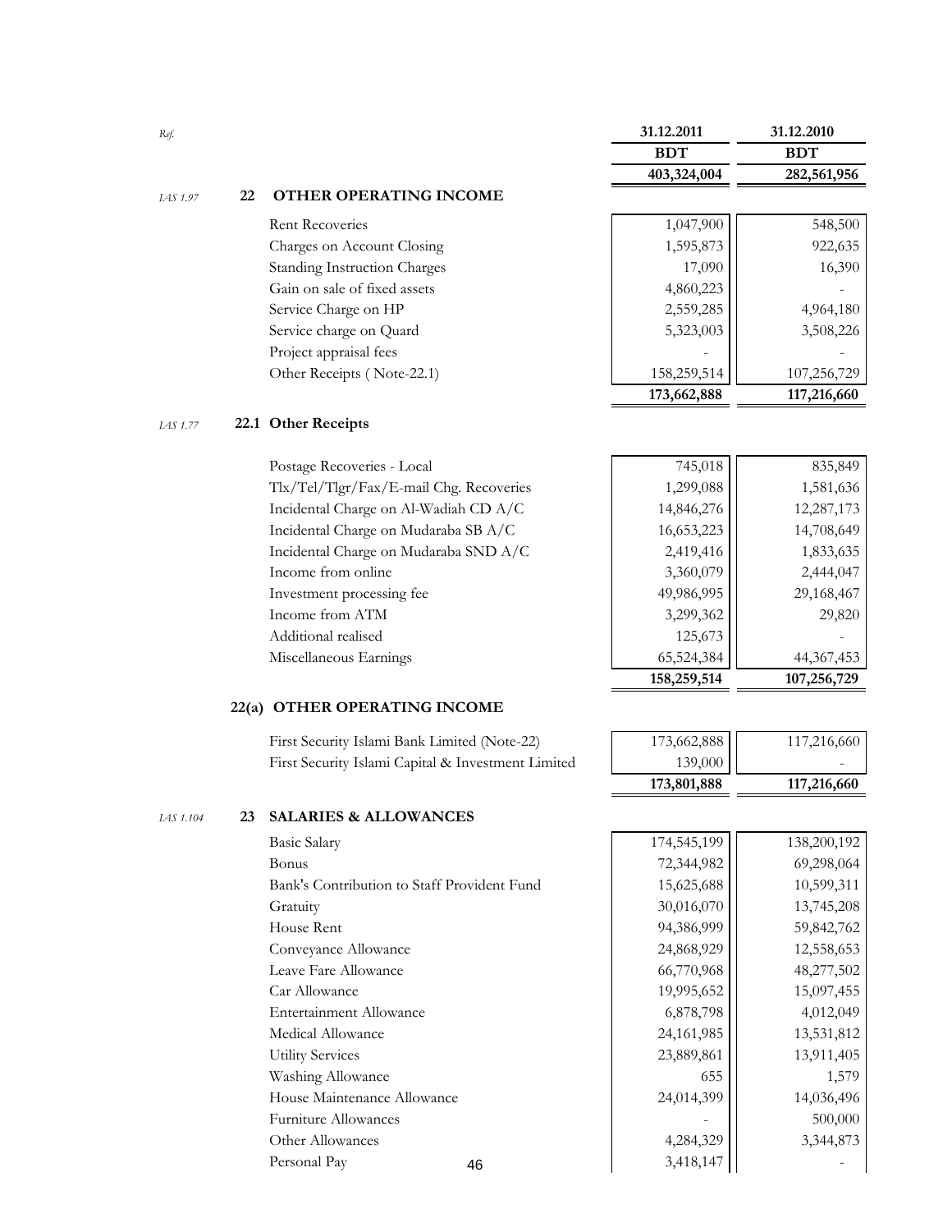| Ref. | | 31.12.2011 | 31.12.2010 |
|---|---|---|---|
| | | BDT | BDT |
| | | 403,324,004 | 282,561,956 |

| Ref. | 22 OTHER OPERATING INCOME | 31.12.2011 BDT | 31.12.2010 BDT |
|---|---|---|---|
| IAS 1.97 | **22 OTHER OPERATING INCOME** | | |
| | Rent Recoveries | 1,047,900 | 548,500 |
| | Charges on Account Closing | 1,595,873 | 922,635 |
| | Standing Instruction Charges | 17,090 | 16,390 |
| | Gain on sale of fixed assets | 4,860,223 | - |
| | Service Charge on HP | 2,559,285 | 4,964,180 |
| | Service charge on Quard | 5,323,003 | 3,508,226 |
| | Project appraisal fees | - | - |
| | Other Receipts ( Note-22.1) | 158,259,514 | 107,256,729 |
| | | **173,662,888** | **117,216,660** |
| IAS 1.77 | **22.1 Other Receipts** | | |
| | Postage Recoveries - Local | 745,018 | 835,849 |
| | Tlx/Tel/Tlgr/Fax/E-mail Chg. Recoveries | 1,299,088 | 1,581,636 |
| | Incidental Charge on Al-Wadiah CD A/C | 14,846,276 | 12,287,173 |
| | Incidental Charge on Mudaraba SB A/C | 16,653,223 | 14,708,649 |
| | Incidental Charge on Mudaraba SND A/C | 2,419,416 | 1,833,635 |
| | Income from online | 3,360,079 | 2,444,047 |
| | Investment processing fee | 49,986,995 | 29,168,467 |
| | Income from ATM | 3,299,362 | 29,820 |
| | Additional realised | 125,673 | - |
| | Miscellaneous Earnings | 65,524,384 | 44,367,453 |
| | | **158,259,514** | **107,256,729** |
| | **22(a) OTHER OPERATING INCOME** | | |
| | First Security Islami Bank Limited (Note-22) | 173,662,888 | 117,216,660 |
| | First Security Islami Capital & Investment Limited | 139,000 | - |
| | | **173,801,888** | **117,216,660** |
| IAS 1.104 | **23 SALARIES & ALLOWANCES** | | |
| | Basic Salary | 174,545,199 | 138,200,192 |
| | Bonus | 72,344,982 | 69,298,064 |
| | Bank's Contribution to Staff Provident Fund | 15,625,688 | 10,599,311 |
| | Gratuity | 30,016,070 | 13,745,208 |
| | House Rent | 94,386,999 | 59,842,762 |
| | Conveyance Allowance | 24,868,929 | 12,558,653 |
| | Leave Fare Allowance | 66,770,968 | 48,277,502 |
| | Car Allowance | 19,995,652 | 15,097,455 |
| | Entertainment Allowance | 6,878,798 | 4,012,049 |
| | Medical Allowance | 24,161,985 | 13,531,812 |
| | Utility Services | 23,889,861 | 13,911,405 |
| | Washing Allowance | 655 | 1,579 |
| | House Maintenance Allowance | 24,014,399 | 14,036,496 |
| | Furniture Allowances | - | 500,000 |
| | Other Allowances | 4,284,329 | 3,344,873 |
| | Personal Pay | 3,418,147 | - |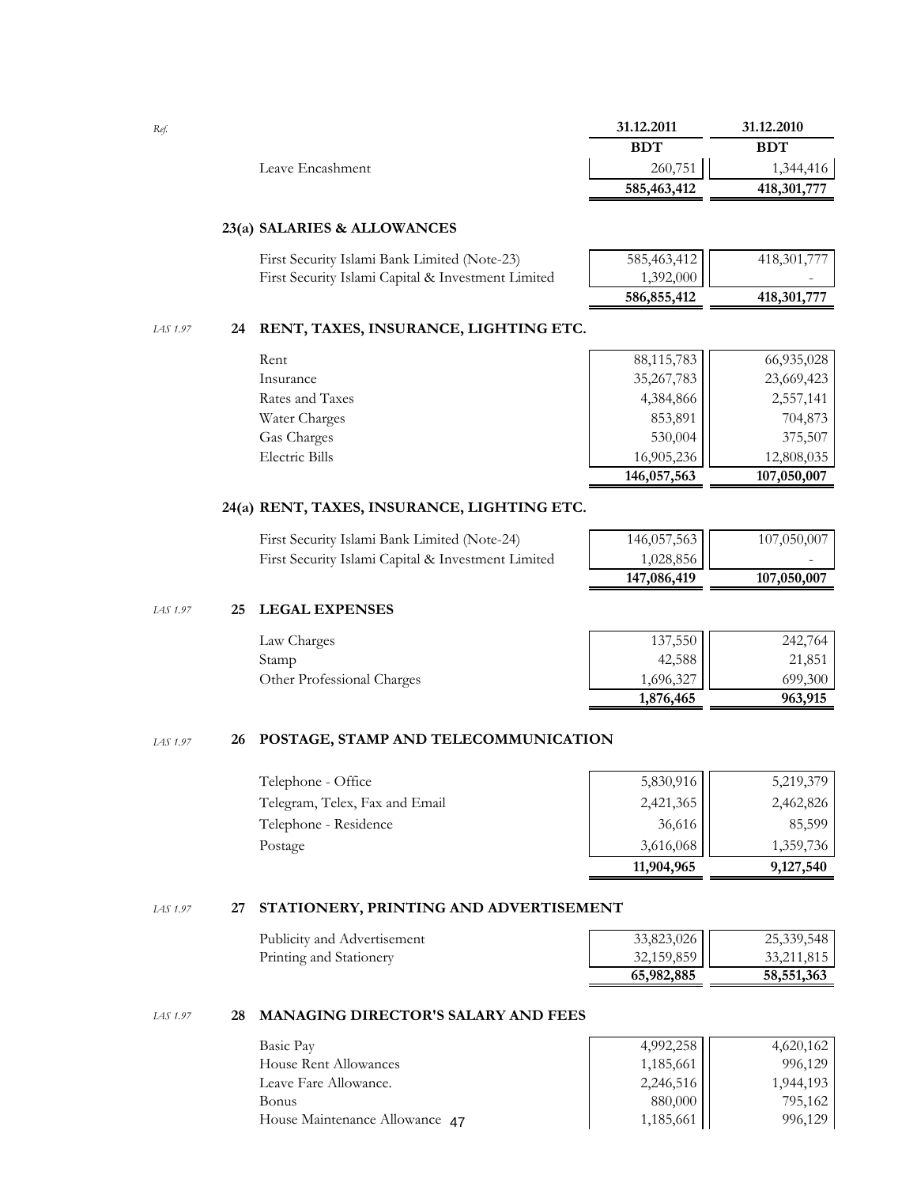| Ref. | | 31.12.2011 | 31.12.2010 |
|---|---|---|---|
| | | **BDT** | **BDT** |
| | Leave Encashment | 260,751 | 1,344,416 |
| | | **585,463,412** | **418,301,777** |

### 23(a) SALARIES & ALLOWANCES

| | 31.12.2011 | 31.12.2010 |
|---|---|---|
| First Security Islami Bank Limited (Note-23) | 585,463,412 | 418,301,777 |
| First Security Islami Capital & Investment Limited | 1,392,000 | - |
| | **586,855,412** | **418,301,777** |

*IAS 1.97*

### 24 RENT, TAXES, INSURANCE, LIGHTING ETC.

| | 31.12.2011 | 31.12.2010 |
|---|---|---|
| Rent | 88,115,783 | 66,935,028 |
| Insurance | 35,267,783 | 23,669,423 |
| Rates and Taxes | 4,384,866 | 2,557,141 |
| Water Charges | 853,891 | 704,873 |
| Gas Charges | 530,004 | 375,507 |
| Electric Bills | 16,905,236 | 12,808,035 |
| | **146,057,563** | **107,050,007** |

### 24(a) RENT, TAXES, INSURANCE, LIGHTING ETC.

| | 31.12.2011 | 31.12.2010 |
|---|---|---|
| First Security Islami Bank Limited (Note-24) | 146,057,563 | 107,050,007 |
| First Security Islami Capital & Investment Limited | 1,028,856 | - |
| | **147,086,419** | **107,050,007** |

*IAS 1.97*

### 25 LEGAL EXPENSES

| | 31.12.2011 | 31.12.2010 |
|---|---|---|
| Law Charges | 137,550 | 242,764 |
| Stamp | 42,588 | 21,851 |
| Other Professional Charges | 1,696,327 | 699,300 |
| | **1,876,465** | **963,915** |

*IAS 1.97*

### 26 POSTAGE, STAMP AND TELECOMMUNICATION

| | 31.12.2011 | 31.12.2010 |
|---|---|---|
| Telephone - Office | 5,830,916 | 5,219,379 |
| Telegram, Telex, Fax and Email | 2,421,365 | 2,462,826 |
| Telephone - Residence | 36,616 | 85,599 |
| Postage | 3,616,068 | 1,359,736 |
| | **11,904,965** | **9,127,540** |

*IAS 1.97*

### 27 STATIONERY, PRINTING AND ADVERTISEMENT

| | 31.12.2011 | 31.12.2010 |
|---|---|---|
| Publicity and Advertisement | 33,823,026 | 25,339,548 |
| Printing and Stationery | 32,159,859 | 33,211,815 |
| | **65,982,885** | **58,551,363** |

*IAS 1.97*

### 28 MANAGING DIRECTOR'S SALARY AND FEES

| | 31.12.2011 | 31.12.2010 |
|---|---|---|
| Basic Pay | 4,992,258 | 4,620,162 |
| House Rent Allowances | 1,185,661 | 996,129 |
| Leave Fare Allowance. | 2,246,516 | 1,944,193 |
| Bonus | 880,000 | 795,162 |
| House Maintenance Allowance | 1,185,661 | 996,129 |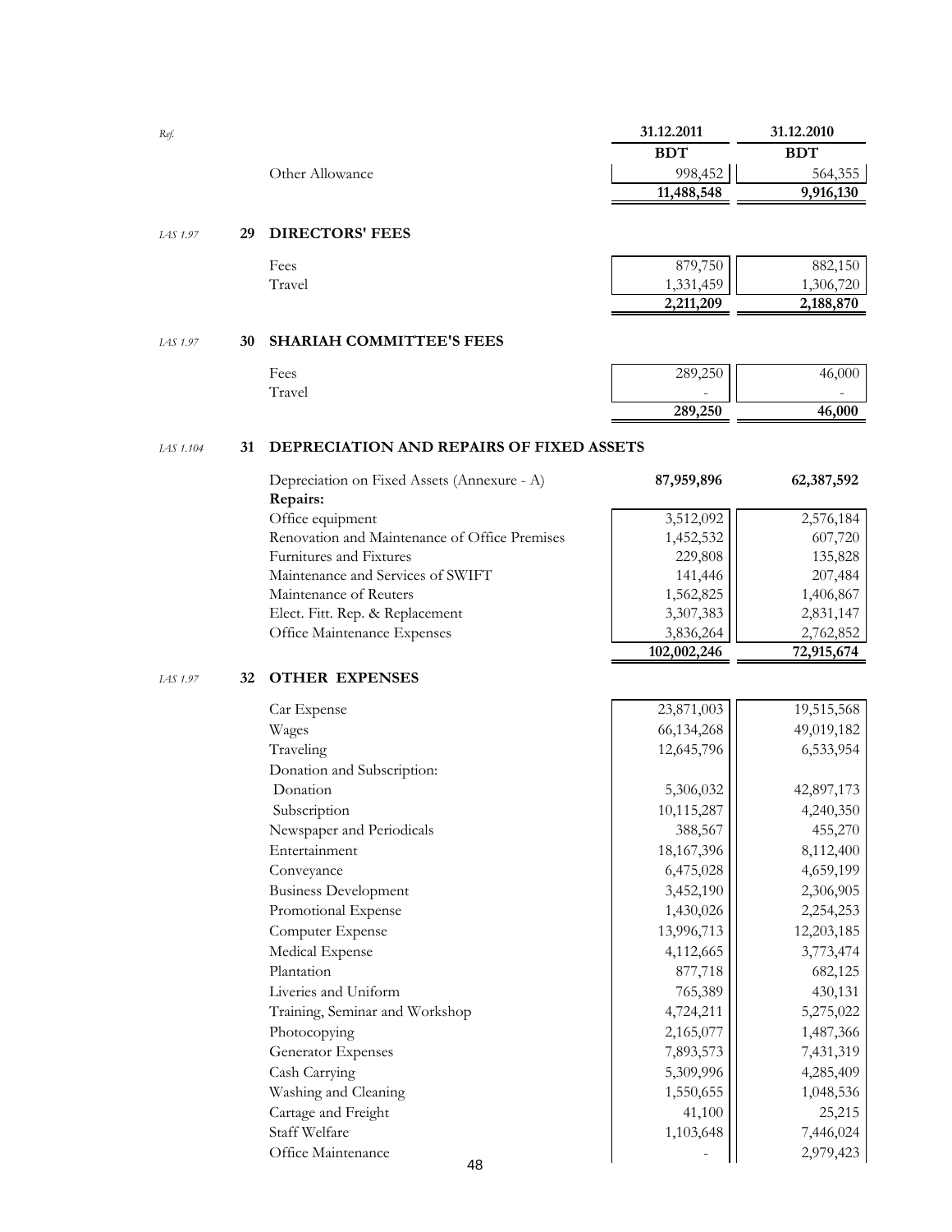| Ref. | | | 31.12.2011 | 31.12.2010 |
|---|---|---|---|---|
| | | | BDT | BDT |
| | | Other Allowance | 998,452 | 564,355 |
| | | | **11,488,548** | **9,916,130** |

| Ref. | | | 31.12.2011 | 31.12.2010 |
|---|---|---|---|---|
| *IAS 1.97* | **29** | **DIRECTORS' FEES** | | |
| | | Fees | 879,750 | 882,150 |
| | | Travel | 1,331,459 | 1,306,720 |
| | | | **2,211,209** | **2,188,870** |

| Ref. | | | 31.12.2011 | 31.12.2010 |
|---|---|---|---|---|
| *IAS 1.97* | **30** | **SHARIAH COMMITTEE'S FEES** | | |
| | | Fees | 289,250 | 46,000 |
| | | Travel | - | - |
| | | | **289,250** | **46,000** |

| Ref. | | | 31.12.2011 | 31.12.2010 |
|---|---|---|---|---|
| *IAS 1.104* | **31** | **DEPRECIATION AND REPAIRS OF FIXED ASSETS** | | |
| | | Depreciation on Fixed Assets (Annexure - A) | **87,959,896** | **62,387,592** |
| | | **Repairs:** | | |
| | | Office equipment | 3,512,092 | 2,576,184 |
| | | Renovation and Maintenance of Office Premises | 1,452,532 | 607,720 |
| | | Furnitures and Fixtures | 229,808 | 135,828 |
| | | Maintenance and Services of SWIFT | 141,446 | 207,484 |
| | | Maintenance of Reuters | 1,562,825 | 1,406,867 |
| | | Elect. Fitt. Rep. & Replacement | 3,307,383 | 2,831,147 |
| | | Office Maintenance Expenses | 3,836,264 | 2,762,852 |
| | | | **102,002,246** | **72,915,674** |

| Ref. | | | 31.12.2011 | 31.12.2010 |
|---|---|---|---|---|
| *IAS 1.97* | **32** | **OTHER EXPENSES** | | |
| | | Car Expense | 23,871,003 | 19,515,568 |
| | | Wages | 66,134,268 | 49,019,182 |
| | | Traveling | 12,645,796 | 6,533,954 |
| | | Donation and Subscription: | | |
| | | Donation | 5,306,032 | 42,897,173 |
| | | Subscription | 10,115,287 | 4,240,350 |
| | | Newspaper and Periodicals | 388,567 | 455,270 |
| | | Entertainment | 18,167,396 | 8,112,400 |
| | | Conveyance | 6,475,028 | 4,659,199 |
| | | Business Development | 3,452,190 | 2,306,905 |
| | | Promotional Expense | 1,430,026 | 2,254,253 |
| | | Computer Expense | 13,996,713 | 12,203,185 |
| | | Medical Expense | 4,112,665 | 3,773,474 |
| | | Plantation | 877,718 | 682,125 |
| | | Liveries and Uniform | 765,389 | 430,131 |
| | | Training, Seminar and Workshop | 4,724,211 | 5,275,022 |
| | | Photocopying | 2,165,077 | 1,487,366 |
| | | Generator Expenses | 7,893,573 | 7,431,319 |
| | | Cash Carrying | 5,309,996 | 4,285,409 |
| | | Washing and Cleaning | 1,550,655 | 1,048,536 |
| | | Cartage and Freight | 41,100 | 25,215 |
| | | Staff Welfare | 1,103,648 | 7,446,024 |
| | | Office Maintenance | - | 2,979,423 |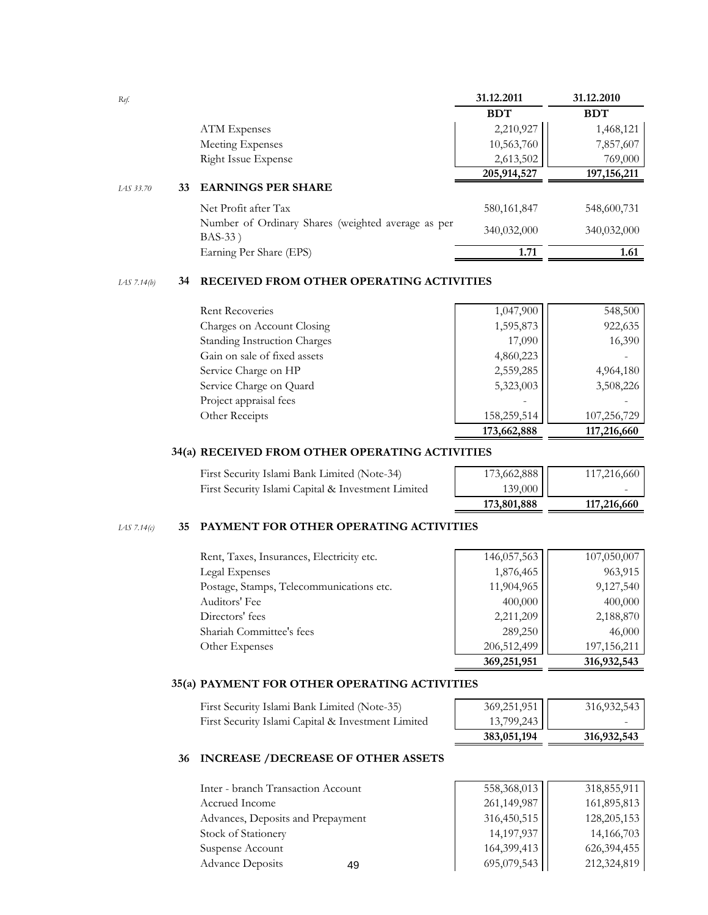| Ref. | | 31.12.2011 | 31.12.2010 |
|---|---|---|---|
| | | BDT | BDT |
| | ATM Expenses | 2,210,927 | 1,468,121 |
| | Meeting Expenses | 10,563,760 | 7,857,607 |
| | Right Issue Expense | 2,613,502 | 769,000 |
| | | **205,914,527** | **197,156,211** |

*IAS 33.70*

## 33 EARNINGS PER SHARE

| | 31.12.2011 | 31.12.2010 |
|---|---|---|
| Net Profit after Tax | 580,161,847 | 548,600,731 |
| Number of Ordinary Shares (weighted average as per BAS-33 ) | 340,032,000 | 340,032,000 |
| Earning Per Share (EPS) | **1.71** | **1.61** |

*IAS 7.14(b)*

## 34 RECEIVED FROM OTHER OPERATING ACTIVITIES

| | 31.12.2011 | 31.12.2010 |
|---|---|---|
| Rent Recoveries | 1,047,900 | 548,500 |
| Charges on Account Closing | 1,595,873 | 922,635 |
| Standing Instruction Charges | 17,090 | 16,390 |
| Gain on sale of fixed assets | 4,860,223 | - |
| Service Charge on HP | 2,559,285 | 4,964,180 |
| Service Charge on Quard | 5,323,003 | 3,508,226 |
| Project appraisal fees | - | - |
| Other Receipts | 158,259,514 | 107,256,729 |
| | **173,662,888** | **117,216,660** |

## 34(a) RECEIVED FROM OTHER OPERATING ACTIVITIES

| | 31.12.2011 | 31.12.2010 |
|---|---|---|
| First Security Islami Bank Limited (Note-34) | 173,662,888 | 117,216,660 |
| First Security Islami Capital & Investment Limited | 139,000 | - |
| | **173,801,888** | **117,216,660** |

*IAS 7.14(c)*

## 35 PAYMENT FOR OTHER OPERATING ACTIVITIES

| | 31.12.2011 | 31.12.2010 |
|---|---|---|
| Rent, Taxes, Insurances, Electricity etc. | 146,057,563 | 107,050,007 |
| Legal Expenses | 1,876,465 | 963,915 |
| Postage, Stamps, Telecommunications etc. | 11,904,965 | 9,127,540 |
| Auditors' Fee | 400,000 | 400,000 |
| Directors' fees | 2,211,209 | 2,188,870 |
| Shariah Committee's fees | 289,250 | 46,000 |
| Other Expenses | 206,512,499 | 197,156,211 |
| | **369,251,951** | **316,932,543** |

## 35(a) PAYMENT FOR OTHER OPERATING ACTIVITIES

| | 31.12.2011 | 31.12.2010 |
|---|---|---|
| First Security Islami Bank Limited (Note-35) | 369,251,951 | 316,932,543 |
| First Security Islami Capital & Investment Limited | 13,799,243 | - |
| | **383,051,194** | **316,932,543** |

## 36 INCREASE /DECREASE OF OTHER ASSETS

| | 31.12.2011 | 31.12.2010 |
|---|---|---|
| Inter - branch Transaction Account | 558,368,013 | 318,855,911 |
| Accrued Income | 261,149,987 | 161,895,813 |
| Advances, Deposits and Prepayment | 316,450,515 | 128,205,153 |
| Stock of Stationery | 14,197,937 | 14,166,703 |
| Suspense Account | 164,399,413 | 626,394,455 |
| Advance Deposits | 695,079,543 | 212,324,819 |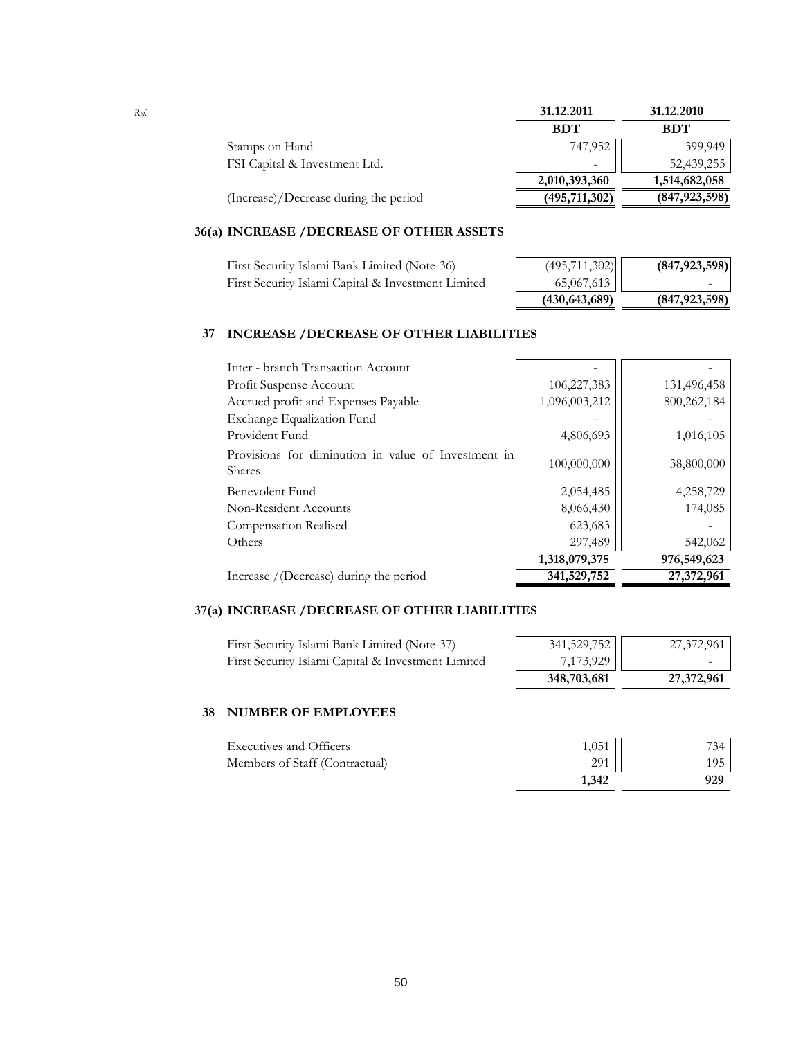| Ref. | | 31.12.2011 | 31.12.2010 |
|---|---|---|---|
| | | **BDT** | **BDT** |
| | Stamps on Hand | 747,952 | 399,949 |
| | FSI Capital & Investment Ltd. | - | 52,439,255 |
| | | **2,010,393,360** | **1,514,682,058** |
| | (Increase)/Decrease during the period | **(495,711,302)** | **(847,923,598)** |

## 36(a) INCREASE /DECREASE OF OTHER ASSETS

| | 31.12.2011 | 31.12.2010 |
|---|---|---|
| First Security Islami Bank Limited (Note-36) | (495,711,302) | **(847,923,598)** |
| First Security Islami Capital & Investment Limited | 65,067,613 | - |
| | **(430,643,689)** | **(847,923,598)** |

## 37 INCREASE /DECREASE OF OTHER LIABILITIES

| | 31.12.2011 | 31.12.2010 |
|---|---|---|
| Inter - branch Transaction Account | - | - |
| Profit Suspense Account | 106,227,383 | 131,496,458 |
| Accrued profit and Expenses Payable | 1,096,003,212 | 800,262,184 |
| Exchange Equalization Fund | - | - |
| Provident Fund | 4,806,693 | 1,016,105 |
| Provisions for diminution in value of Investment in Shares | 100,000,000 | 38,800,000 |
| Benevolent Fund | 2,054,485 | 4,258,729 |
| Non-Resident Accounts | 8,066,430 | 174,085 |
| Compensation Realised | 623,683 | - |
| Others | 297,489 | 542,062 |
| | **1,318,079,375** | **976,549,623** |
| Increase /(Decrease) during the period | **341,529,752** | **27,372,961** |

## 37(a) INCREASE /DECREASE OF OTHER LIABILITIES

| | 31.12.2011 | 31.12.2010 |
|---|---|---|
| First Security Islami Bank Limited (Note-37) | 341,529,752 | 27,372,961 |
| First Security Islami Capital & Investment Limited | 7,173,929 | - |
| | **348,703,681** | **27,372,961** |

## 38 NUMBER OF EMPLOYEES

| | 31.12.2011 | 31.12.2010 |
|---|---|---|
| Executives and Officers | 1,051 | 734 |
| Members of Staff (Contractual) | 291 | 195 |
| | **1,342** | **929** |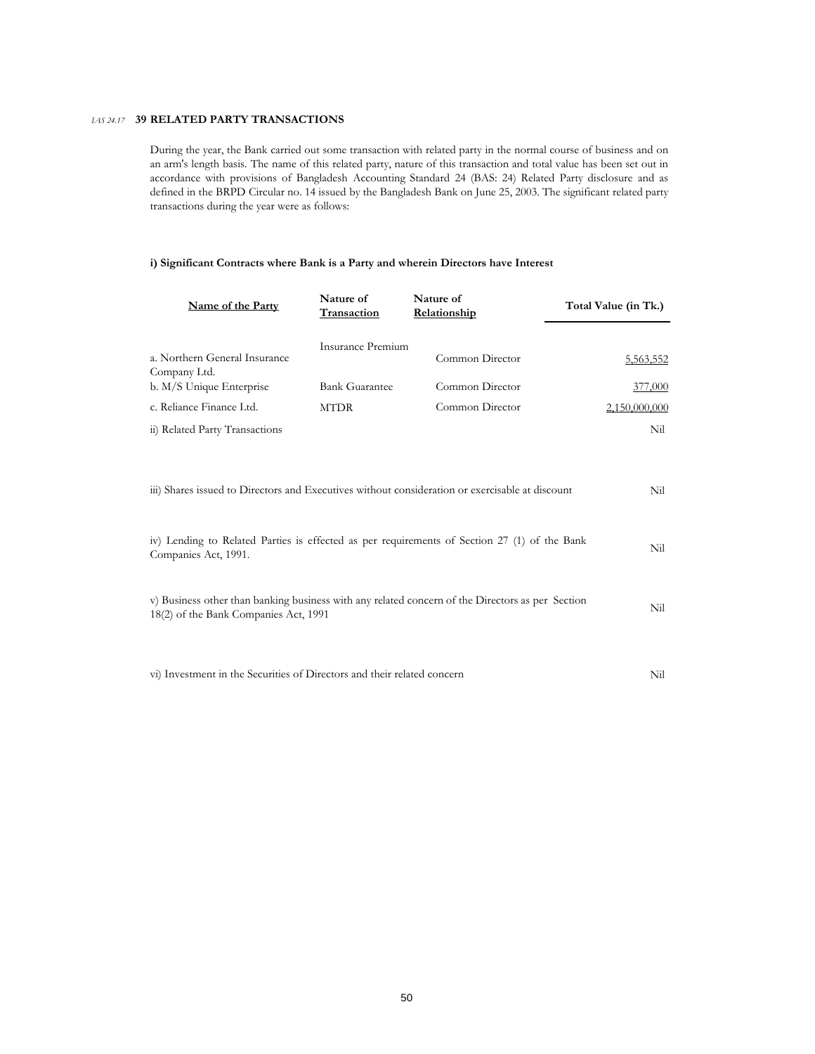*IAS 24.17* **39 RELATED PARTY TRANSACTIONS**

During the year, the Bank carried out some transaction with related party in the normal course of business and on an arm's length basis. The name of this related party, nature of this transaction and total value has been set out in accordance with provisions of Bangladesh Accounting Standard 24 (BAS: 24) Related Party disclosure and as defined in the BRPD Circular no. 14 issued by the Bangladesh Bank on June 25, 2003. The significant related party transactions during the year were as follows:

**i) Significant Contracts where Bank is a Party and wherein Directors have Interest**

| Name of the Party | Nature of Transaction | Nature of Relationship | Total Value (in Tk.) |
|---|---|---|---|
| a. Northern General Insurance Company Ltd. | Insurance Premium | Common Director | 5,563,552 |
| b. M/S Unique Enterprise | Bank Guarantee | Common Director | 377,000 |
| c. Reliance Finance Ltd. | MTDR | Common Director | 2,150,000,000 |
| ii) Related Party Transactions | | | Nil |

| | |
|---|---|
| iii) Shares issued to Directors and Executives without consideration or exercisable at discount | Nil |
| iv) Lending to Related Parties is effected as per requirements of Section 27 (1) of the Bank Companies Act, 1991. | Nil |
| v) Business other than banking business with any related concern of the Directors as per Section 18(2) of the Bank Companies Act, 1991 | Nil |
| vi) Investment in the Securities of Directors and their related concern | Nil |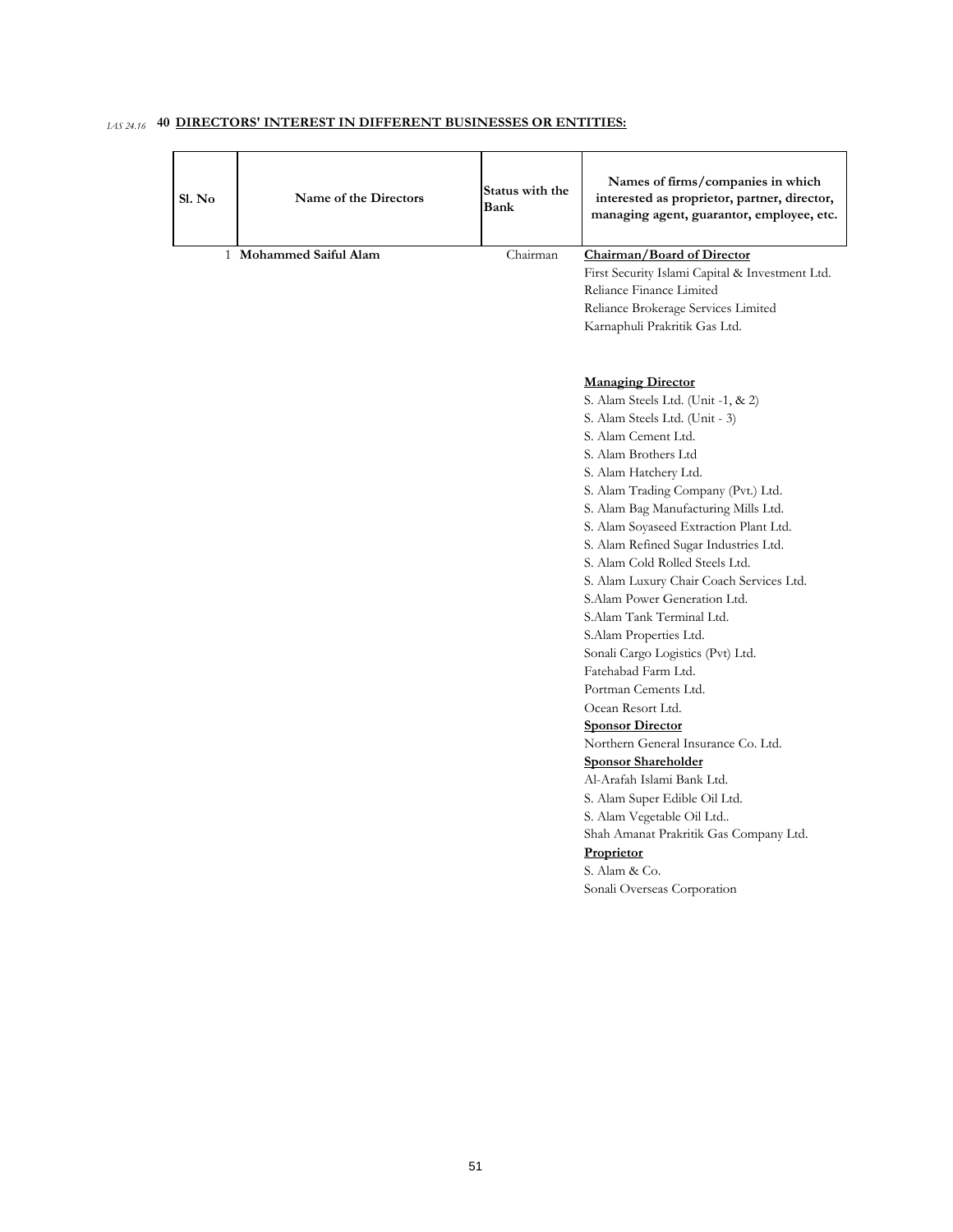*IAS 24.16* **40 DIRECTORS' INTEREST IN DIFFERENT BUSINESSES OR ENTITIES:**

| Sl. No | Name of the Directors | Status with the Bank | Names of firms/companies in which interested as proprietor, partner, director, managing agent, guarantor, employee, etc. |
|---|---|---|---|
| 1 | **Mohammed Saiful Alam** | Chairman | **Chairman/Board of Director** |
| | | | First Security Islami Capital & Investment Ltd. |
| | | | Reliance Finance Limited |
| | | | Reliance Brokerage Services Limited |
| | | | Karnaphuli Prakritik Gas Ltd. |
| | | | **Managing Director** |
| | | | S. Alam Steels Ltd. (Unit -1, & 2) |
| | | | S. Alam Steels Ltd. (Unit - 3) |
| | | | S. Alam Cement Ltd. |
| | | | S. Alam Brothers Ltd |
| | | | S. Alam Hatchery Ltd. |
| | | | S. Alam Trading Company (Pvt.) Ltd. |
| | | | S. Alam Bag Manufacturing Mills Ltd. |
| | | | S. Alam Soyaseed Extraction Plant Ltd. |
| | | | S. Alam Refined Sugar Industries Ltd. |
| | | | S. Alam Cold Rolled Steels Ltd. |
| | | | S. Alam Luxury Chair Coach Services Ltd. |
| | | | S.Alam Power Generation Ltd. |
| | | | S.Alam Tank Terminal Ltd. |
| | | | S.Alam Properties Ltd. |
| | | | Sonali Cargo Logistics (Pvt) Ltd. |
| | | | Fatehabad Farm Ltd. |
| | | | Portman Cements Ltd. |
| | | | Ocean Resort Ltd. |
| | | | **Sponsor Director** |
| | | | Northern General Insurance Co. Ltd. |
| | | | **Sponsor Shareholder** |
| | | | Al-Arafah Islami Bank Ltd. |
| | | | S. Alam Super Edible Oil Ltd. |
| | | | S. Alam Vegetable Oil Ltd.. |
| | | | Shah Amanat Prakritik Gas Company Ltd. |
| | | | **Proprietor** |
| | | | S. Alam & Co. |
| | | | Sonali Overseas Corporation |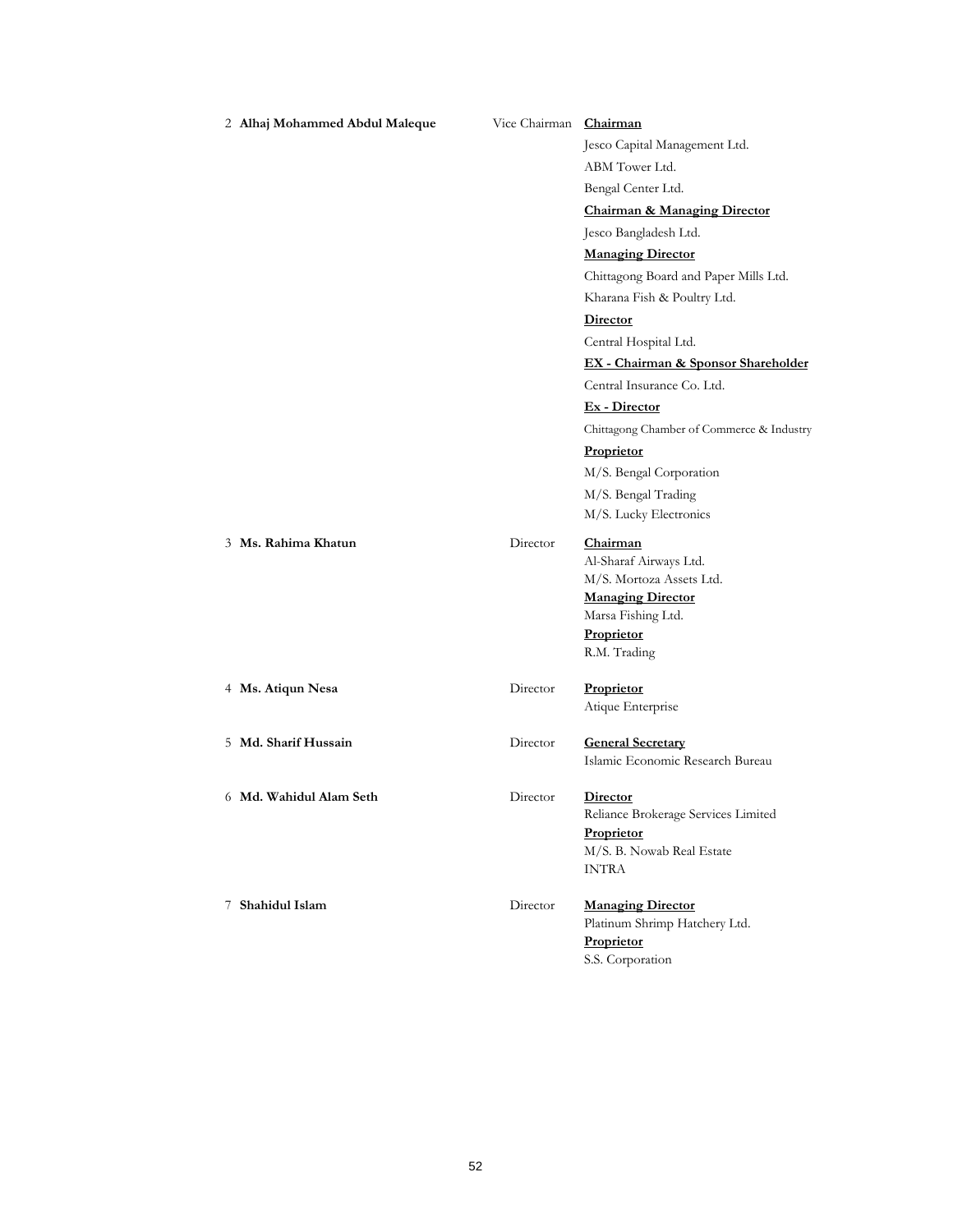| | Name | Designation | Other Involvements |
|---|---|---|---|
| 2 | **Alhaj Mohammed Abdul Maleque** | Vice Chairman | **Chairman**<br>Jesco Capital Management Ltd.<br>ABM Tower Ltd.<br>Bengal Center Ltd.<br>**Chairman & Managing Director**<br>Jesco Bangladesh Ltd.<br>**Managing Director**<br>Chittagong Board and Paper Mills Ltd.<br>Kharana Fish & Poultry Ltd.<br>**Director**<br>Central Hospital Ltd.<br>**EX - Chairman & Sponsor Shareholder**<br>Central Insurance Co. Ltd.<br>**Ex - Director**<br>Chittagong Chamber of Commerce & Industry<br>**Proprietor**<br>M/S. Bengal Corporation<br>M/S. Bengal Trading<br>M/S. Lucky Electronics |
| 3 | **Ms. Rahima Khatun** | Director | **Chairman**<br>Al-Sharaf Airways Ltd.<br>M/S. Mortoza Assets Ltd.<br>**Managing Director**<br>Marsa Fishing Ltd.<br>**Proprietor**<br>R.M. Trading |
| 4 | **Ms. Atiqun Nesa** | Director | **Proprietor**<br>Atique Enterprise |
| 5 | **Md. Sharif Hussain** | Director | **General Secretary**<br>Islamic Economic Research Bureau |
| 6 | **Md. Wahidul Alam Seth** | Director | **Director**<br>Reliance Brokerage Services Limited<br>**Proprietor**<br>M/S. B. Nowab Real Estate<br>INTRA |
| 7 | **Shahidul Islam** | Director | **Managing Director**<br>Platinum Shrimp Hatchery Ltd.<br>**Proprietor**<br>S.S. Corporation |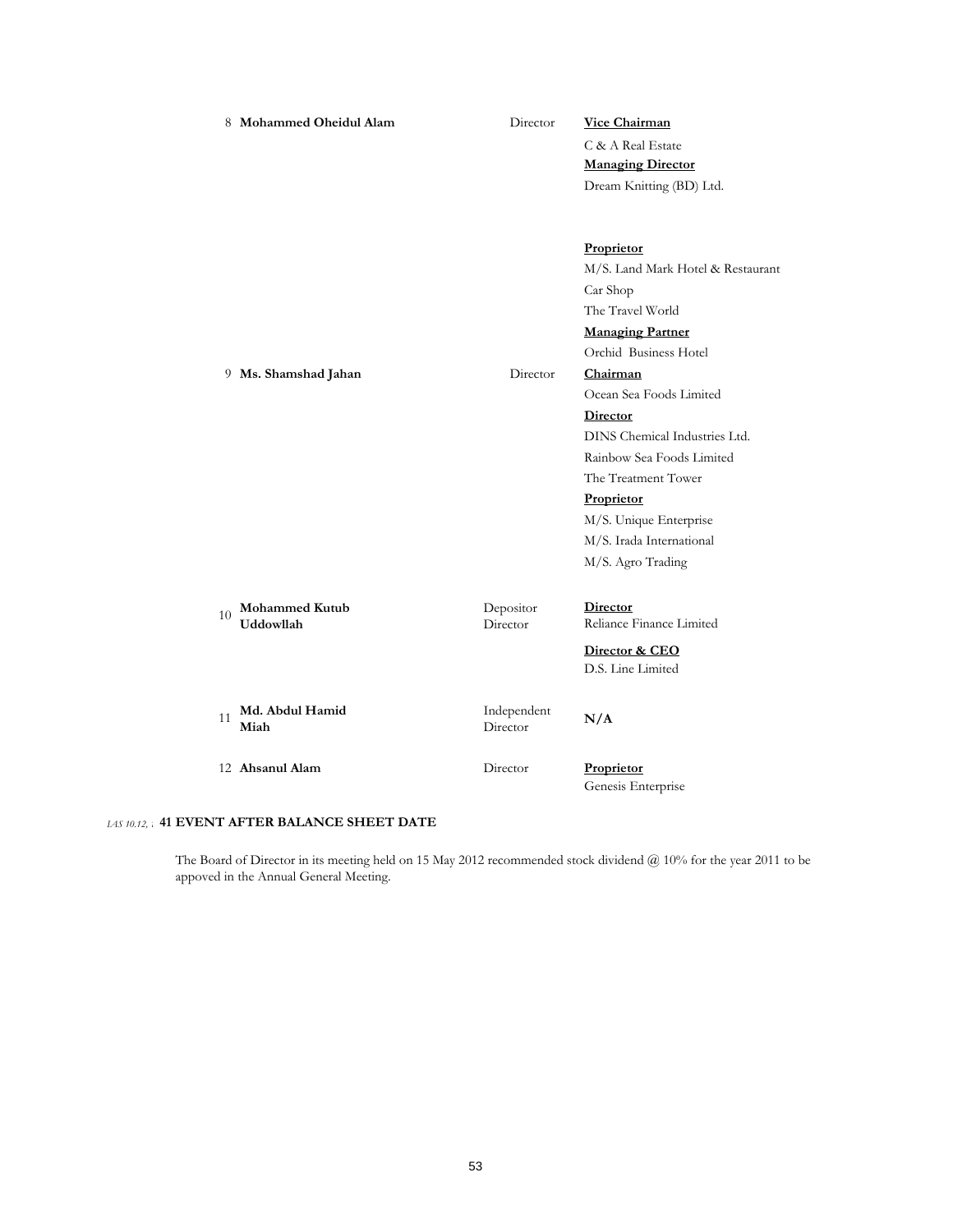| | | | |
|---|---|---|---|
| 8 | **Mohammed Oheidul Alam** | Director | **Vice Chairman**<br>C & A Real Estate<br>**Managing Director**<br>Dream Knitting (BD) Ltd. |
| 9 | **Ms. Shamshad Jahan** | Director | **Proprietor**<br>M/S. Land Mark Hotel & Restaurant<br>Car Shop<br>The Travel World<br>**Managing Partner**<br>Orchid Business Hotel<br>**Chairman**<br>Ocean Sea Foods Limited<br>**Director**<br>DINS Chemical Industries Ltd.<br>Rainbow Sea Foods Limited<br>The Treatment Tower<br>**Proprietor**<br>M/S. Unique Enterprise<br>M/S. Irada International<br>M/S. Agro Trading |
| 10 | **Mohammed Kutub Uddowllah** | Depositor Director | **Director**<br>Reliance Finance Limited<br>**Director & CEO**<br>D.S. Line Limited |
| 11 | **Md. Abdul Hamid Miah** | Independent Director | **N/A** |
| 12 | **Ahsanul Alam** | Director | **Proprietor**<br>Genesis Enterprise |

*IAS 10.12, :* **41 EVENT AFTER BALANCE SHEET DATE**

The Board of Director in its meeting held on 15 May 2012 recommended stock dividend @ 10% for the year 2011 to be appoved in the Annual General Meeting.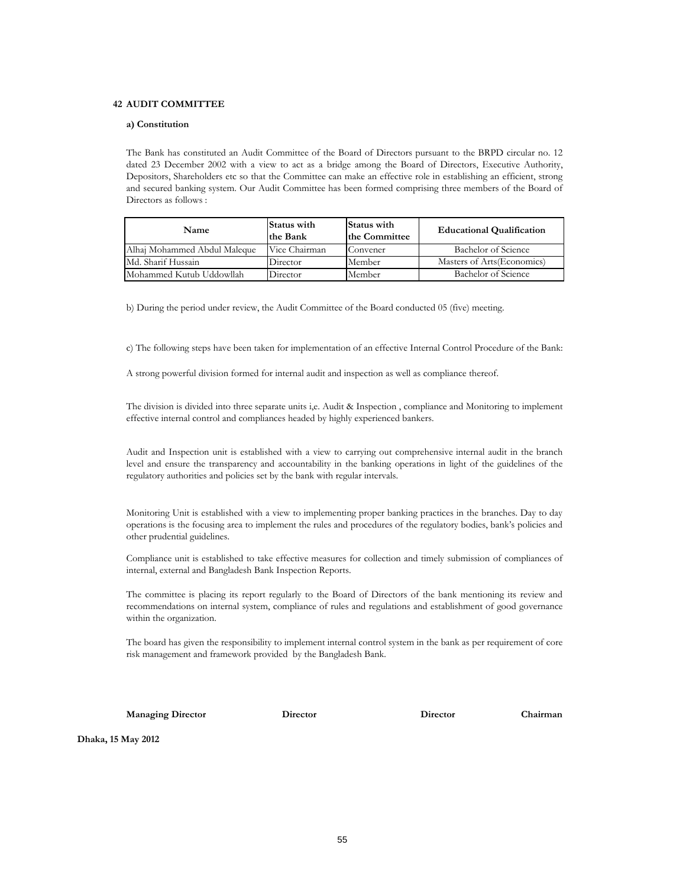## 42 AUDIT COMMITTEE

### a) Constitution

The Bank has constituted an Audit Committee of the Board of Directors pursuant to the BRPD circular no. 12 dated 23 December 2002 with a view to act as a bridge among the Board of Directors, Executive Authority, Depositors, Shareholders etc so that the Committee can make an effective role in establishing an efficient, strong and secured banking system. Our Audit Committee has been formed comprising three members of the Board of Directors as follows :

| Name | Status with the Bank | Status with the Committee | Educational Qualification |
|---|---|---|---|
| Alhaj Mohammed Abdul Maleque | Vice Chairman | Convener | Bachelor of Science |
| Md. Sharif Hussain | Director | Member | Masters of Arts(Economics) |
| Mohammed Kutub Uddowllah | Director | Member | Bachelor of Science |

b) During the period under review, the Audit Committee of the Board conducted 05 (five) meeting.

c) The following steps have been taken for implementation of an effective Internal Control Procedure of the Bank:

A strong powerful division formed for internal audit and inspection as well as compliance thereof.

The division is divided into three separate units i,e. Audit & Inspection , compliance and Monitoring to implement effective internal control and compliances headed by highly experienced bankers.

Audit and Inspection unit is established with a view to carrying out comprehensive internal audit in the branch level and ensure the transparency and accountability in the banking operations in light of the guidelines of the regulatory authorities and policies set by the bank with regular intervals.

Monitoring Unit is established with a view to implementing proper banking practices in the branches. Day to day operations is the focusing area to implement the rules and procedures of the regulatory bodies, bank's policies and other prudential guidelines.

Compliance unit is established to take effective measures for collection and timely submission of compliances of internal, external and Bangladesh Bank Inspection Reports.

The committee is placing its report regularly to the Board of Directors of the bank mentioning its review and recommendations on internal system, compliance of rules and regulations and establishment of good governance within the organization.

The board has given the responsibility to implement internal control system in the bank as per requirement of core risk management and framework provided by the Bangladesh Bank.

**Managing Director** | **Director** | **Director** | **Chairman**

**Dhaka, 15 May 2012**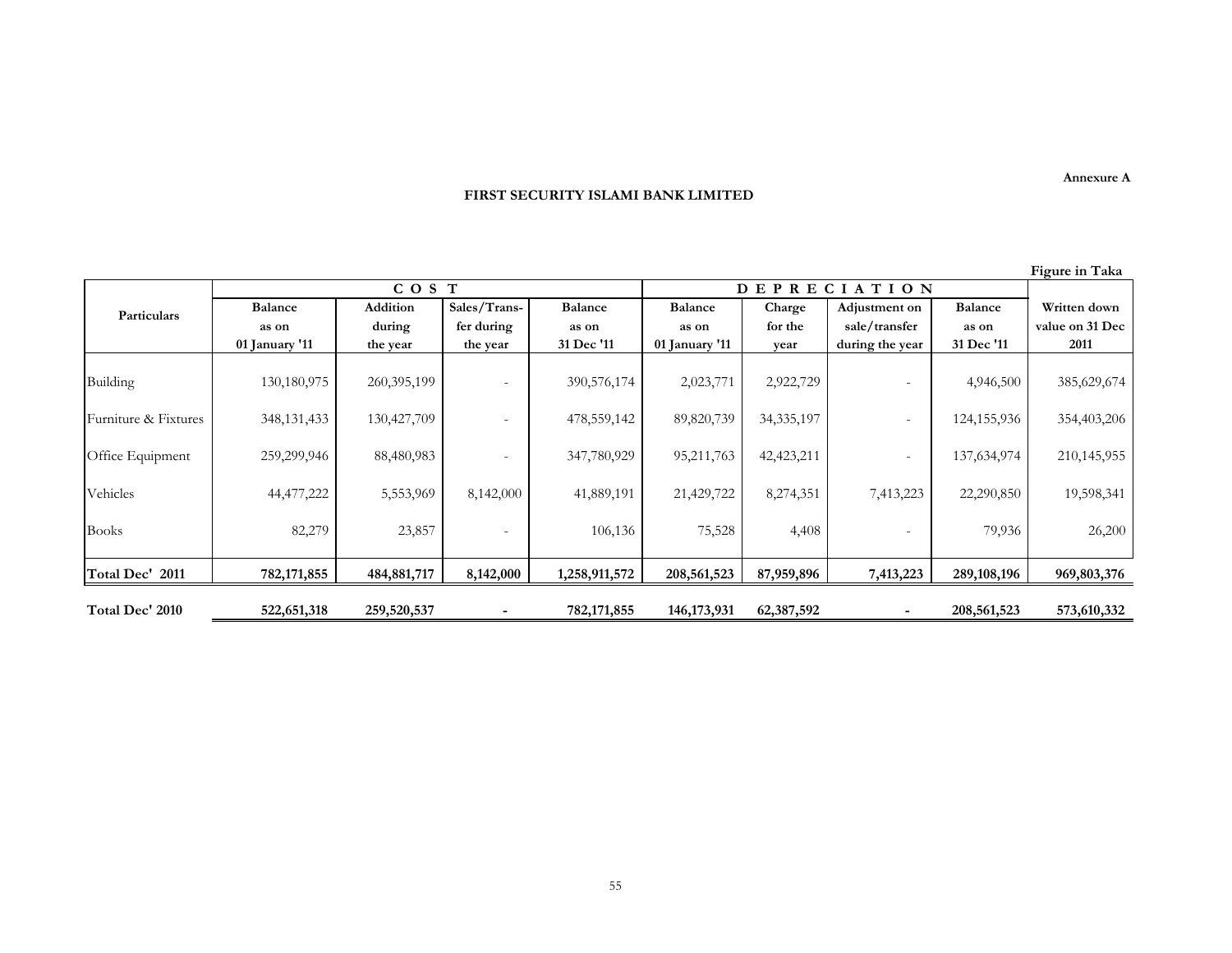**Annexure A**

**FIRST SECURITY ISLAMI BANK LIMITED**

**Figure in Taka**

| Particulars | COST | | | | DEPRECIATION | | | | Written down value on 31 Dec 2011 |
|---|---|---|---|---|---|---|---|---|---|
| | Balance as on 01 January '11 | Addition during the year | Sales/Transfer during the year | Balance as on 31 Dec '11 | Balance as on 01 January '11 | Charge for the year | Adjustment on sale/transfer during the year | Balance as on 31 Dec '11 | |
| Building | 130,180,975 | 260,395,199 | - | 390,576,174 | 2,023,771 | 2,922,729 | - | 4,946,500 | 385,629,674 |
| Furniture & Fixtures | 348,131,433 | 130,427,709 | - | 478,559,142 | 89,820,739 | 34,335,197 | - | 124,155,936 | 354,403,206 |
| Office Equipment | 259,299,946 | 88,480,983 | - | 347,780,929 | 95,211,763 | 42,423,211 | - | 137,634,974 | 210,145,955 |
| Vehicles | 44,477,222 | 5,553,969 | 8,142,000 | 41,889,191 | 21,429,722 | 8,274,351 | 7,413,223 | 22,290,850 | 19,598,341 |
| Books | 82,279 | 23,857 | - | 106,136 | 75,528 | 4,408 | - | 79,936 | 26,200 |
| **Total Dec' 2011** | **782,171,855** | **484,881,717** | **8,142,000** | **1,258,911,572** | **208,561,523** | **87,959,896** | **7,413,223** | **289,108,196** | **969,803,376** |
| **Total Dec' 2010** | **522,651,318** | **259,520,537** | **-** | **782,171,855** | **146,173,931** | **62,387,592** | **-** | **208,561,523** | **573,610,332** |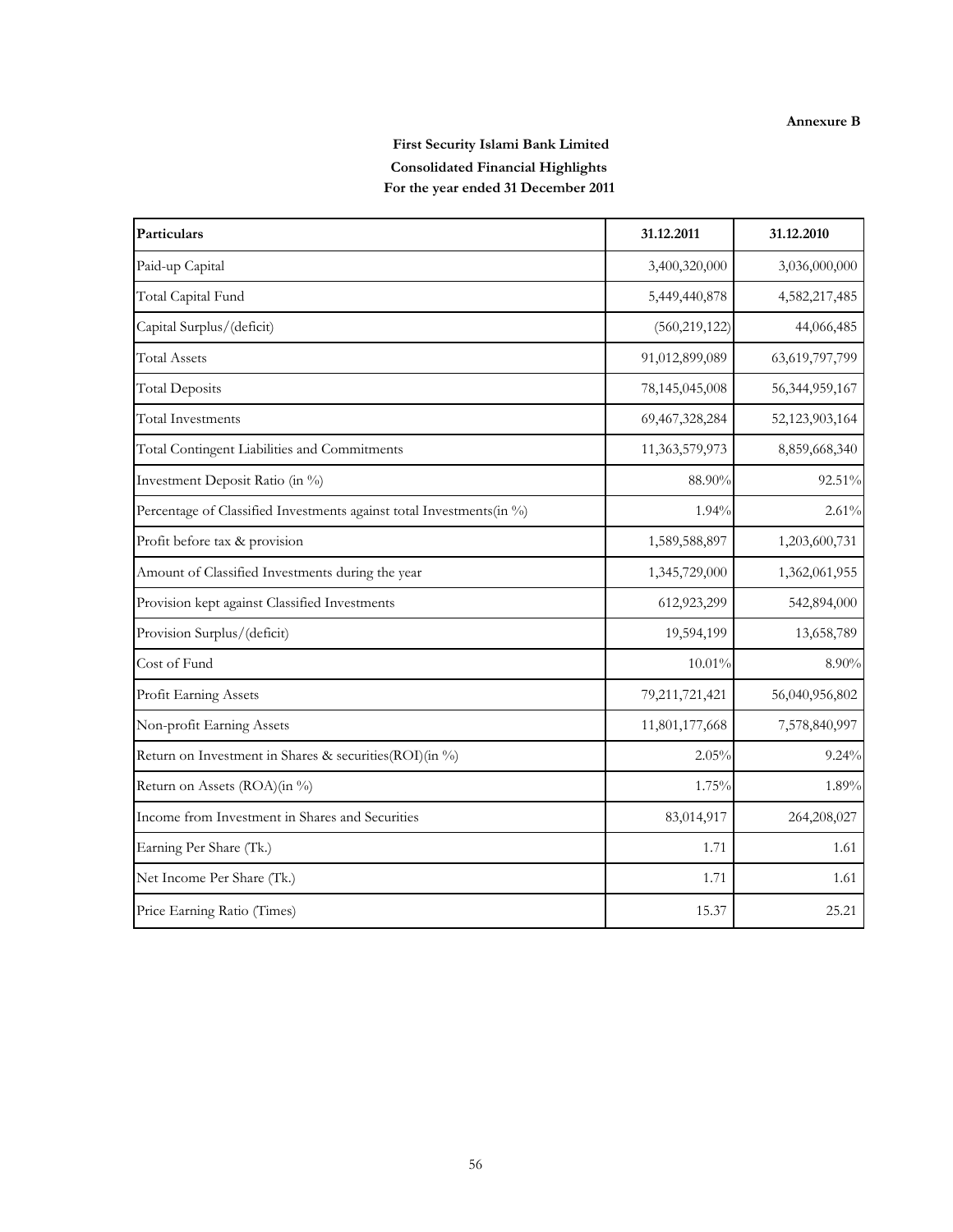**Annexure B**

# First Security Islami Bank Limited

## Consolidated Financial Highlights

### For the year ended 31 December 2011

| Particulars | 31.12.2011 | 31.12.2010 |
|---|---|---|
| Paid-up Capital | 3,400,320,000 | 3,036,000,000 |
| Total Capital Fund | 5,449,440,878 | 4,582,217,485 |
| Capital Surplus/(deficit) | (560,219,122) | 44,066,485 |
| Total Assets | 91,012,899,089 | 63,619,797,799 |
| Total Deposits | 78,145,045,008 | 56,344,959,167 |
| Total Investments | 69,467,328,284 | 52,123,903,164 |
| Total Contingent Liabilities and Commitments | 11,363,579,973 | 8,859,668,340 |
| Investment Deposit Ratio (in %) | 88.90% | 92.51% |
| Percentage of Classified Investments against total Investments(in %) | 1.94% | 2.61% |
| Profit before tax & provision | 1,589,588,897 | 1,203,600,731 |
| Amount of Classified Investments during the year | 1,345,729,000 | 1,362,061,955 |
| Provision kept against Classified Investments | 612,923,299 | 542,894,000 |
| Provision Surplus/(deficit) | 19,594,199 | 13,658,789 |
| Cost of Fund | 10.01% | 8.90% |
| Profit Earning Assets | 79,211,721,421 | 56,040,956,802 |
| Non-profit Earning Assets | 11,801,177,668 | 7,578,840,997 |
| Return on Investment in Shares & securities(ROI)(in %) | 2.05% | 9.24% |
| Return on Assets (ROA)(in %) | 1.75% | 1.89% |
| Income from Investment in Shares and Securities | 83,014,917 | 264,208,027 |
| Earning Per Share (Tk.) | 1.71 | 1.61 |
| Net Income Per Share (Tk.) | 1.71 | 1.61 |
| Price Earning Ratio (Times) | 15.37 | 25.21 |